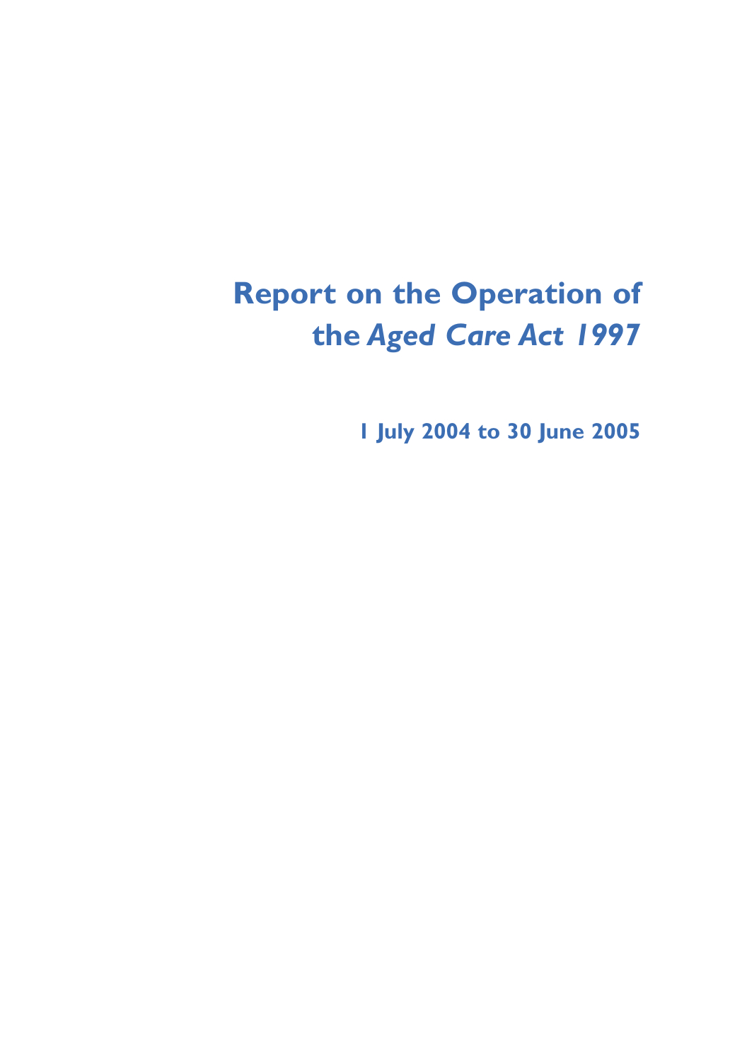# Report on the Operation of the *Aged Care Act 1997*

**1 July 2004 to 30 June 2005**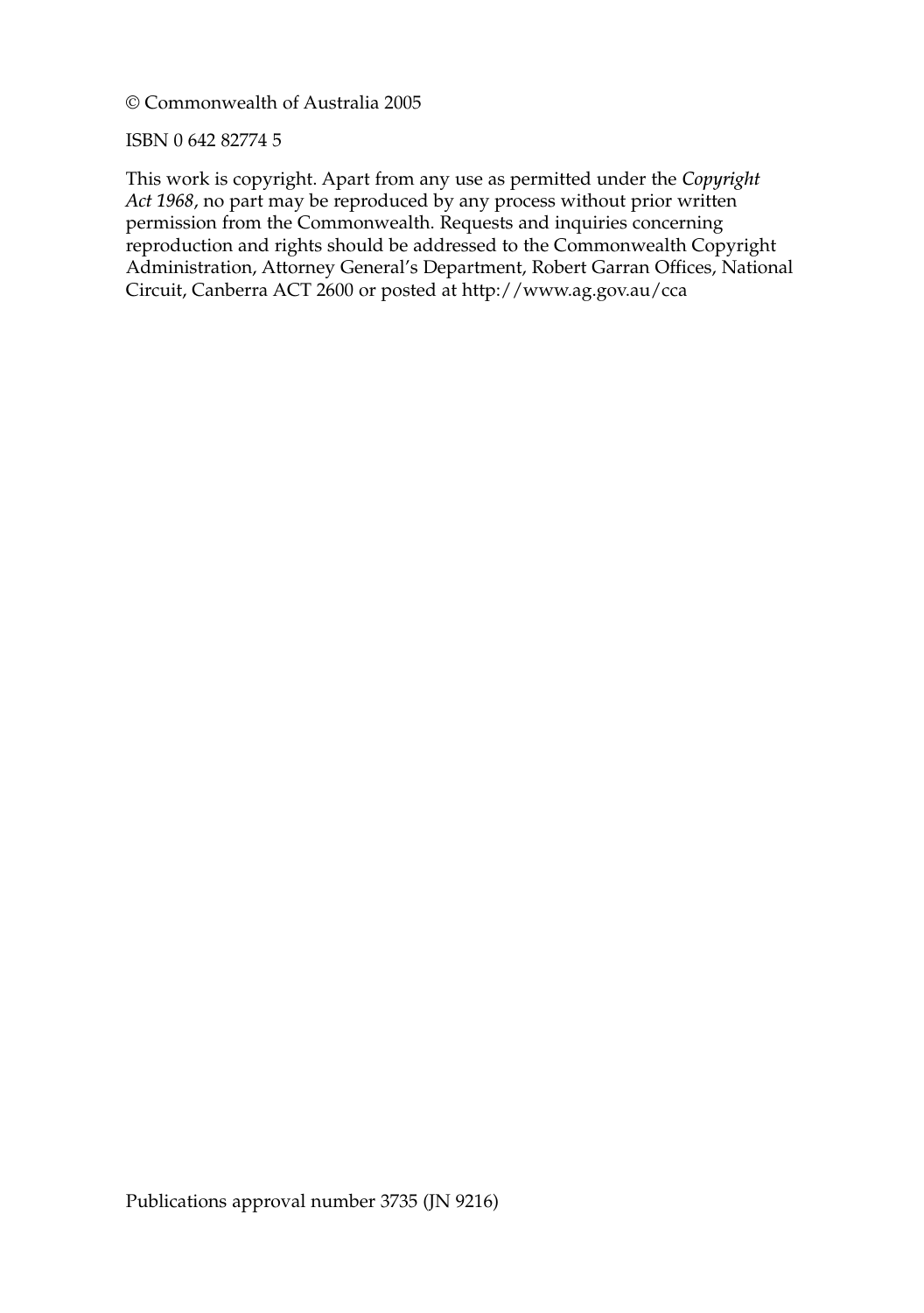© Commonwealth of Australia 2005

ISBN 0 642 82774 5

This work is copyright. Apart from any use as permitted under the *Copyright Act 1968*, no part may be reproduced by any process without prior written permission from the Commonwealth. Requests and inquiries concerning reproduction and rights should be addressed to the Commonwealth Copyright Administration, Attorney General's Department, Robert Garran Offices, National Circuit, Canberra ACT 2600 or posted at http://www.ag.gov.au/cca

Publications approval number 3735 (JN 9216)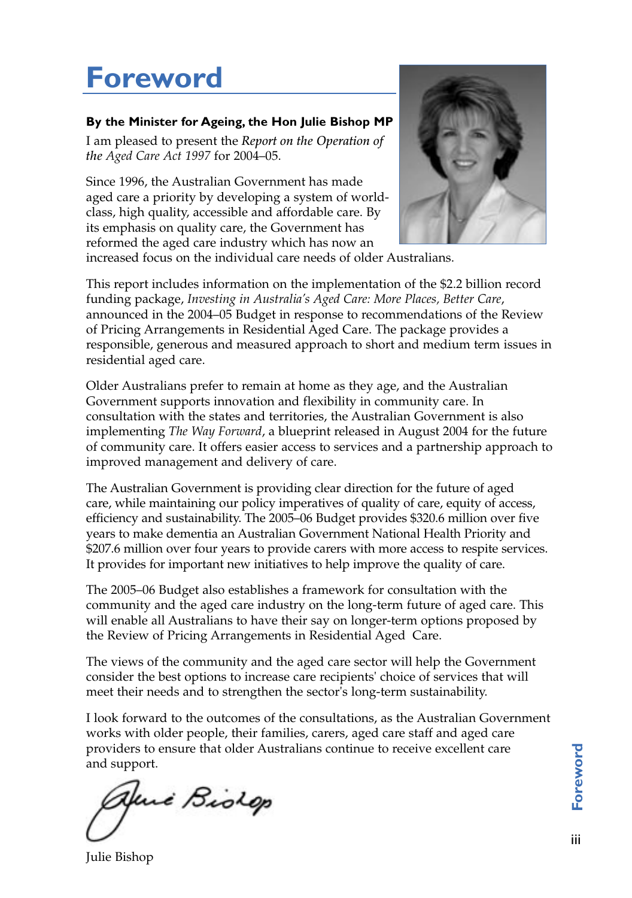# Foreword

**By the Minister for Ageing, the Hon Julie Bishop MP**

I am pleased to present the *Report on the Operation of the Aged Care Act 1997* for 2004–05.

Since 1996, the Australian Government has made aged care a priority by developing a system of world-class, high quality, accessible and affordable care. By its emphasis on quality care, the Government has reformed the aged care industry which has now an increased focus on the individual care needs of older Australians.

This report includes information on the implementation of the $2.2 billion record funding package, *Investing in Australia's Aged Care: More Places, Better Care*, announced in the 2004–05 Budget in response to recommendations of the Review of Pricing Arrangements in Residential Aged Care. The package provides a responsible, generous and measured approach to short and medium term issues in residential aged care.

Older Australians prefer to remain at home as they age, and the Australian Government supports innovation and flexibility in community care. In consultation with the states and territories, the Australian Government is also implementing *The Way Forward*, a blueprint released in August 2004 for the future of community care. It offers easier access to services and a partnership approach to improved management and delivery of care.

The Australian Government is providing clear direction for the future of aged care, while maintaining our policy imperatives of quality of care, equity of access, efficiency and sustainability. The 2005–06 Budget provides $320.6 million over five years to make dementia an Australian Government National Health Priority and $207.6 million over four years to provide carers with more access to respite services. It provides for important new initiatives to help improve the quality of care.

The 2005–06 Budget also establishes a framework for consultation with the community and the aged care industry on the long-term future of aged care. This will enable all Australians to have their say on longer-term options proposed by the Review of Pricing Arrangements in Residential Aged Care.

The views of the community and the aged care sector will help the Government consider the best options to increase care recipients' choice of services that will meet their needs and to strengthen the sector's long-term sustainability.

I look forward to the outcomes of the consultations, as the Australian Government works with older people, their families, carers, aged care staff and aged care providers to ensure that older Australians continue to receive excellent care and support.

Julie Bishop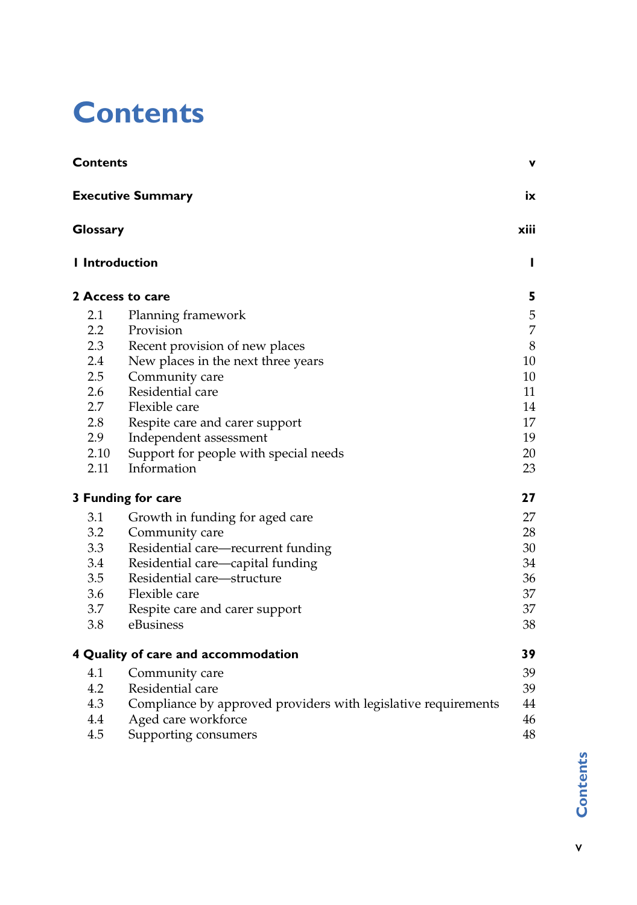# Contents

| | | |
|---|---|---|
| **Contents** | | **v** |
| **Executive Summary** | | **ix** |
| **Glossary** | | **xiii** |
| **1 Introduction** | | **1** |
| **2 Access to care** | | **5** |
| 2.1 | Planning framework | 5 |
| 2.2 | Provision | 7 |
| 2.3 | Recent provision of new places | 8 |
| 2.4 | New places in the next three years | 10 |
| 2.5 | Community care | 10 |
| 2.6 | Residential care | 11 |
| 2.7 | Flexible care | 14 |
| 2.8 | Respite care and carer support | 17 |
| 2.9 | Independent assessment | 19 |
| 2.10 | Support for people with special needs | 20 |
| 2.11 | Information | 23 |
| **3 Funding for care** | | **27** |
| 3.1 | Growth in funding for aged care | 27 |
| 3.2 | Community care | 28 |
| 3.3 | Residential care—recurrent funding | 30 |
| 3.4 | Residential care—capital funding | 34 |
| 3.5 | Residential care—structure | 36 |
| 3.6 | Flexible care | 37 |
| 3.7 | Respite care and carer support | 37 |
| 3.8 | eBusiness | 38 |
| **4 Quality of care and accommodation** | | **39** |
| 4.1 | Community care | 39 |
| 4.2 | Residential care | 39 |
| 4.3 | Compliance by approved providers with legislative requirements | 44 |
| 4.4 | Aged care workforce | 46 |
| 4.5 | Supporting consumers | 48 |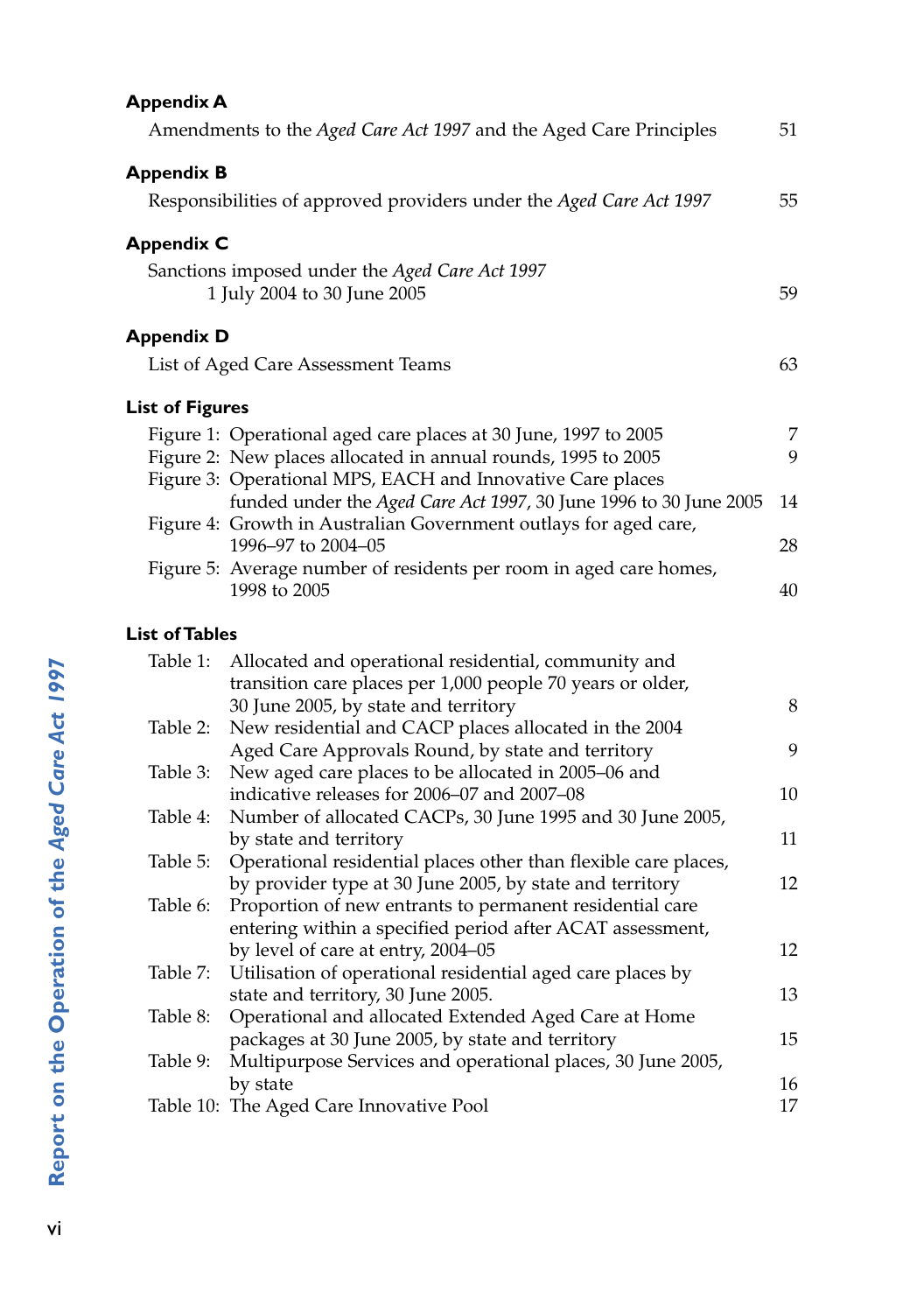## Appendix A

Amendments to the *Aged Care Act 1997* and the Aged Care Principles 51

## Appendix B

Responsibilities of approved providers under the *Aged Care Act 1997* 55

## Appendix C

Sanctions imposed under the *Aged Care Act 1997*
1 July 2004 to 30 June 2005 59

## Appendix D

List of Aged Care Assessment Teams 63

## List of Figures

Figure 1: Operational aged care places at 30 June, 1997 to 2005 7
Figure 2: New places allocated in annual rounds, 1995 to 2005 9
Figure 3: Operational MPS, EACH and Innovative Care places funded under the *Aged Care Act 1997*, 30 June 1996 to 30 June 2005 14
Figure 4: Growth in Australian Government outlays for aged care, 1996–97 to 2004–05 28
Figure 5: Average number of residents per room in aged care homes, 1998 to 2005 40

## List of Tables

Table 1: Allocated and operational residential, community and transition care places per 1,000 people 70 years or older, 30 June 2005, by state and territory 8
Table 2: New residential and CACP places allocated in the 2004 Aged Care Approvals Round, by state and territory 9
Table 3: New aged care places to be allocated in 2005–06 and indicative releases for 2006–07 and 2007–08 10
Table 4: Number of allocated CACPs, 30 June 1995 and 30 June 2005, by state and territory 11
Table 5: Operational residential places other than flexible care places, by provider type at 30 June 2005, by state and territory 12
Table 6: Proportion of new entrants to permanent residential care entering within a specified period after ACAT assessment, by level of care at entry, 2004–05 12
Table 7: Utilisation of operational residential aged care places by state and territory, 30 June 2005. 13
Table 8: Operational and allocated Extended Aged Care at Home packages at 30 June 2005, by state and territory 15
Table 9: Multipurpose Services and operational places, 30 June 2005, by state 16
Table 10: The Aged Care Innovative Pool 17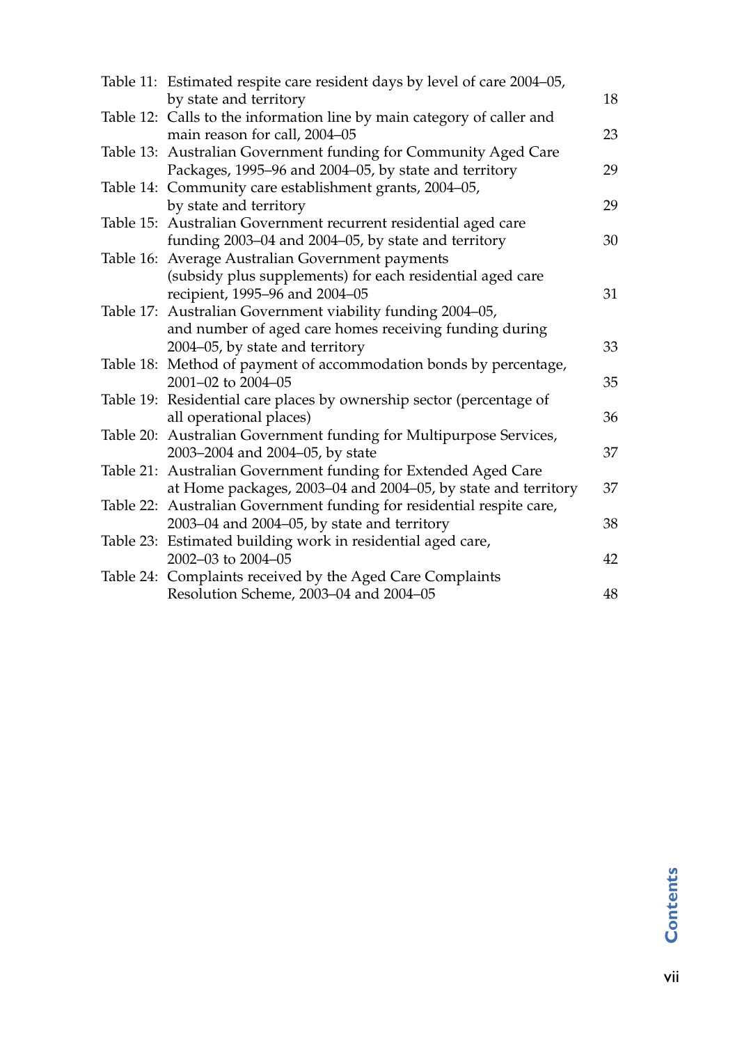| | | |
|---|---|---|
| Table 11: | Estimated respite care resident days by level of care 2004–05, by state and territory | 18 |
| Table 12: | Calls to the information line by main category of caller and main reason for call, 2004–05 | 23 |
| Table 13: | Australian Government funding for Community Aged Care Packages, 1995–96 and 2004–05, by state and territory | 29 |
| Table 14: | Community care establishment grants, 2004–05, by state and territory | 29 |
| Table 15: | Australian Government recurrent residential aged care funding 2003–04 and 2004–05, by state and territory | 30 |
| Table 16: | Average Australian Government payments (subsidy plus supplements) for each residential aged care recipient, 1995–96 and 2004–05 | 31 |
| Table 17: | Australian Government viability funding 2004–05, and number of aged care homes receiving funding during 2004–05, by state and territory | 33 |
| Table 18: | Method of payment of accommodation bonds by percentage, 2001–02 to 2004–05 | 35 |
| Table 19: | Residential care places by ownership sector (percentage of all operational places) | 36 |
| Table 20: | Australian Government funding for Multipurpose Services, 2003–2004 and 2004–05, by state | 37 |
| Table 21: | Australian Government funding for Extended Aged Care at Home packages, 2003–04 and 2004–05, by state and territory | 37 |
| Table 22: | Australian Government funding for residential respite care, 2003–04 and 2004–05, by state and territory | 38 |
| Table 23: | Estimated building work in residential aged care, 2002–03 to 2004–05 | 42 |
| Table 24: | Complaints received by the Aged Care Complaints Resolution Scheme, 2003–04 and 2004–05 | 48 |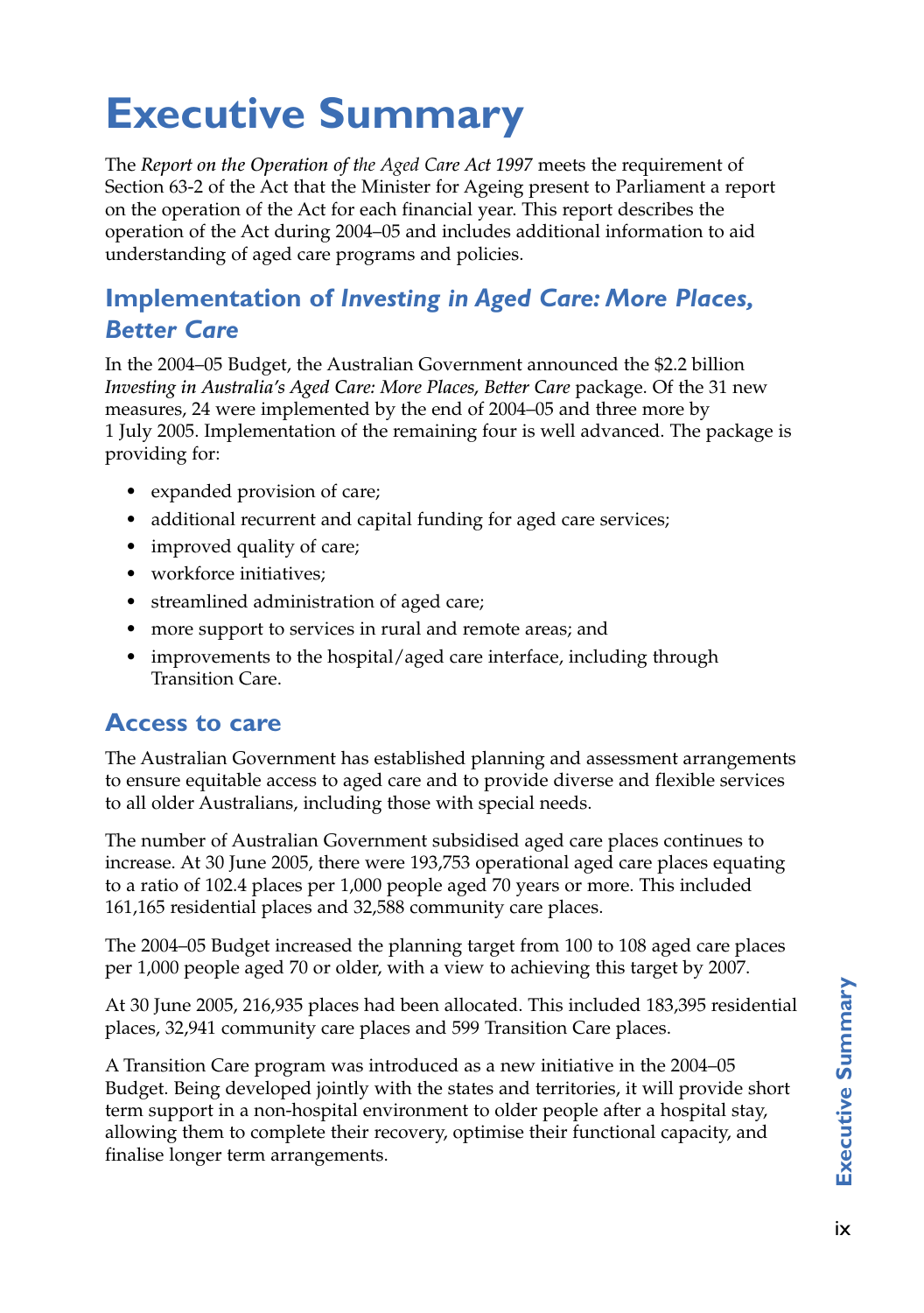# Executive Summary

The *Report on the Operation of the Aged Care Act 1997* meets the requirement of Section 63-2 of the Act that the Minister for Ageing present to Parliament a report on the operation of the Act for each financial year. This report describes the operation of the Act during 2004–05 and includes additional information to aid understanding of aged care programs and policies.

## Implementation of *Investing in Aged Care: More Places, Better Care*

In the 2004–05 Budget, the Australian Government announced the $2.2 billion *Investing in Australia's Aged Care: More Places, Better Care* package. Of the 31 new measures, 24 were implemented by the end of 2004–05 and three more by 1 July 2005. Implementation of the remaining four is well advanced. The package is providing for:

- expanded provision of care;
- additional recurrent and capital funding for aged care services;
- improved quality of care;
- workforce initiatives;
- streamlined administration of aged care;
- more support to services in rural and remote areas; and
- improvements to the hospital/aged care interface, including through Transition Care.

## Access to care

The Australian Government has established planning and assessment arrangements to ensure equitable access to aged care and to provide diverse and flexible services to all older Australians, including those with special needs.

The number of Australian Government subsidised aged care places continues to increase. At 30 June 2005, there were 193,753 operational aged care places equating to a ratio of 102.4 places per 1,000 people aged 70 years or more. This included 161,165 residential places and 32,588 community care places.

The 2004–05 Budget increased the planning target from 100 to 108 aged care places per 1,000 people aged 70 or older, with a view to achieving this target by 2007.

At 30 June 2005, 216,935 places had been allocated. This included 183,395 residential places, 32,941 community care places and 599 Transition Care places.

A Transition Care program was introduced as a new initiative in the 2004–05 Budget. Being developed jointly with the states and territories, it will provide short term support in a non-hospital environment to older people after a hospital stay, allowing them to complete their recovery, optimise their functional capacity, and finalise longer term arrangements.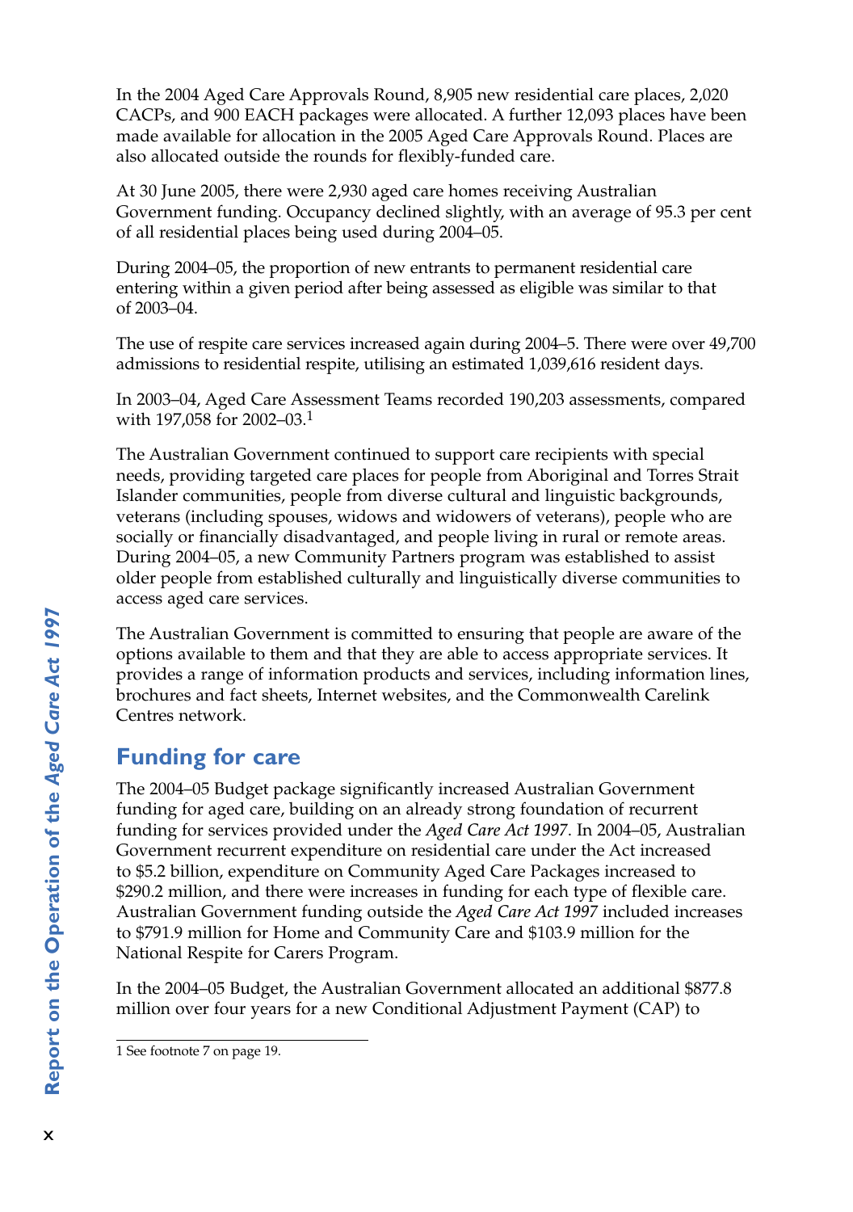In the 2004 Aged Care Approvals Round, 8,905 new residential care places, 2,020 CACPs, and 900 EACH packages were allocated. A further 12,093 places have been made available for allocation in the 2005 Aged Care Approvals Round. Places are also allocated outside the rounds for flexibly-funded care.

At 30 June 2005, there were 2,930 aged care homes receiving Australian Government funding. Occupancy declined slightly, with an average of 95.3 per cent of all residential places being used during 2004–05.

During 2004–05, the proportion of new entrants to permanent residential care entering within a given period after being assessed as eligible was similar to that of 2003–04.

The use of respite care services increased again during 2004–5. There were over 49,700 admissions to residential respite, utilising an estimated 1,039,616 resident days.

In 2003–04, Aged Care Assessment Teams recorded 190,203 assessments, compared with 197,058 for 2002–03.[1]

The Australian Government continued to support care recipients with special needs, providing targeted care places for people from Aboriginal and Torres Strait Islander communities, people from diverse cultural and linguistic backgrounds, veterans (including spouses, widows and widowers of veterans), people who are socially or financially disadvantaged, and people living in rural or remote areas. During 2004–05, a new Community Partners program was established to assist older people from established culturally and linguistically diverse communities to access aged care services.

The Australian Government is committed to ensuring that people are aware of the options available to them and that they are able to access appropriate services. It provides a range of information products and services, including information lines, brochures and fact sheets, Internet websites, and the Commonwealth Carelink Centres network.

## Funding for care

The 2004–05 Budget package significantly increased Australian Government funding for aged care, building on an already strong foundation of recurrent funding for services provided under the *Aged Care Act 1997*. In 2004–05, Australian Government recurrent expenditure on residential care under the Act increased to $5.2 billion, expenditure on Community Aged Care Packages increased to $290.2 million, and there were increases in funding for each type of flexible care. Australian Government funding outside the *Aged Care Act 1997* included increases to $791.9 million for Home and Community Care and $103.9 million for the National Respite for Carers Program.

In the 2004–05 Budget, the Australian Government allocated an additional $877.8 million over four years for a new Conditional Adjustment Payment (CAP) to

---

[1] See footnote 7 on page 19.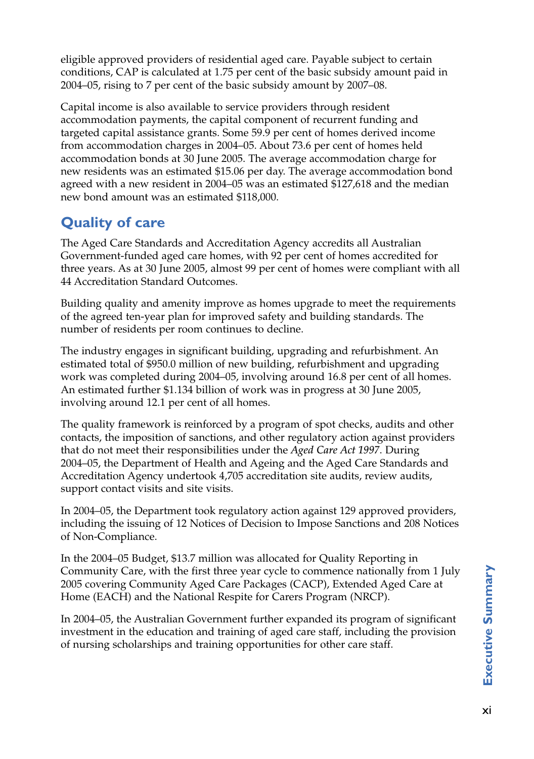eligible approved providers of residential aged care. Payable subject to certain conditions, CAP is calculated at 1.75 per cent of the basic subsidy amount paid in 2004–05, rising to 7 per cent of the basic subsidy amount by 2007–08.

Capital income is also available to service providers through resident accommodation payments, the capital component of recurrent funding and targeted capital assistance grants. Some 59.9 per cent of homes derived income from accommodation charges in 2004–05. About 73.6 per cent of homes held accommodation bonds at 30 June 2005. The average accommodation charge for new residents was an estimated $15.06 per day. The average accommodation bond agreed with a new resident in 2004–05 was an estimated $127,618 and the median new bond amount was an estimated $118,000.

## Quality of care

The Aged Care Standards and Accreditation Agency accredits all Australian Government-funded aged care homes, with 92 per cent of homes accredited for three years. As at 30 June 2005, almost 99 per cent of homes were compliant with all 44 Accreditation Standard Outcomes.

Building quality and amenity improve as homes upgrade to meet the requirements of the agreed ten-year plan for improved safety and building standards. The number of residents per room continues to decline.

The industry engages in significant building, upgrading and refurbishment. An estimated total of $950.0 million of new building, refurbishment and upgrading work was completed during 2004–05, involving around 16.8 per cent of all homes. An estimated further $1.134 billion of work was in progress at 30 June 2005, involving around 12.1 per cent of all homes.

The quality framework is reinforced by a program of spot checks, audits and other contacts, the imposition of sanctions, and other regulatory action against providers that do not meet their responsibilities under the *Aged Care Act 1997*. During 2004–05, the Department of Health and Ageing and the Aged Care Standards and Accreditation Agency undertook 4,705 accreditation site audits, review audits, support contact visits and site visits.

In 2004–05, the Department took regulatory action against 129 approved providers, including the issuing of 12 Notices of Decision to Impose Sanctions and 208 Notices of Non-Compliance.

In the 2004–05 Budget, $13.7 million was allocated for Quality Reporting in Community Care, with the first three year cycle to commence nationally from 1 July 2005 covering Community Aged Care Packages (CACP), Extended Aged Care at Home (EACH) and the National Respite for Carers Program (NRCP).

In 2004–05, the Australian Government further expanded its program of significant investment in the education and training of aged care staff, including the provision of nursing scholarships and training opportunities for other care staff.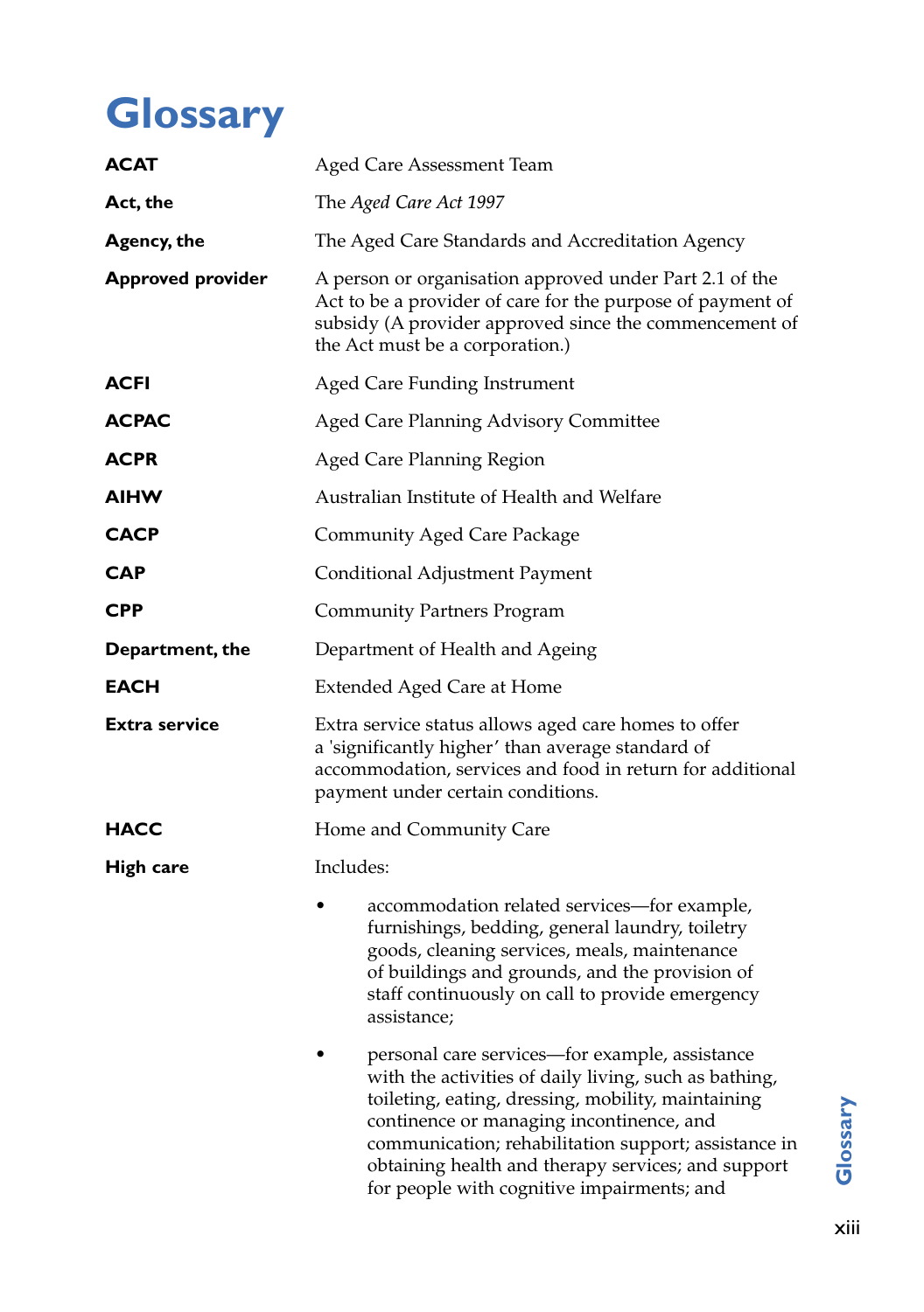# Glossary

| | |
|---|---|
| **ACAT** | Aged Care Assessment Team |
| **Act, the** | The *Aged Care Act 1997* |
| **Agency, the** | The Aged Care Standards and Accreditation Agency |
| **Approved provider** | A person or organisation approved under Part 2.1 of the Act to be a provider of care for the purpose of payment of subsidy (A provider approved since the commencement of the Act must be a corporation.) |
| **ACFI** | Aged Care Funding Instrument |
| **ACPAC** | Aged Care Planning Advisory Committee |
| **ACPR** | Aged Care Planning Region |
| **AIHW** | Australian Institute of Health and Welfare |
| **CACP** | Community Aged Care Package |
| **CAP** | Conditional Adjustment Payment |
| **CPP** | Community Partners Program |
| **Department, the** | Department of Health and Ageing |
| **EACH** | Extended Aged Care at Home |
| **Extra service** | Extra service status allows aged care homes to offer a 'significantly higher' than average standard of accommodation, services and food in return for additional payment under certain conditions. |
| **HACC** | Home and Community Care |
| **High care** | Includes: |

- accommodation related services—for example, furnishings, bedding, general laundry, toiletry goods, cleaning services, meals, maintenance of buildings and grounds, and the provision of staff continuously on call to provide emergency assistance;
- personal care services—for example, assistance with the activities of daily living, such as bathing, toileting, eating, dressing, mobility, maintaining continence or managing incontinence, and communication; rehabilitation support; assistance in obtaining health and therapy services; and support for people with cognitive impairments; and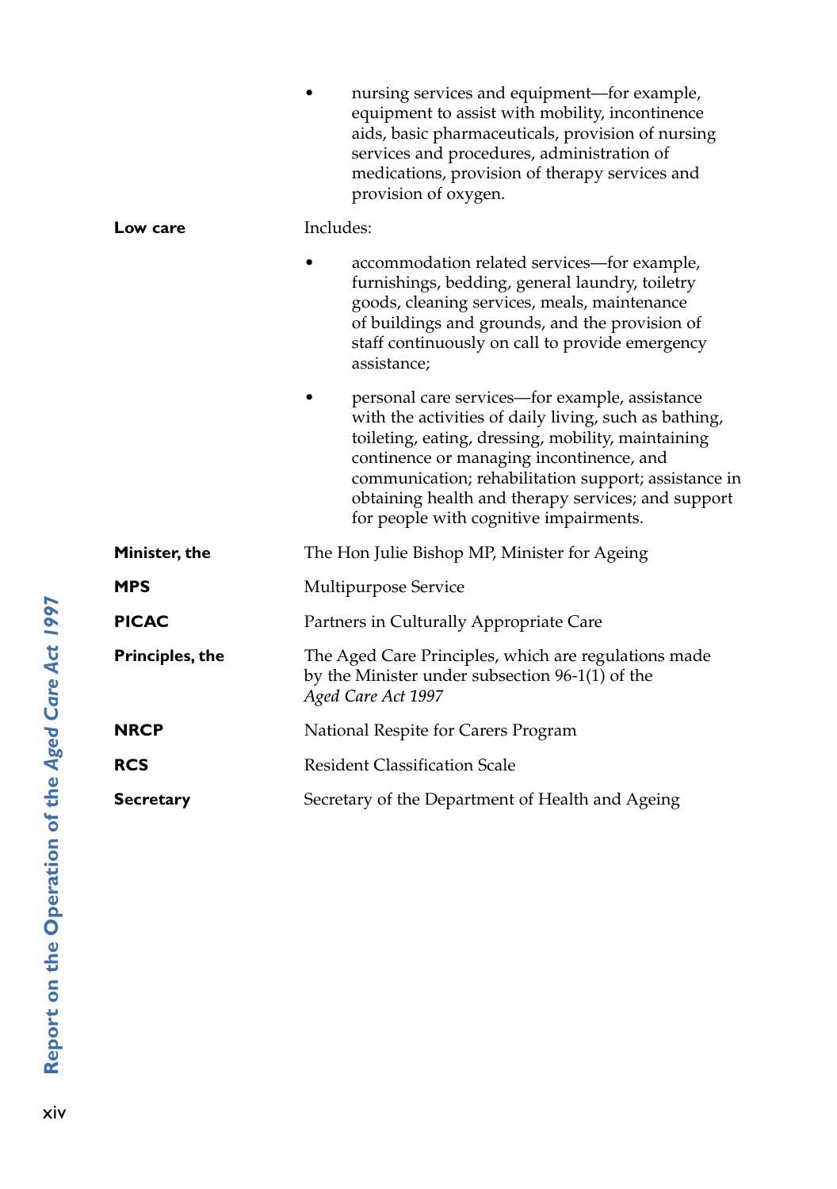- nursing services and equipment—for example, equipment to assist with mobility, incontinence aids, basic pharmaceuticals, provision of nursing services and procedures, administration of medications, provision of therapy services and provision of oxygen.

| | |
|---|---|
| **Low care** | Includes:<br><br>• accommodation related services—for example, furnishings, bedding, general laundry, toiletry goods, cleaning services, meals, maintenance of buildings and grounds, and the provision of staff continuously on call to provide emergency assistance;<br><br>• personal care services—for example, assistance with the activities of daily living, such as bathing, toileting, eating, dressing, mobility, maintaining continence or managing incontinence, and communication; rehabilitation support; assistance in obtaining health and therapy services; and support for people with cognitive impairments. |
| **Minister, the** | The Hon Julie Bishop MP, Minister for Ageing |
| **MPS** | Multipurpose Service |
| **PICAC** | Partners in Culturally Appropriate Care |
| **Principles, the** | The Aged Care Principles, which are regulations made by the Minister under subsection 96-1(1) of the *Aged Care Act 1997* |
| **NRCP** | National Respite for Carers Program |
| **RCS** | Resident Classification Scale |
| **Secretary** | Secretary of the Department of Health and Ageing |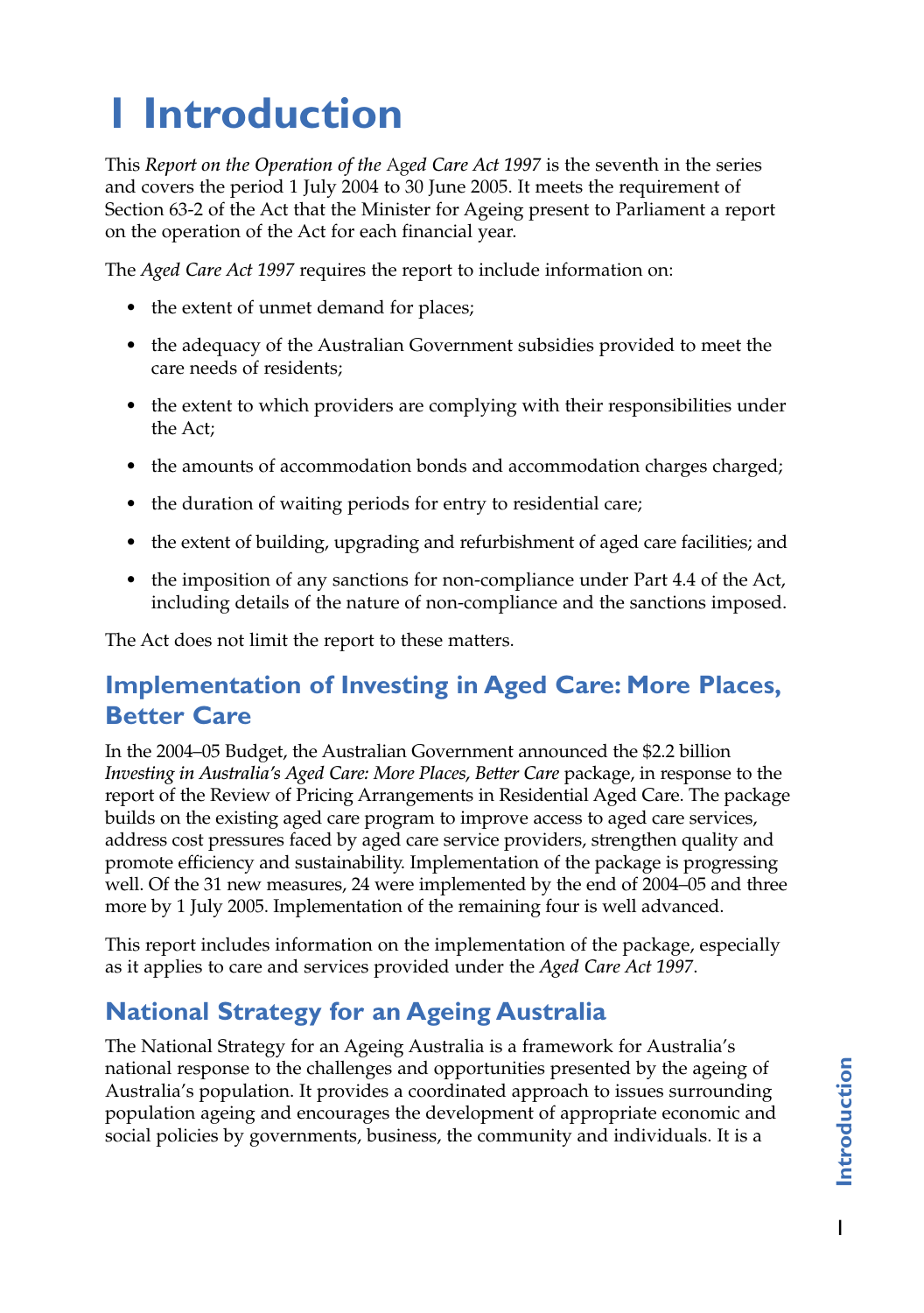# 1 Introduction

This *Report on the Operation of the* Aged *Care Act 1997* is the seventh in the series and covers the period 1 July 2004 to 30 June 2005. It meets the requirement of Section 63-2 of the Act that the Minister for Ageing present to Parliament a report on the operation of the Act for each financial year.

The *Aged Care Act 1997* requires the report to include information on:

- the extent of unmet demand for places;
- the adequacy of the Australian Government subsidies provided to meet the care needs of residents;
- the extent to which providers are complying with their responsibilities under the Act;
- the amounts of accommodation bonds and accommodation charges charged;
- the duration of waiting periods for entry to residential care;
- the extent of building, upgrading and refurbishment of aged care facilities; and
- the imposition of any sanctions for non-compliance under Part 4.4 of the Act, including details of the nature of non-compliance and the sanctions imposed.

The Act does not limit the report to these matters.

## Implementation of Investing in Aged Care: More Places, Better Care

In the 2004–05 Budget, the Australian Government announced the $2.2 billion *Investing in Australia's Aged Care: More Places, Better Care* package, in response to the report of the Review of Pricing Arrangements in Residential Aged Care. The package builds on the existing aged care program to improve access to aged care services, address cost pressures faced by aged care service providers, strengthen quality and promote efficiency and sustainability. Implementation of the package is progressing well. Of the 31 new measures, 24 were implemented by the end of 2004–05 and three more by 1 July 2005. Implementation of the remaining four is well advanced.

This report includes information on the implementation of the package, especially as it applies to care and services provided under the *Aged Care Act 1997*.

## National Strategy for an Ageing Australia

The National Strategy for an Ageing Australia is a framework for Australia's national response to the challenges and opportunities presented by the ageing of Australia's population. It provides a coordinated approach to issues surrounding population ageing and encourages the development of appropriate economic and social policies by governments, business, the community and individuals. It is a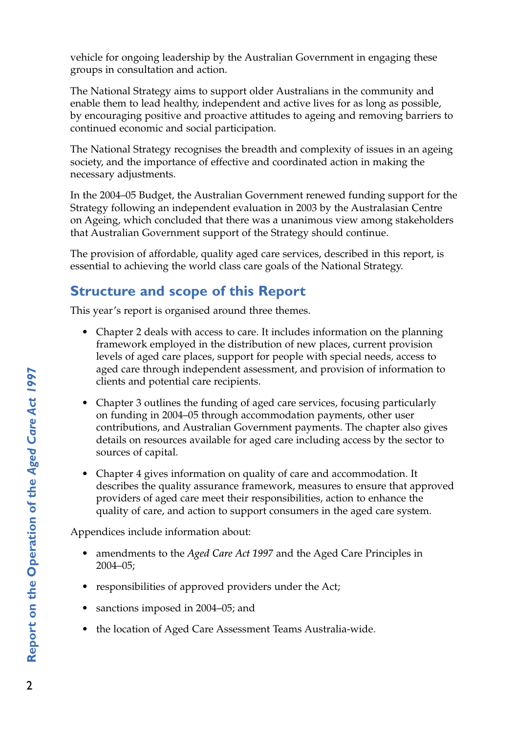vehicle for ongoing leadership by the Australian Government in engaging these groups in consultation and action.

The National Strategy aims to support older Australians in the community and enable them to lead healthy, independent and active lives for as long as possible, by encouraging positive and proactive attitudes to ageing and removing barriers to continued economic and social participation.

The National Strategy recognises the breadth and complexity of issues in an ageing society, and the importance of effective and coordinated action in making the necessary adjustments.

In the 2004–05 Budget, the Australian Government renewed funding support for the Strategy following an independent evaluation in 2003 by the Australasian Centre on Ageing, which concluded that there was a unanimous view among stakeholders that Australian Government support of the Strategy should continue.

The provision of affordable, quality aged care services, described in this report, is essential to achieving the world class care goals of the National Strategy.

## Structure and scope of this Report

This year's report is organised around three themes.

- Chapter 2 deals with access to care. It includes information on the planning framework employed in the distribution of new places, current provision levels of aged care places, support for people with special needs, access to aged care through independent assessment, and provision of information to clients and potential care recipients.
- Chapter 3 outlines the funding of aged care services, focusing particularly on funding in 2004–05 through accommodation payments, other user contributions, and Australian Government payments. The chapter also gives details on resources available for aged care including access by the sector to sources of capital.
- Chapter 4 gives information on quality of care and accommodation. It describes the quality assurance framework, measures to ensure that approved providers of aged care meet their responsibilities, action to enhance the quality of care, and action to support consumers in the aged care system.

Appendices include information about:

- amendments to the *Aged Care Act 1997* and the Aged Care Principles in 2004–05;
- responsibilities of approved providers under the Act;
- sanctions imposed in 2004–05; and
- the location of Aged Care Assessment Teams Australia-wide.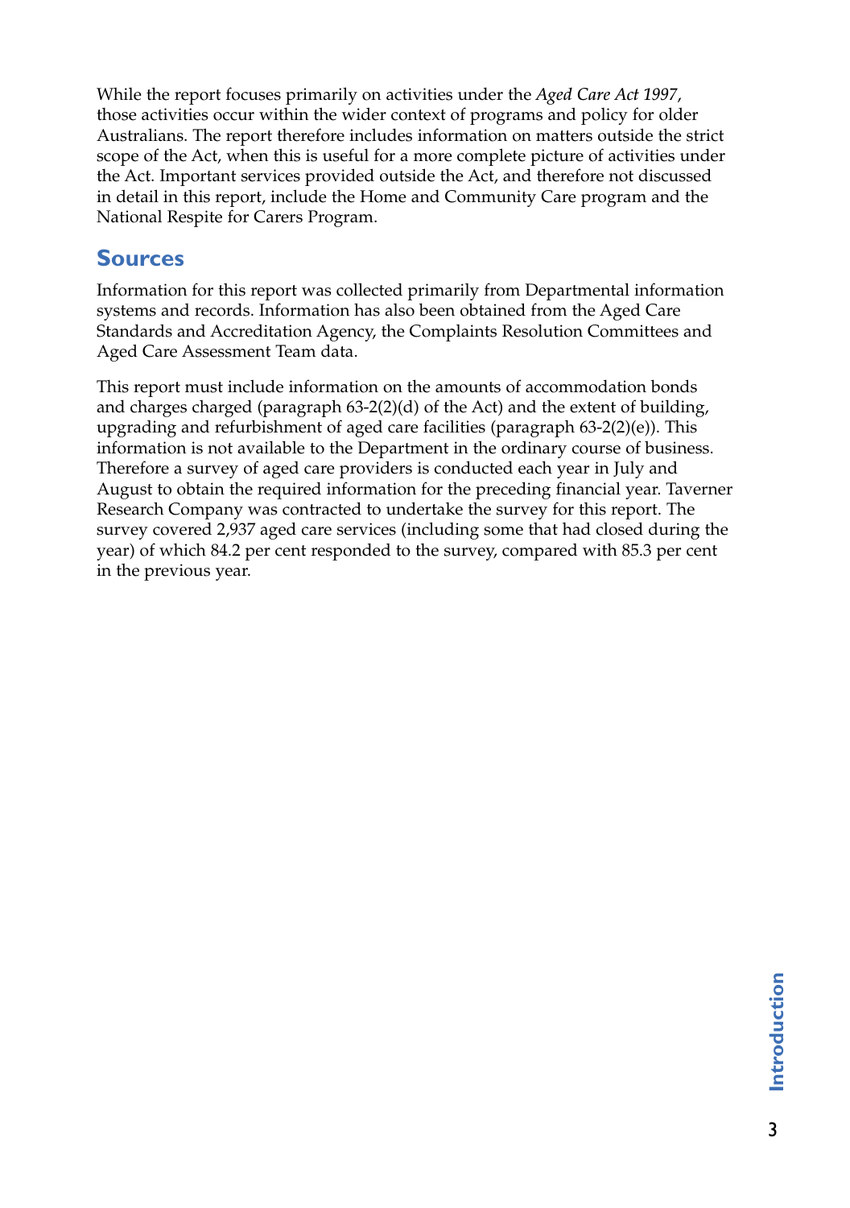While the report focuses primarily on activities under the *Aged Care Act 1997*, those activities occur within the wider context of programs and policy for older Australians. The report therefore includes information on matters outside the strict scope of the Act, when this is useful for a more complete picture of activities under the Act. Important services provided outside the Act, and therefore not discussed in detail in this report, include the Home and Community Care program and the National Respite for Carers Program.

## Sources

Information for this report was collected primarily from Departmental information systems and records. Information has also been obtained from the Aged Care Standards and Accreditation Agency, the Complaints Resolution Committees and Aged Care Assessment Team data.

This report must include information on the amounts of accommodation bonds and charges charged (paragraph 63-2(2)(d) of the Act) and the extent of building, upgrading and refurbishment of aged care facilities (paragraph 63-2(2)(e)). This information is not available to the Department in the ordinary course of business. Therefore a survey of aged care providers is conducted each year in July and August to obtain the required information for the preceding financial year. Taverner Research Company was contracted to undertake the survey for this report. The survey covered 2,937 aged care services (including some that had closed during the year) of which 84.2 per cent responded to the survey, compared with 85.3 per cent in the previous year.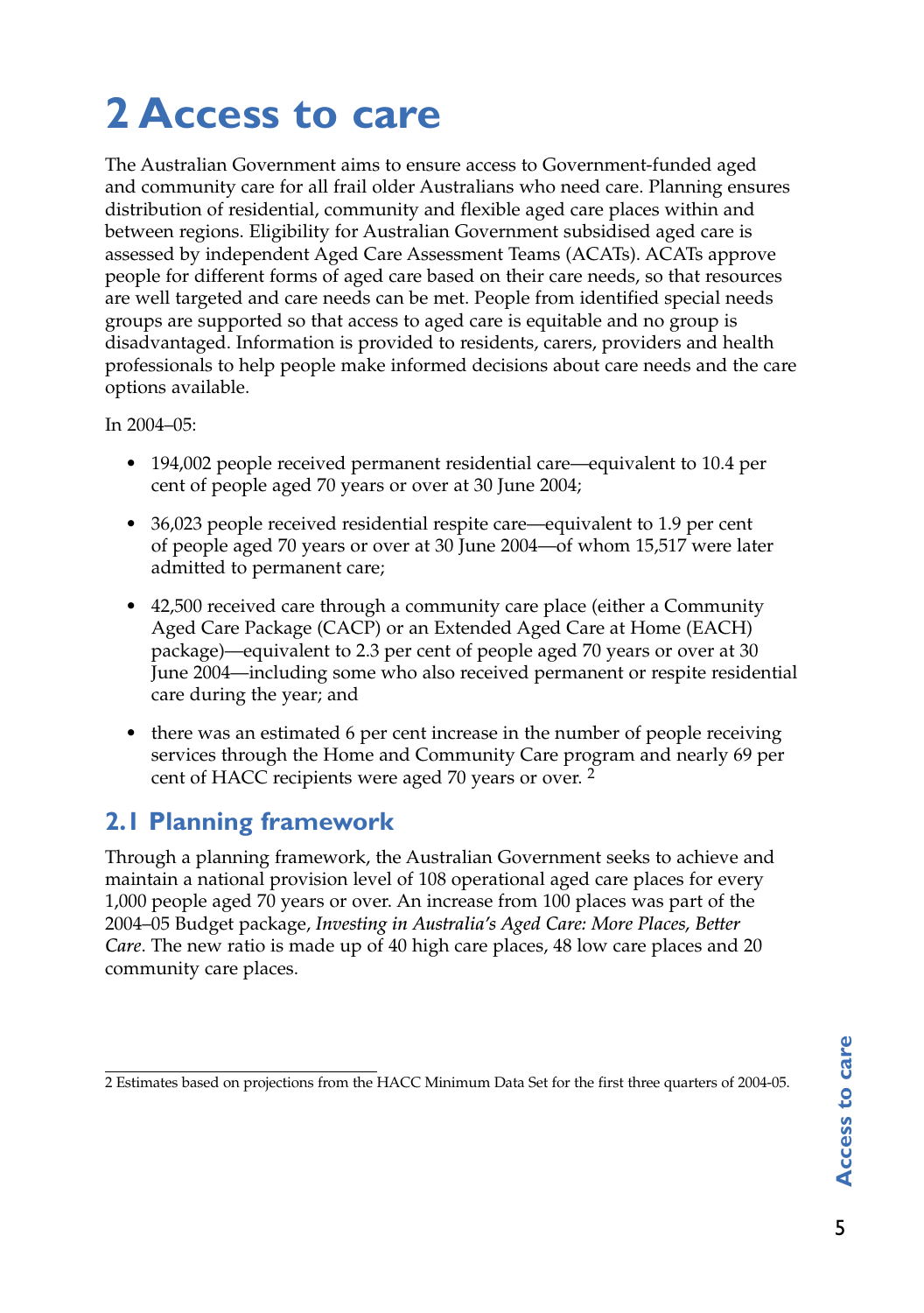# 2 Access to care

The Australian Government aims to ensure access to Government-funded aged and community care for all frail older Australians who need care. Planning ensures distribution of residential, community and flexible aged care places within and between regions. Eligibility for Australian Government subsidised aged care is assessed by independent Aged Care Assessment Teams (ACATs). ACATs approve people for different forms of aged care based on their care needs, so that resources are well targeted and care needs can be met. People from identified special needs groups are supported so that access to aged care is equitable and no group is disadvantaged. Information is provided to residents, carers, providers and health professionals to help people make informed decisions about care needs and the care options available.

In 2004–05:

- 194,002 people received permanent residential care—equivalent to 10.4 per cent of people aged 70 years or over at 30 June 2004;
- 36,023 people received residential respite care—equivalent to 1.9 per cent of people aged 70 years or over at 30 June 2004—of whom 15,517 were later admitted to permanent care;
- 42,500 received care through a community care place (either a Community Aged Care Package (CACP) or an Extended Aged Care at Home (EACH) package)—equivalent to 2.3 per cent of people aged 70 years or over at 30 June 2004—including some who also received permanent or respite residential care during the year; and
- there was an estimated 6 per cent increase in the number of people receiving services through the Home and Community Care program and nearly 69 per cent of HACC recipients were aged 70 years or over. [2]

## 2.1 Planning framework

Through a planning framework, the Australian Government seeks to achieve and maintain a national provision level of 108 operational aged care places for every 1,000 people aged 70 years or over. An increase from 100 places was part of the 2004–05 Budget package, *Investing in Australia's Aged Care: More Places, Better Care*. The new ratio is made up of 40 high care places, 48 low care places and 20 community care places.

2 Estimates based on projections from the HACC Minimum Data Set for the first three quarters of 2004-05.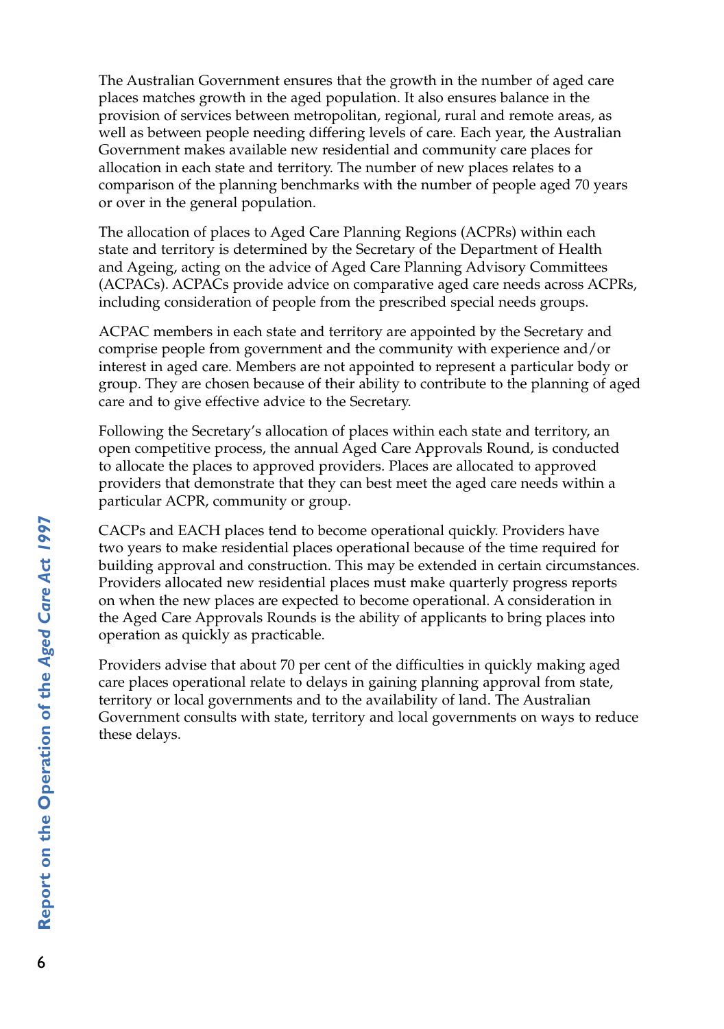The Australian Government ensures that the growth in the number of aged care places matches growth in the aged population. It also ensures balance in the provision of services between metropolitan, regional, rural and remote areas, as well as between people needing differing levels of care. Each year, the Australian Government makes available new residential and community care places for allocation in each state and territory. The number of new places relates to a comparison of the planning benchmarks with the number of people aged 70 years or over in the general population.

The allocation of places to Aged Care Planning Regions (ACPRs) within each state and territory is determined by the Secretary of the Department of Health and Ageing, acting on the advice of Aged Care Planning Advisory Committees (ACPACs). ACPACs provide advice on comparative aged care needs across ACPRs, including consideration of people from the prescribed special needs groups.

ACPAC members in each state and territory are appointed by the Secretary and comprise people from government and the community with experience and/or interest in aged care. Members are not appointed to represent a particular body or group. They are chosen because of their ability to contribute to the planning of aged care and to give effective advice to the Secretary.

Following the Secretary's allocation of places within each state and territory, an open competitive process, the annual Aged Care Approvals Round, is conducted to allocate the places to approved providers. Places are allocated to approved providers that demonstrate that they can best meet the aged care needs within a particular ACPR, community or group.

CACPs and EACH places tend to become operational quickly. Providers have two years to make residential places operational because of the time required for building approval and construction. This may be extended in certain circumstances. Providers allocated new residential places must make quarterly progress reports on when the new places are expected to become operational. A consideration in the Aged Care Approvals Rounds is the ability of applicants to bring places into operation as quickly as practicable.

Providers advise that about 70 per cent of the difficulties in quickly making aged care places operational relate to delays in gaining planning approval from state, territory or local governments and to the availability of land. The Australian Government consults with state, territory and local governments on ways to reduce these delays.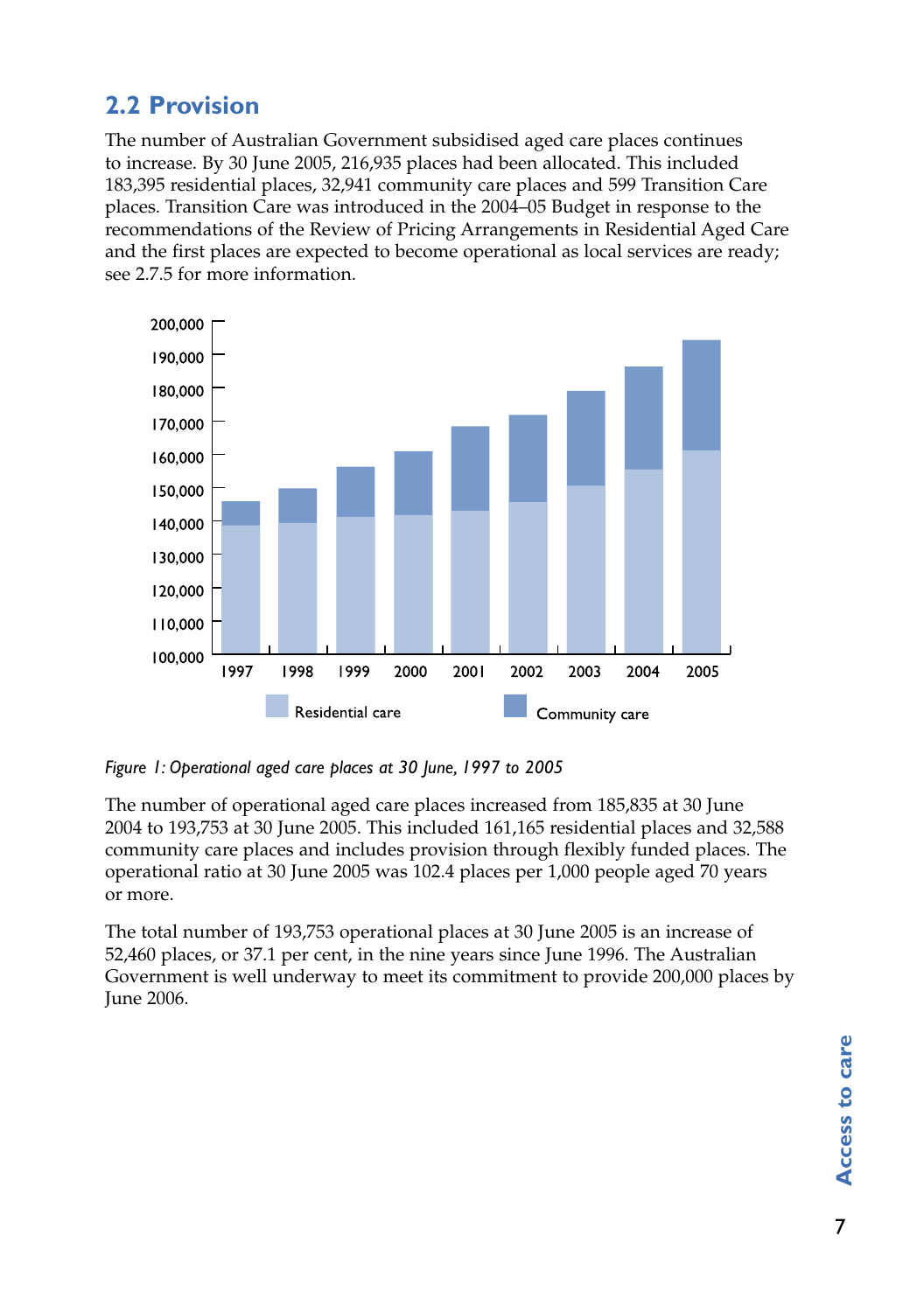## 2.2 Provision

The number of Australian Government subsidised aged care places continues to increase. By 30 June 2005, 216,935 places had been allocated. This included 183,395 residential places, 32,941 community care places and 599 Transition Care places. Transition Care was introduced in the 2004–05 Budget in response to the recommendations of the Review of Pricing Arrangements in Residential Aged Care and the first places are expected to become operational as local services are ready; see 2.7.5 for more information.

*Figure 1: Operational aged care places at 30 June, 1997 to 2005*

The number of operational aged care places increased from 185,835 at 30 June 2004 to 193,753 at 30 June 2005. This included 161,165 residential places and 32,588 community care places and includes provision through flexibly funded places. The operational ratio at 30 June 2005 was 102.4 places per 1,000 people aged 70 years or more.

The total number of 193,753 operational places at 30 June 2005 is an increase of 52,460 places, or 37.1 per cent, in the nine years since June 1996. The Australian Government is well underway to meet its commitment to provide 200,000 places by June 2006.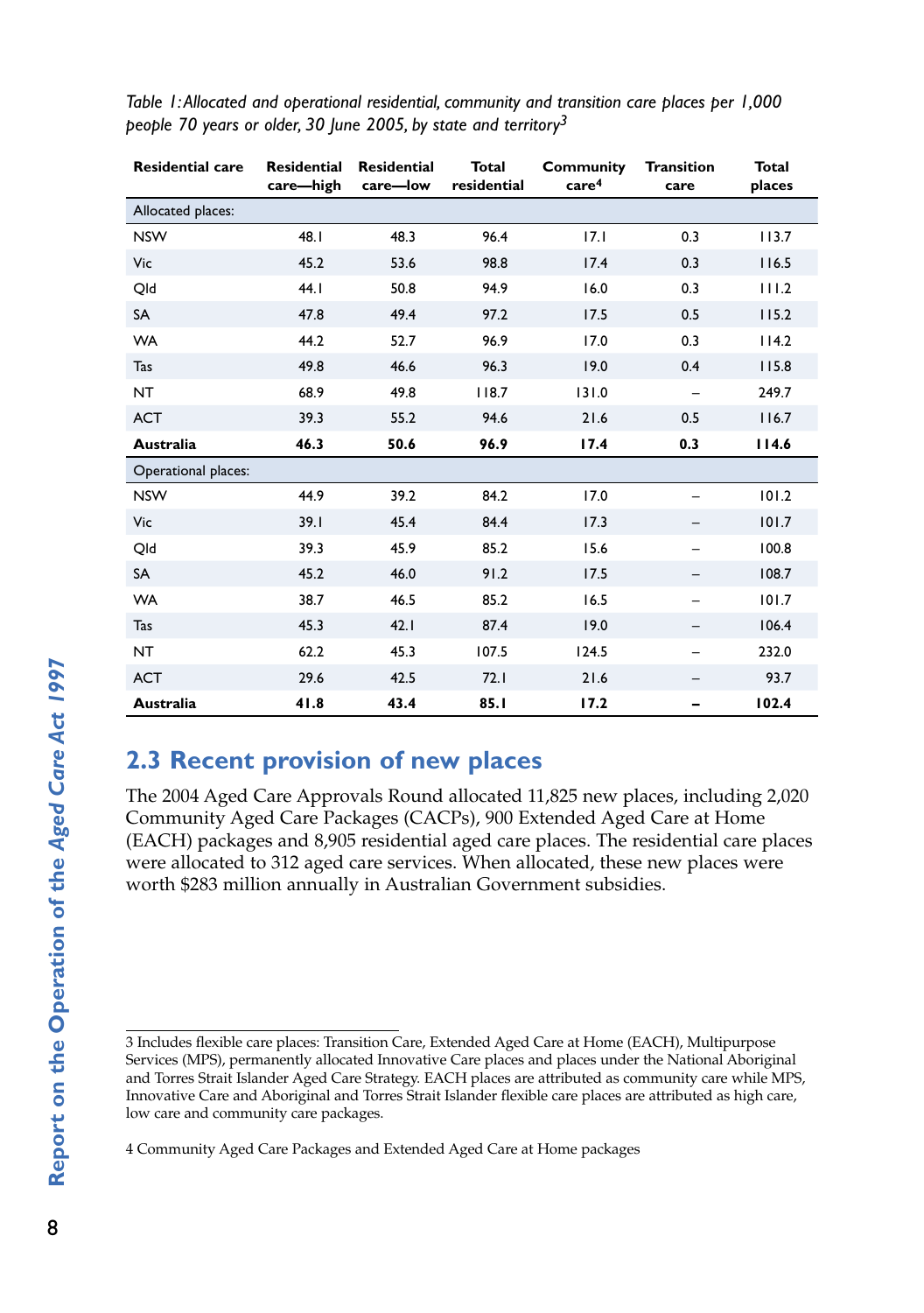*Table 1: Allocated and operational residential, community and transition care places per 1,000 people 70 years or older, 30 June 2005, by state and territory*[3]

| Residential care | Residential care—high | Residential care—low | Total residential | Community care[4] | Transition care | Total places |
|---|---|---|---|---|---|---|
| Allocated places: | | | | | | |
| NSW | 48.1 | 48.3 | 96.4 | 17.1 | 0.3 | 113.7 |
| Vic | 45.2 | 53.6 | 98.8 | 17.4 | 0.3 | 116.5 |
| Qld | 44.1 | 50.8 | 94.9 | 16.0 | 0.3 | 111.2 |
| SA | 47.8 | 49.4 | 97.2 | 17.5 | 0.5 | 115.2 |
| WA | 44.2 | 52.7 | 96.9 | 17.0 | 0.3 | 114.2 |
| Tas | 49.8 | 46.6 | 96.3 | 19.0 | 0.4 | 115.8 |
| NT | 68.9 | 49.8 | 118.7 | 131.0 | – | 249.7 |
| ACT | 39.3 | 55.2 | 94.6 | 21.6 | 0.5 | 116.7 |
| **Australia** | **46.3** | **50.6** | **96.9** | **17.4** | **0.3** | **114.6** |
| Operational places: | | | | | | |
| NSW | 44.9 | 39.2 | 84.2 | 17.0 | – | 101.2 |
| Vic | 39.1 | 45.4 | 84.4 | 17.3 | – | 101.7 |
| Qld | 39.3 | 45.9 | 85.2 | 15.6 | – | 100.8 |
| SA | 45.2 | 46.0 | 91.2 | 17.5 | – | 108.7 |
| WA | 38.7 | 46.5 | 85.2 | 16.5 | – | 101.7 |
| Tas | 45.3 | 42.1 | 87.4 | 19.0 | – | 106.4 |
| NT | 62.2 | 45.3 | 107.5 | 124.5 | – | 232.0 |
| ACT | 29.6 | 42.5 | 72.1 | 21.6 | – | 93.7 |
| **Australia** | **41.8** | **43.4** | **85.1** | **17.2** | **–** | **102.4** |

## 2.3 Recent provision of new places

The 2004 Aged Care Approvals Round allocated 11,825 new places, including 2,020 Community Aged Care Packages (CACPs), 900 Extended Aged Care at Home (EACH) packages and 8,905 residential aged care places. The residential care places were allocated to 312 aged care services. When allocated, these new places were worth $283 million annually in Australian Government subsidies.

---

3 Includes flexible care places: Transition Care, Extended Aged Care at Home (EACH), Multipurpose Services (MPS), permanently allocated Innovative Care places and places under the National Aboriginal and Torres Strait Islander Aged Care Strategy. EACH places are attributed as community care while MPS, Innovative Care and Aboriginal and Torres Strait Islander flexible care places are attributed as high care, low care and community care packages.

4 Community Aged Care Packages and Extended Aged Care at Home packages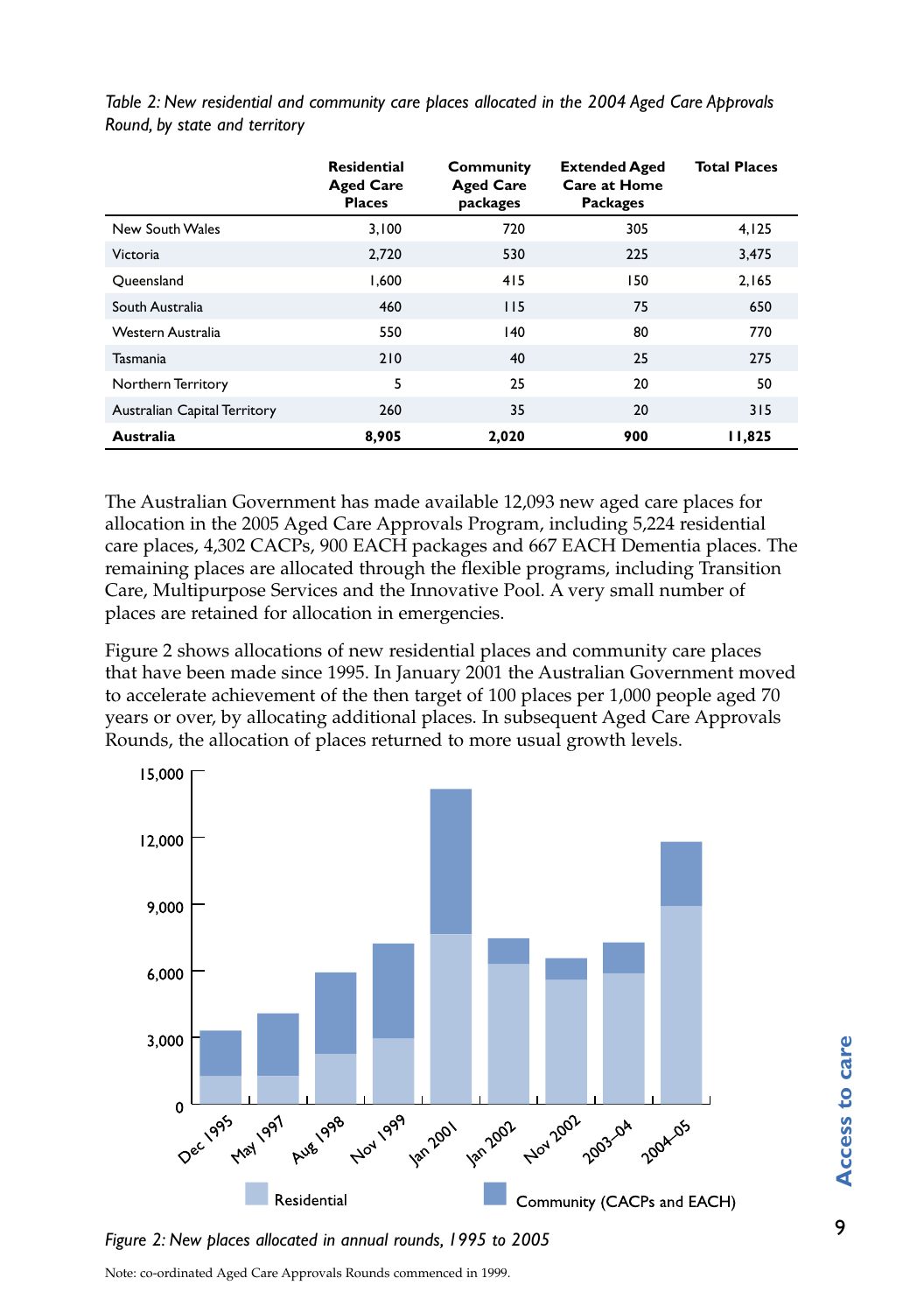*Table 2: New residential and community care places allocated in the 2004 Aged Care Approvals Round, by state and territory*

| | Residential Aged Care Places | Community Aged Care packages | Extended Aged Care at Home Packages | Total Places |
|---|---|---|---|---|
| New South Wales | 3,100 | 720 | 305 | 4,125 |
| Victoria | 2,720 | 530 | 225 | 3,475 |
| Queensland | 1,600 | 415 | 150 | 2,165 |
| South Australia | 460 | 115 | 75 | 650 |
| Western Australia | 550 | 140 | 80 | 770 |
| Tasmania | 210 | 40 | 25 | 275 |
| Northern Territory | 5 | 25 | 20 | 50 |
| Australian Capital Territory | 260 | 35 | 20 | 315 |
| **Australia** | **8,905** | **2,020** | **900** | **11,825** |

The Australian Government has made available 12,093 new aged care places for allocation in the 2005 Aged Care Approvals Program, including 5,224 residential care places, 4,302 CACPs, 900 EACH packages and 667 EACH Dementia places. The remaining places are allocated through the flexible programs, including Transition Care, Multipurpose Services and the Innovative Pool. A very small number of places are retained for allocation in emergencies.

Figure 2 shows allocations of new residential places and community care places that have been made since 1995. In January 2001 the Australian Government moved to accelerate achievement of the then target of 100 places per 1,000 people aged 70 years or over, by allocating additional places. In subsequent Aged Care Approvals Rounds, the allocation of places returned to more usual growth levels.

*Figure 2: New places allocated in annual rounds, 1995 to 2005*

Note: co-ordinated Aged Care Approvals Rounds commenced in 1999.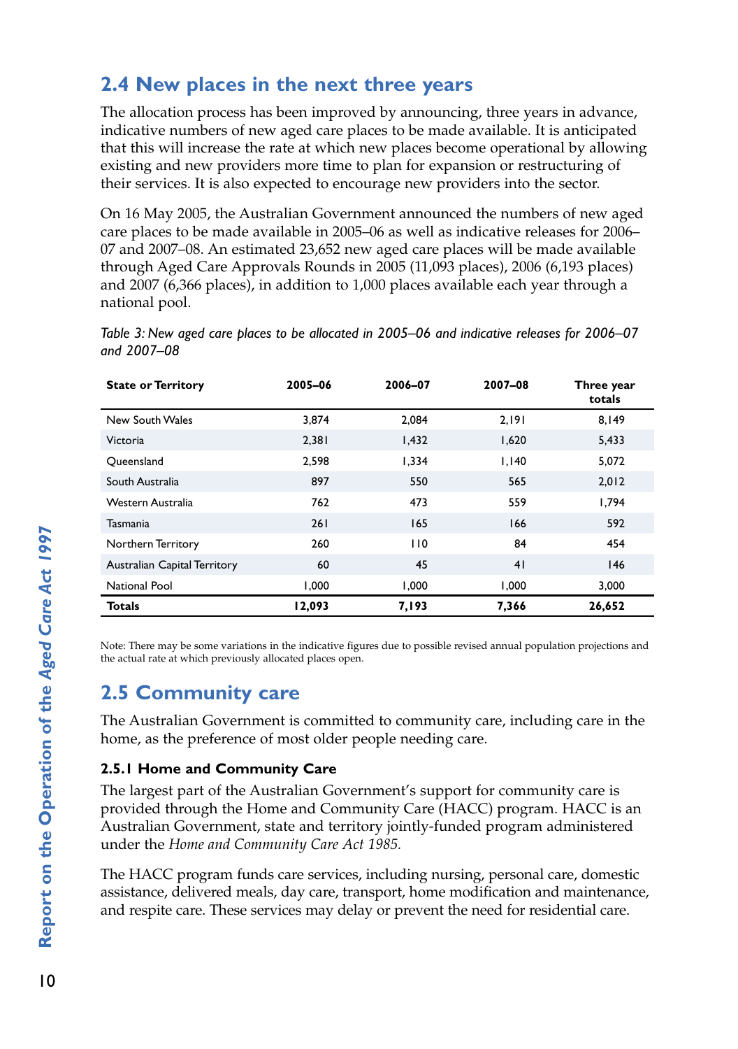## 2.4 New places in the next three years

The allocation process has been improved by announcing, three years in advance, indicative numbers of new aged care places to be made available. It is anticipated that this will increase the rate at which new places become operational by allowing existing and new providers more time to plan for expansion or restructuring of their services. It is also expected to encourage new providers into the sector.

On 16 May 2005, the Australian Government announced the numbers of new aged care places to be made available in 2005–06 as well as indicative releases for 2006–07 and 2007–08. An estimated 23,652 new aged care places will be made available through Aged Care Approvals Rounds in 2005 (11,093 places), 2006 (6,193 places) and 2007 (6,366 places), in addition to 1,000 places available each year through a national pool.

*Table 3: New aged care places to be allocated in 2005–06 and indicative releases for 2006–07 and 2007–08*

| State or Territory | 2005–06 | 2006–07 | 2007–08 | Three year totals |
|---|---|---|---|---|
| New South Wales | 3,874 | 2,084 | 2,191 | 8,149 |
| Victoria | 2,381 | 1,432 | 1,620 | 5,433 |
| Queensland | 2,598 | 1,334 | 1,140 | 5,072 |
| South Australia | 897 | 550 | 565 | 2,012 |
| Western Australia | 762 | 473 | 559 | 1,794 |
| Tasmania | 261 | 165 | 166 | 592 |
| Northern Territory | 260 | 110 | 84 | 454 |
| Australian Capital Territory | 60 | 45 | 41 | 146 |
| National Pool | 1,000 | 1,000 | 1,000 | 3,000 |
| **Totals** | **12,093** | **7,193** | **7,366** | **26,652** |

Note: There may be some variations in the indicative figures due to possible revised annual population projections and the actual rate at which previously allocated places open.

## 2.5 Community care

The Australian Government is committed to community care, including care in the home, as the preference of most older people needing care.

### 2.5.1 Home and Community Care

The largest part of the Australian Government's support for community care is provided through the Home and Community Care (HACC) program. HACC is an Australian Government, state and territory jointly-funded program administered under the *Home and Community Care Act 1985.*

The HACC program funds care services, including nursing, personal care, domestic assistance, delivered meals, day care, transport, home modification and maintenance, and respite care. These services may delay or prevent the need for residential care.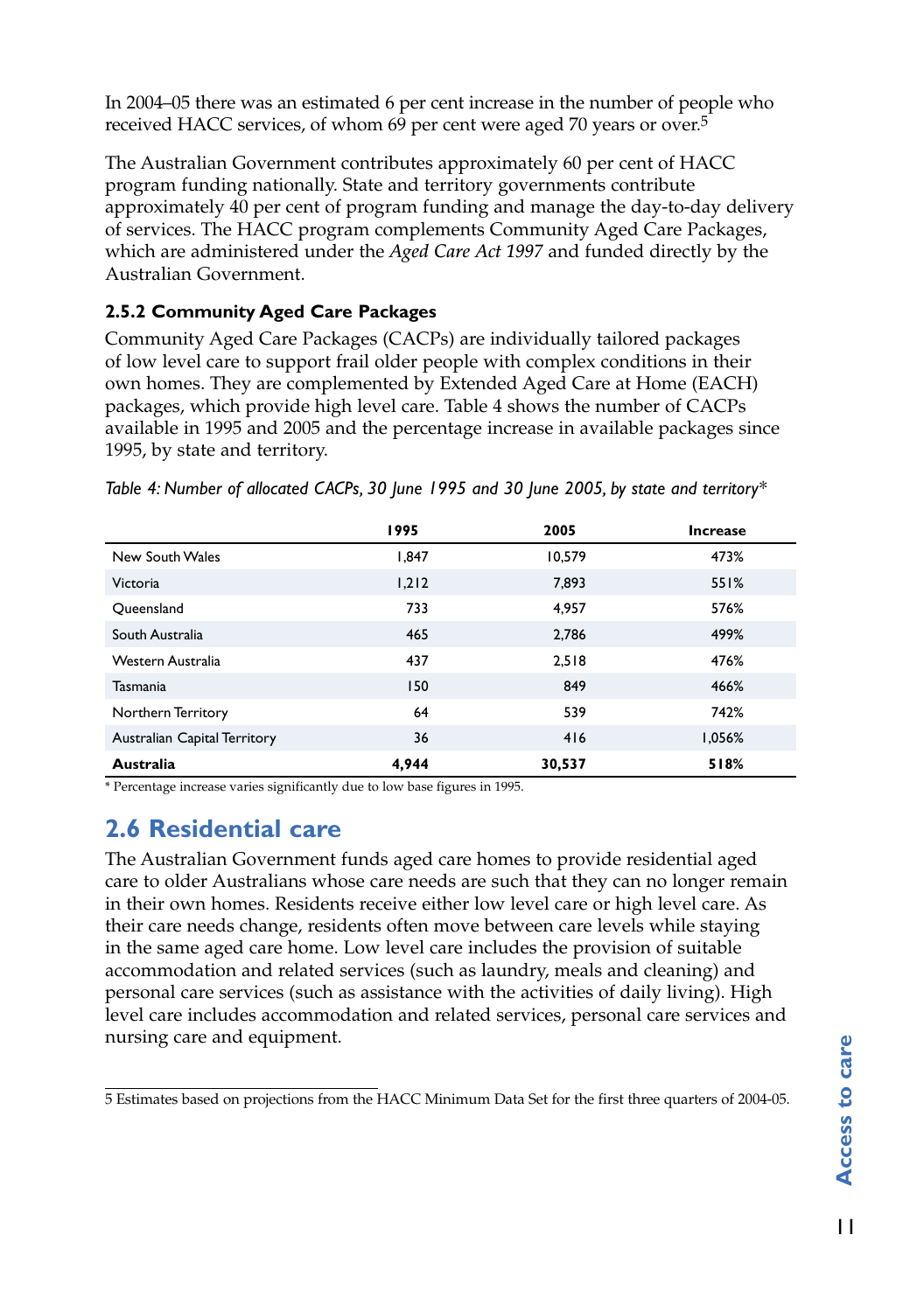In 2004–05 there was an estimated 6 per cent increase in the number of people who received HACC services, of whom 69 per cent were aged 70 years or over.[5]

The Australian Government contributes approximately 60 per cent of HACC program funding nationally. State and territory governments contribute approximately 40 per cent of program funding and manage the day-to-day delivery of services. The HACC program complements Community Aged Care Packages, which are administered under the *Aged Care Act 1997* and funded directly by the Australian Government.

### 2.5.2 Community Aged Care Packages

Community Aged Care Packages (CACPs) are individually tailored packages of low level care to support frail older people with complex conditions in their own homes. They are complemented by Extended Aged Care at Home (EACH) packages, which provide high level care. Table 4 shows the number of CACPs available in 1995 and 2005 and the percentage increase in available packages since 1995, by state and territory.

*Table 4: Number of allocated CACPs, 30 June 1995 and 30 June 2005, by state and territory**

| | 1995 | 2005 | Increase |
|---|---|---|---|
| New South Wales | 1,847 | 10,579 | 473% |
| Victoria | 1,212 | 7,893 | 551% |
| Queensland | 733 | 4,957 | 576% |
| South Australia | 465 | 2,786 | 499% |
| Western Australia | 437 | 2,518 | 476% |
| Tasmania | 150 | 849 | 466% |
| Northern Territory | 64 | 539 | 742% |
| Australian Capital Territory | 36 | 416 | 1,056% |
| **Australia** | **4,944** | **30,537** | **518%** |

* Percentage increase varies significantly due to low base figures in 1995.

## 2.6 Residential care

The Australian Government funds aged care homes to provide residential aged care to older Australians whose care needs are such that they can no longer remain in their own homes. Residents receive either low level care or high level care. As their care needs change, residents often move between care levels while staying in the same aged care home. Low level care includes the provision of suitable accommodation and related services (such as laundry, meals and cleaning) and personal care services (such as assistance with the activities of daily living). High level care includes accommodation and related services, personal care services and nursing care and equipment.

5 Estimates based on projections from the HACC Minimum Data Set for the first three quarters of 2004-05.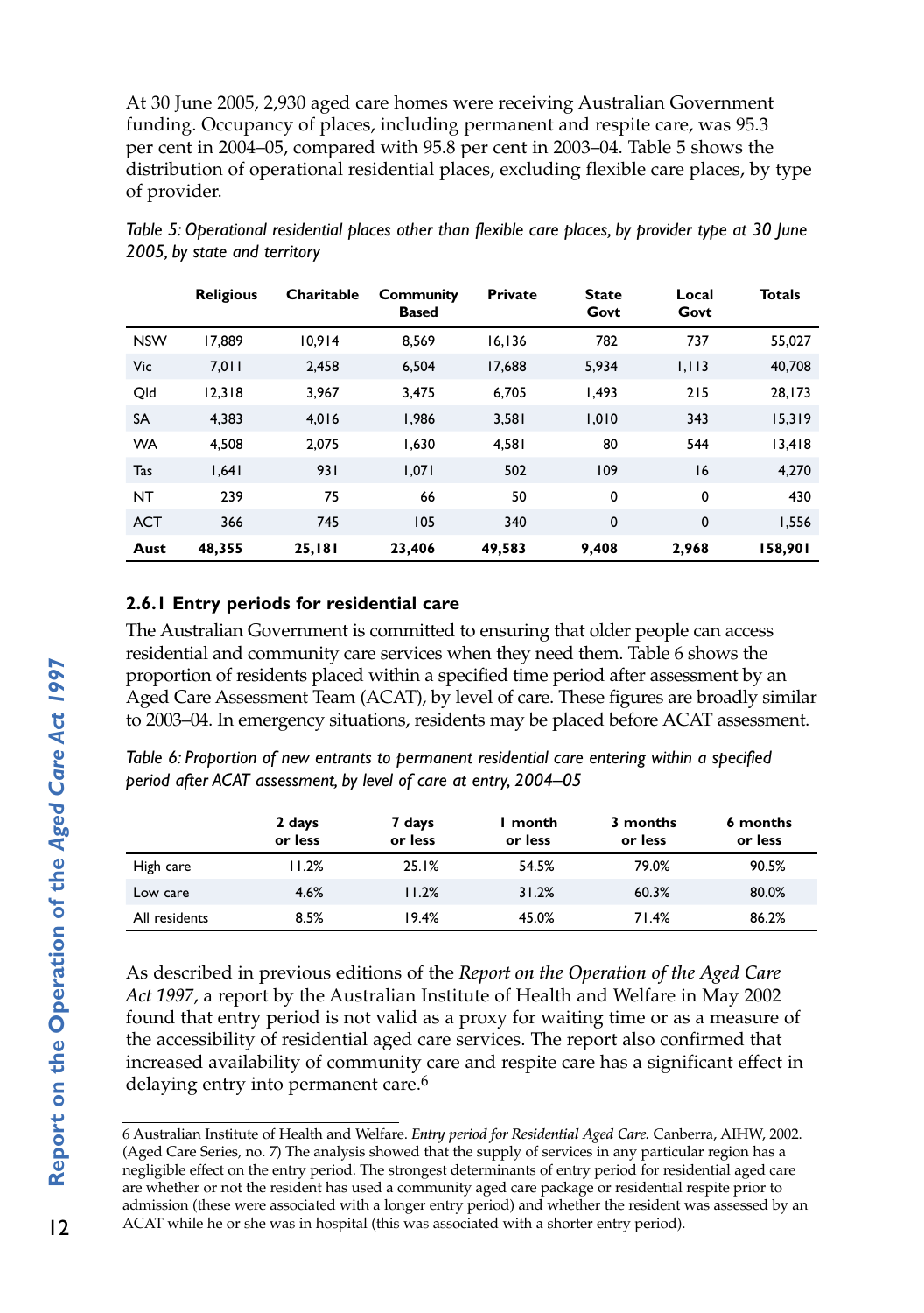At 30 June 2005, 2,930 aged care homes were receiving Australian Government funding. Occupancy of places, including permanent and respite care, was 95.3 per cent in 2004–05, compared with 95.8 per cent in 2003–04. Table 5 shows the distribution of operational residential places, excluding flexible care places, by type of provider.

*Table 5: Operational residential places other than flexible care places, by provider type at 30 June 2005, by state and territory*

| | Religious | Charitable | Community Based | Private | State Govt | Local Govt | Totals |
|---|---|---|---|---|---|---|---|
| NSW | 17,889 | 10,914 | 8,569 | 16,136 | 782 | 737 | 55,027 |
| Vic | 7,011 | 2,458 | 6,504 | 17,688 | 5,934 | 1,113 | 40,708 |
| Qld | 12,318 | 3,967 | 3,475 | 6,705 | 1,493 | 215 | 28,173 |
| SA | 4,383 | 4,016 | 1,986 | 3,581 | 1,010 | 343 | 15,319 |
| WA | 4,508 | 2,075 | 1,630 | 4,581 | 80 | 544 | 13,418 |
| Tas | 1,641 | 931 | 1,071 | 502 | 109 | 16 | 4,270 |
| NT | 239 | 75 | 66 | 50 | 0 | 0 | 430 |
| ACT | 366 | 745 | 105 | 340 | 0 | 0 | 1,556 |
| **Aust** | **48,355** | **25,181** | **23,406** | **49,583** | **9,408** | **2,968** | **158,901** |

### 2.6.1 Entry periods for residential care

The Australian Government is committed to ensuring that older people can access residential and community care services when they need them. Table 6 shows the proportion of residents placed within a specified time period after assessment by an Aged Care Assessment Team (ACAT), by level of care. These figures are broadly similar to 2003–04. In emergency situations, residents may be placed before ACAT assessment.

*Table 6: Proportion of new entrants to permanent residential care entering within a specified period after ACAT assessment, by level of care at entry, 2004–05*

| | 2 days or less | 7 days or less | 1 month or less | 3 months or less | 6 months or less |
|---|---|---|---|---|---|
| High care | 11.2% | 25.1% | 54.5% | 79.0% | 90.5% |
| Low care | 4.6% | 11.2% | 31.2% | 60.3% | 80.0% |
| All residents | 8.5% | 19.4% | 45.0% | 71.4% | 86.2% |

As described in previous editions of the *Report on the Operation of the Aged Care Act 1997*, a report by the Australian Institute of Health and Welfare in May 2002 found that entry period is not valid as a proxy for waiting time or as a measure of the accessibility of residential aged care services. The report also confirmed that increased availability of community care and respite care has a significant effect in delaying entry into permanent care.[6]

---

6 Australian Institute of Health and Welfare. *Entry period for Residential Aged Care.* Canberra, AIHW, 2002. (Aged Care Series, no. 7) The analysis showed that the supply of services in any particular region has a negligible effect on the entry period. The strongest determinants of entry period for residential aged care are whether or not the resident has used a community aged care package or residential respite prior to admission (these were associated with a longer entry period) and whether the resident was assessed by an ACAT while he or she was in hospital (this was associated with a shorter entry period).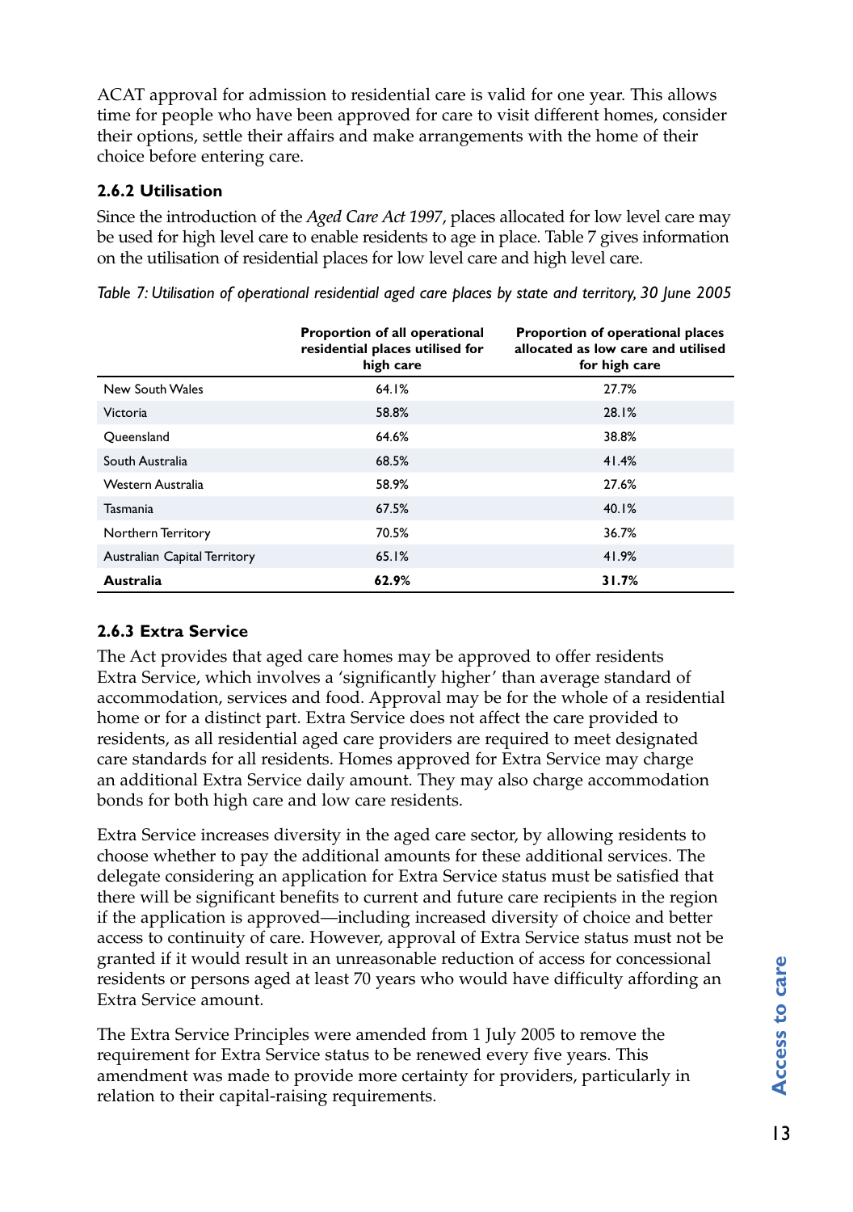ACAT approval for admission to residential care is valid for one year. This allows time for people who have been approved for care to visit different homes, consider their options, settle their affairs and make arrangements with the home of their choice before entering care.

### 2.6.2 Utilisation

Since the introduction of the *Aged Care Act 1997*, places allocated for low level care may be used for high level care to enable residents to age in place. Table 7 gives information on the utilisation of residential places for low level care and high level care.

*Table 7: Utilisation of operational residential aged care places by state and territory, 30 June 2005*

| | Proportion of all operational residential places utilised for high care | Proportion of operational places allocated as low care and utilised for high care |
|---|---|---|
| New South Wales | 64.1% | 27.7% |
| Victoria | 58.8% | 28.1% |
| Queensland | 64.6% | 38.8% |
| South Australia | 68.5% | 41.4% |
| Western Australia | 58.9% | 27.6% |
| Tasmania | 67.5% | 40.1% |
| Northern Territory | 70.5% | 36.7% |
| Australian Capital Territory | 65.1% | 41.9% |
| **Australia** | **62.9%** | **31.7%** |

### 2.6.3 Extra Service

The Act provides that aged care homes may be approved to offer residents Extra Service, which involves a 'significantly higher' than average standard of accommodation, services and food. Approval may be for the whole of a residential home or for a distinct part. Extra Service does not affect the care provided to residents, as all residential aged care providers are required to meet designated care standards for all residents. Homes approved for Extra Service may charge an additional Extra Service daily amount. They may also charge accommodation bonds for both high care and low care residents.

Extra Service increases diversity in the aged care sector, by allowing residents to choose whether to pay the additional amounts for these additional services. The delegate considering an application for Extra Service status must be satisfied that there will be significant benefits to current and future care recipients in the region if the application is approved—including increased diversity of choice and better access to continuity of care. However, approval of Extra Service status must not be granted if it would result in an unreasonable reduction of access for concessional residents or persons aged at least 70 years who would have difficulty affording an Extra Service amount.

The Extra Service Principles were amended from 1 July 2005 to remove the requirement for Extra Service status to be renewed every five years. This amendment was made to provide more certainty for providers, particularly in relation to their capital-raising requirements.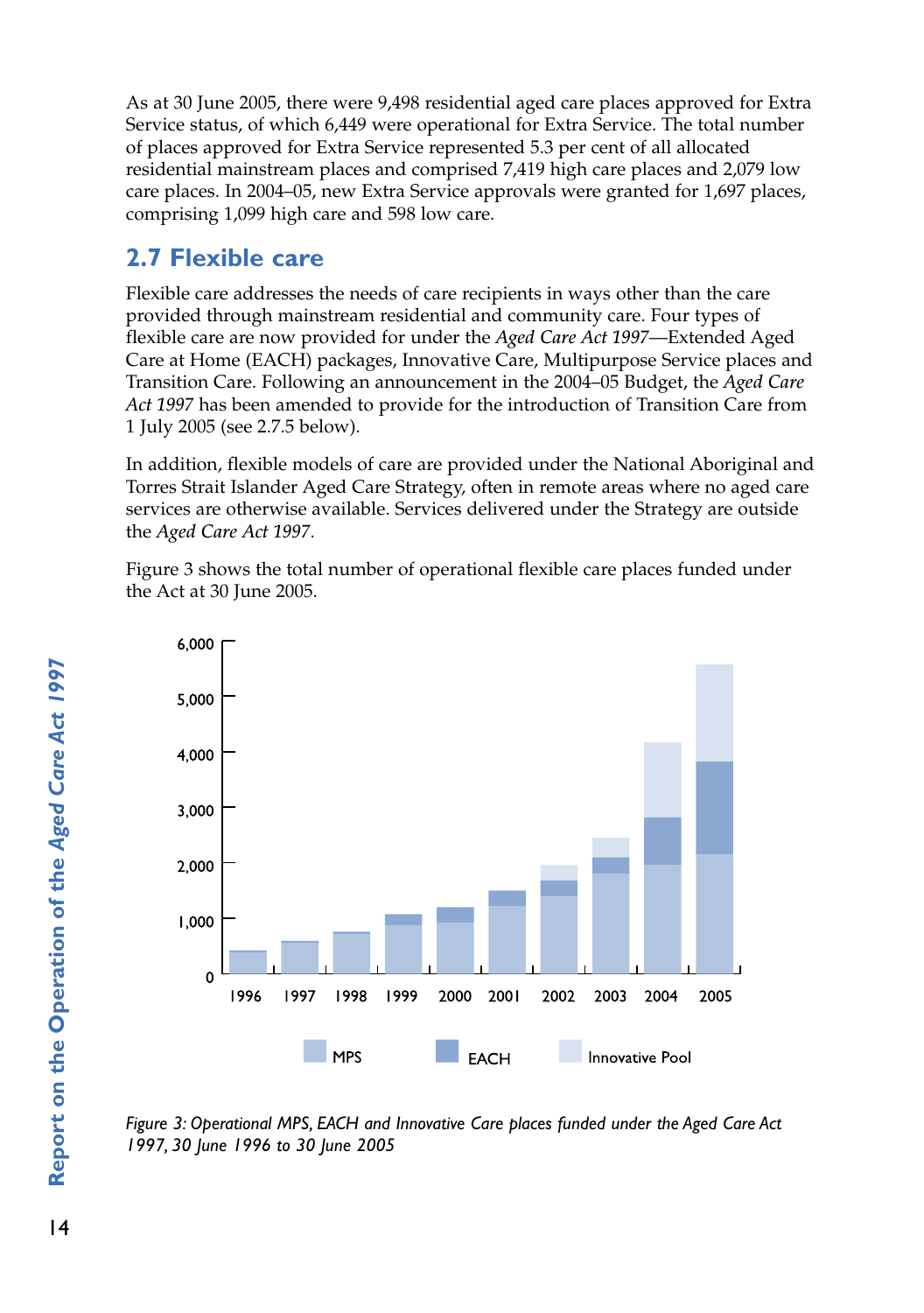As at 30 June 2005, there were 9,498 residential aged care places approved for Extra Service status, of which 6,449 were operational for Extra Service. The total number of places approved for Extra Service represented 5.3 per cent of all allocated residential mainstream places and comprised 7,419 high care places and 2,079 low care places. In 2004–05, new Extra Service approvals were granted for 1,697 places, comprising 1,099 high care and 598 low care.

## 2.7 Flexible care

Flexible care addresses the needs of care recipients in ways other than the care provided through mainstream residential and community care. Four types of flexible care are now provided for under the *Aged Care Act 1997*—Extended Aged Care at Home (EACH) packages, Innovative Care, Multipurpose Service places and Transition Care. Following an announcement in the 2004–05 Budget, the *Aged Care Act 1997* has been amended to provide for the introduction of Transition Care from 1 July 2005 (see 2.7.5 below).

In addition, flexible models of care are provided under the National Aboriginal and Torres Strait Islander Aged Care Strategy, often in remote areas where no aged care services are otherwise available. Services delivered under the Strategy are outside the *Aged Care Act 1997*.

Figure 3 shows the total number of operational flexible care places funded under the Act at 30 June 2005.

*Figure 3: Operational MPS, EACH and Innovative Care places funded under the Aged Care Act 1997, 30 June 1996 to 30 June 2005*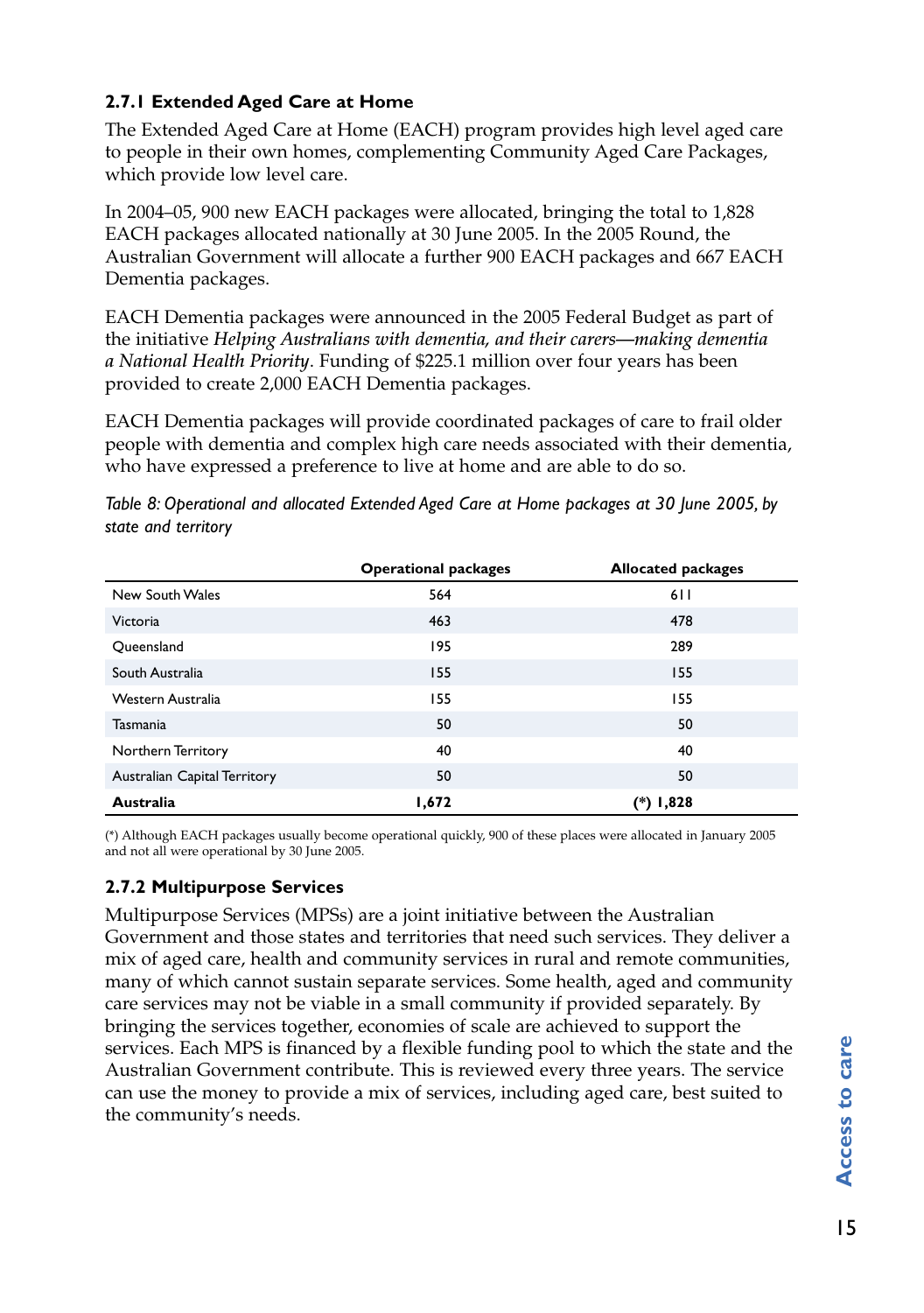### 2.7.1 Extended Aged Care at Home

The Extended Aged Care at Home (EACH) program provides high level aged care to people in their own homes, complementing Community Aged Care Packages, which provide low level care.

In 2004–05, 900 new EACH packages were allocated, bringing the total to 1,828 EACH packages allocated nationally at 30 June 2005. In the 2005 Round, the Australian Government will allocate a further 900 EACH packages and 667 EACH Dementia packages.

EACH Dementia packages were announced in the 2005 Federal Budget as part of the initiative *Helping Australians with dementia, and their carers—making dementia a National Health Priority*. Funding of $225.1 million over four years has been provided to create 2,000 EACH Dementia packages.

EACH Dementia packages will provide coordinated packages of care to frail older people with dementia and complex high care needs associated with their dementia, who have expressed a preference to live at home and are able to do so.

*Table 8: Operational and allocated Extended Aged Care at Home packages at 30 June 2005, by state and territory*

| | Operational packages | Allocated packages |
|---|---|---|
| New South Wales | 564 | 611 |
| Victoria | 463 | 478 |
| Queensland | 195 | 289 |
| South Australia | 155 | 155 |
| Western Australia | 155 | 155 |
| Tasmania | 50 | 50 |
| Northern Territory | 40 | 40 |
| Australian Capital Territory | 50 | 50 |
| **Australia** | **1,672** | **(*) 1,828** |

(*) Although EACH packages usually become operational quickly, 900 of these places were allocated in January 2005 and not all were operational by 30 June 2005.

### 2.7.2 Multipurpose Services

Multipurpose Services (MPSs) are a joint initiative between the Australian Government and those states and territories that need such services. They deliver a mix of aged care, health and community services in rural and remote communities, many of which cannot sustain separate services. Some health, aged and community care services may not be viable in a small community if provided separately. By bringing the services together, economies of scale are achieved to support the services. Each MPS is financed by a flexible funding pool to which the state and the Australian Government contribute. This is reviewed every three years. The service can use the money to provide a mix of services, including aged care, best suited to the community's needs.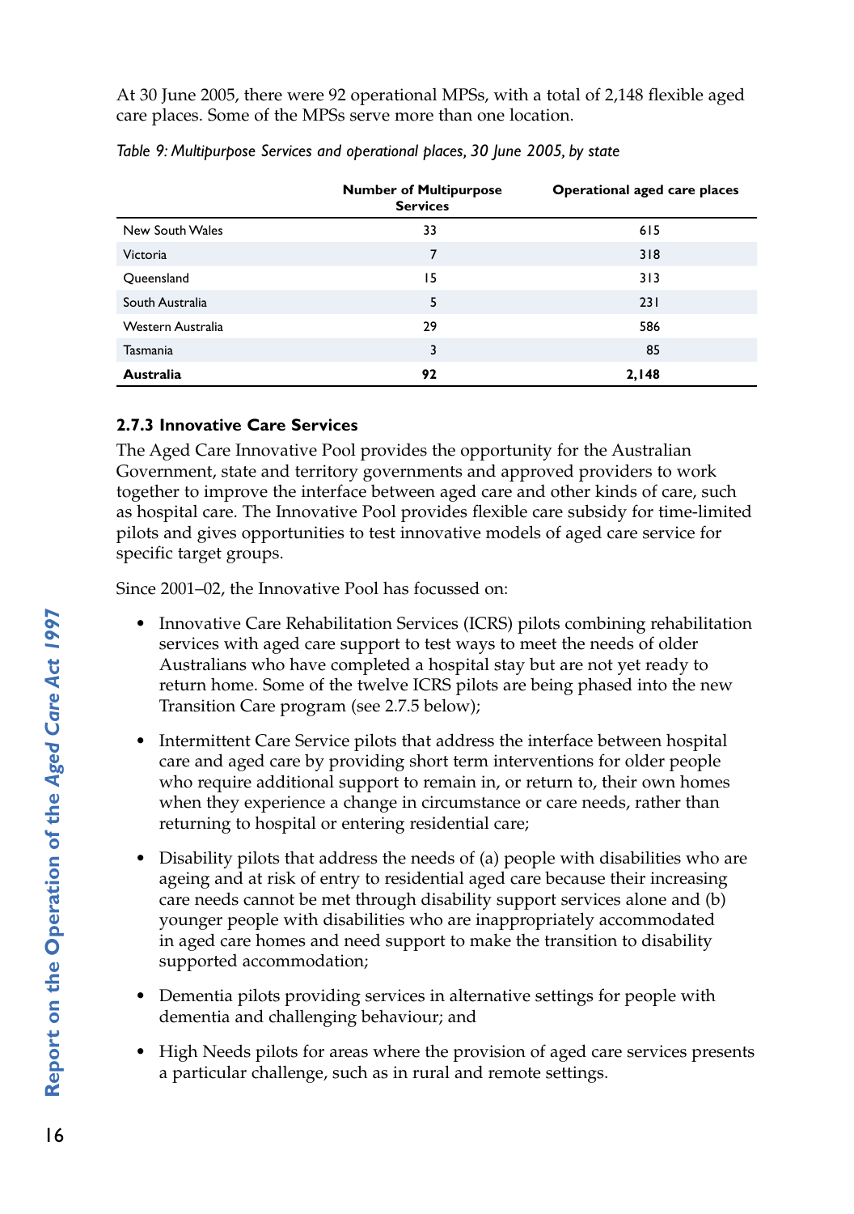At 30 June 2005, there were 92 operational MPSs, with a total of 2,148 flexible aged care places. Some of the MPSs serve more than one location.

*Table 9: Multipurpose Services and operational places, 30 June 2005, by state*

| | Number of Multipurpose Services | Operational aged care places |
|---|---|---|
| New South Wales | 33 | 615 |
| Victoria | 7 | 318 |
| Queensland | 15 | 313 |
| South Australia | 5 | 231 |
| Western Australia | 29 | 586 |
| Tasmania | 3 | 85 |
| **Australia** | **92** | **2,148** |

### 2.7.3 Innovative Care Services

The Aged Care Innovative Pool provides the opportunity for the Australian Government, state and territory governments and approved providers to work together to improve the interface between aged care and other kinds of care, such as hospital care. The Innovative Pool provides flexible care subsidy for time-limited pilots and gives opportunities to test innovative models of aged care service for specific target groups.

Since 2001–02, the Innovative Pool has focussed on:

- Innovative Care Rehabilitation Services (ICRS) pilots combining rehabilitation services with aged care support to test ways to meet the needs of older Australians who have completed a hospital stay but are not yet ready to return home. Some of the twelve ICRS pilots are being phased into the new Transition Care program (see 2.7.5 below);
- Intermittent Care Service pilots that address the interface between hospital care and aged care by providing short term interventions for older people who require additional support to remain in, or return to, their own homes when they experience a change in circumstance or care needs, rather than returning to hospital or entering residential care;
- Disability pilots that address the needs of (a) people with disabilities who are ageing and at risk of entry to residential aged care because their increasing care needs cannot be met through disability support services alone and (b) younger people with disabilities who are inappropriately accommodated in aged care homes and need support to make the transition to disability supported accommodation;
- Dementia pilots providing services in alternative settings for people with dementia and challenging behaviour; and
- High Needs pilots for areas where the provision of aged care services presents a particular challenge, such as in rural and remote settings.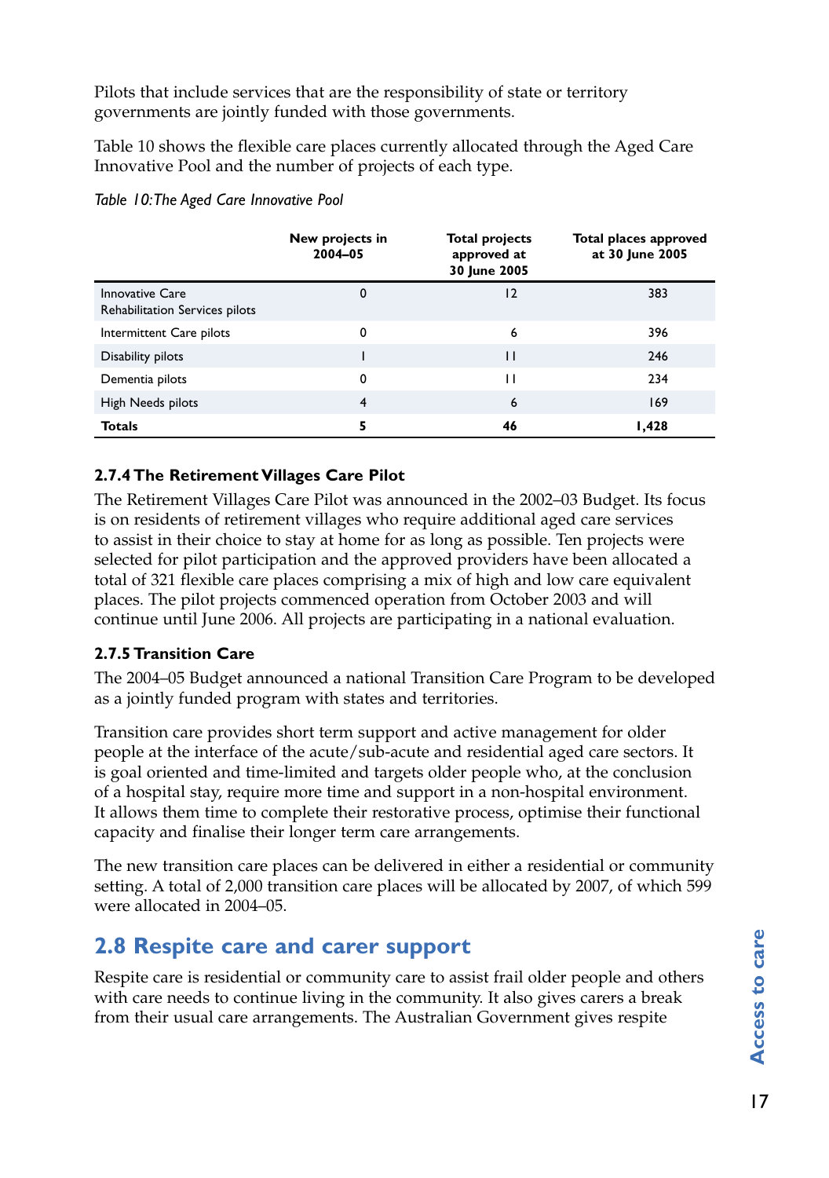Pilots that include services that are the responsibility of state or territory governments are jointly funded with those governments.

Table 10 shows the flexible care places currently allocated through the Aged Care Innovative Pool and the number of projects of each type.

*Table 10: The Aged Care Innovative Pool*

| | New projects in 2004–05 | Total projects approved at 30 June 2005 | Total places approved at 30 June 2005 |
|---|---|---|---|
| Innovative Care Rehabilitation Services pilots | 0 | 12 | 383 |
| Intermittent Care pilots | 0 | 6 | 396 |
| Disability pilots | 1 | 11 | 246 |
| Dementia pilots | 0 | 11 | 234 |
| High Needs pilots | 4 | 6 | 169 |
| **Totals** | **5** | **46** | **1,428** |

### 2.7.4 The Retirement Villages Care Pilot

The Retirement Villages Care Pilot was announced in the 2002–03 Budget. Its focus is on residents of retirement villages who require additional aged care services to assist in their choice to stay at home for as long as possible. Ten projects were selected for pilot participation and the approved providers have been allocated a total of 321 flexible care places comprising a mix of high and low care equivalent places. The pilot projects commenced operation from October 2003 and will continue until June 2006. All projects are participating in a national evaluation.

### 2.7.5 Transition Care

The 2004–05 Budget announced a national Transition Care Program to be developed as a jointly funded program with states and territories.

Transition care provides short term support and active management for older people at the interface of the acute/sub-acute and residential aged care sectors. It is goal oriented and time-limited and targets older people who, at the conclusion of a hospital stay, require more time and support in a non-hospital environment. It allows them time to complete their restorative process, optimise their functional capacity and finalise their longer term care arrangements.

The new transition care places can be delivered in either a residential or community setting. A total of 2,000 transition care places will be allocated by 2007, of which 599 were allocated in 2004–05.

## 2.8 Respite care and carer support

Respite care is residential or community care to assist frail older people and others with care needs to continue living in the community. It also gives carers a break from their usual care arrangements. The Australian Government gives respite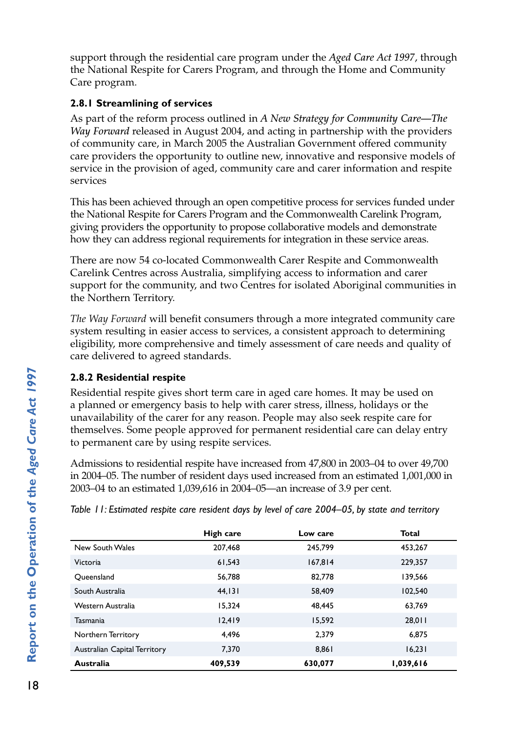support through the residential care program under the *Aged Care Act 1997*, through the National Respite for Carers Program, and through the Home and Community Care program.

### 2.8.1 Streamlining of services

As part of the reform process outlined in *A New Strategy for Community Care—The Way Forward* released in August 2004, and acting in partnership with the providers of community care, in March 2005 the Australian Government offered community care providers the opportunity to outline new, innovative and responsive models of service in the provision of aged, community care and carer information and respite services

This has been achieved through an open competitive process for services funded under the National Respite for Carers Program and the Commonwealth Carelink Program, giving providers the opportunity to propose collaborative models and demonstrate how they can address regional requirements for integration in these service areas.

There are now 54 co-located Commonwealth Carer Respite and Commonwealth Carelink Centres across Australia, simplifying access to information and carer support for the community, and two Centres for isolated Aboriginal communities in the Northern Territory.

*The Way Forward* will benefit consumers through a more integrated community care system resulting in easier access to services, a consistent approach to determining eligibility, more comprehensive and timely assessment of care needs and quality of care delivered to agreed standards.

### 2.8.2 Residential respite

Residential respite gives short term care in aged care homes. It may be used on a planned or emergency basis to help with carer stress, illness, holidays or the unavailability of the carer for any reason. People may also seek respite care for themselves. Some people approved for permanent residential care can delay entry to permanent care by using respite services.

Admissions to residential respite have increased from 47,800 in 2003–04 to over 49,700 in 2004–05. The number of resident days used increased from an estimated 1,001,000 in 2003–04 to an estimated 1,039,616 in 2004–05—an increase of 3.9 per cent.

*Table 11: Estimated respite care resident days by level of care 2004–05, by state and territory*

| | High care | Low care | Total |
|---|---|---|---|
| New South Wales | 207,468 | 245,799 | 453,267 |
| Victoria | 61,543 | 167,814 | 229,357 |
| Queensland | 56,788 | 82,778 | 139,566 |
| South Australia | 44,131 | 58,409 | 102,540 |
| Western Australia | 15,324 | 48,445 | 63,769 |
| Tasmania | 12,419 | 15,592 | 28,011 |
| Northern Territory | 4,496 | 2,379 | 6,875 |
| Australian Capital Territory | 7,370 | 8,861 | 16,231 |
| **Australia** | **409,539** | **630,077** | **1,039,616** |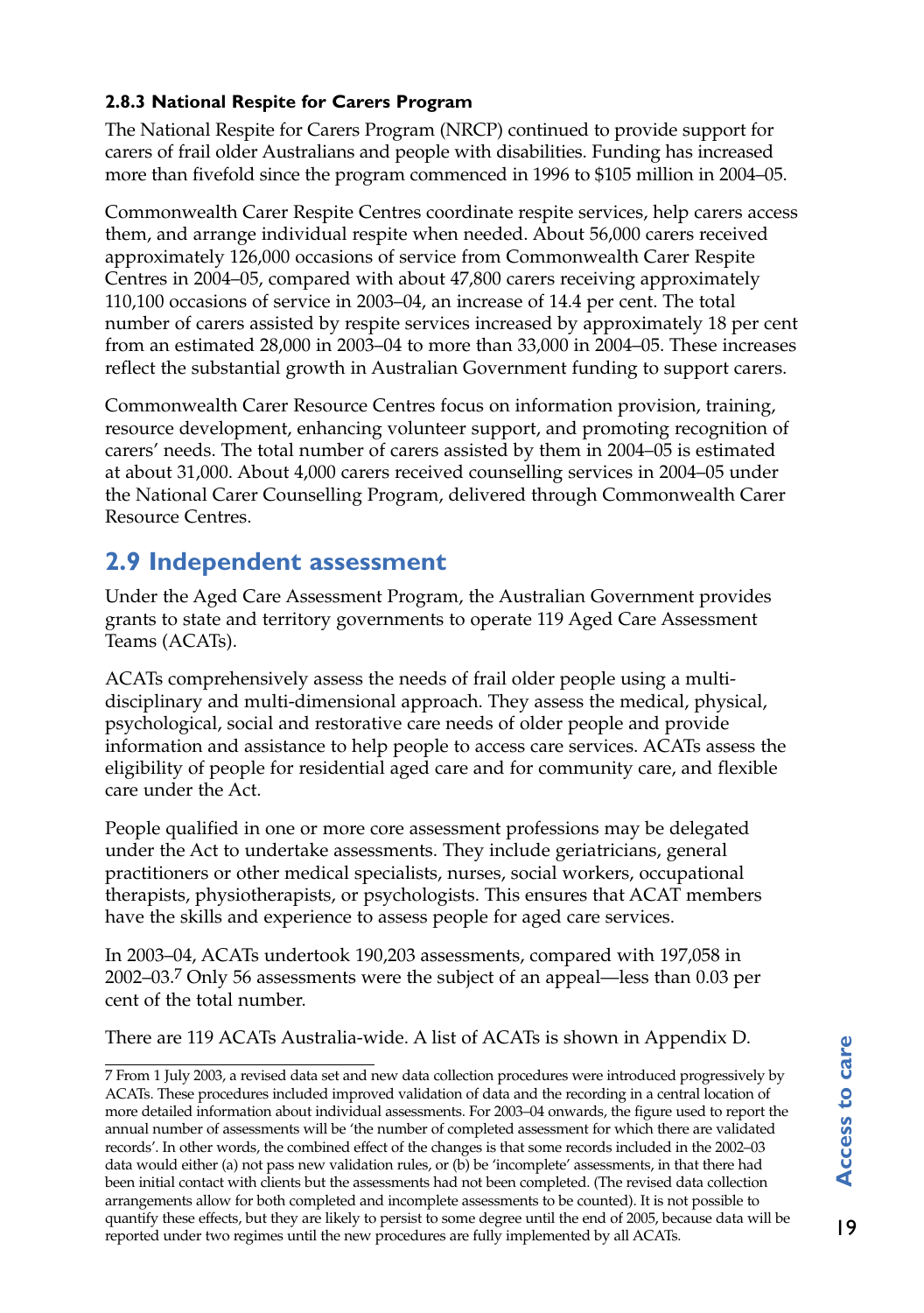### 2.8.3 National Respite for Carers Program

The National Respite for Carers Program (NRCP) continued to provide support for carers of frail older Australians and people with disabilities. Funding has increased more than fivefold since the program commenced in 1996 to $105 million in 2004–05.

Commonwealth Carer Respite Centres coordinate respite services, help carers access them, and arrange individual respite when needed. About 56,000 carers received approximately 126,000 occasions of service from Commonwealth Carer Respite Centres in 2004–05, compared with about 47,800 carers receiving approximately 110,100 occasions of service in 2003–04, an increase of 14.4 per cent. The total number of carers assisted by respite services increased by approximately 18 per cent from an estimated 28,000 in 2003–04 to more than 33,000 in 2004–05. These increases reflect the substantial growth in Australian Government funding to support carers.

Commonwealth Carer Resource Centres focus on information provision, training, resource development, enhancing volunteer support, and promoting recognition of carers' needs. The total number of carers assisted by them in 2004–05 is estimated at about 31,000. About 4,000 carers received counselling services in 2004–05 under the National Carer Counselling Program, delivered through Commonwealth Carer Resource Centres.

## 2.9 Independent assessment

Under the Aged Care Assessment Program, the Australian Government provides grants to state and territory governments to operate 119 Aged Care Assessment Teams (ACATs).

ACATs comprehensively assess the needs of frail older people using a multi-disciplinary and multi-dimensional approach. They assess the medical, physical, psychological, social and restorative care needs of older people and provide information and assistance to help people to access care services. ACATs assess the eligibility of people for residential aged care and for community care, and flexible care under the Act.

People qualified in one or more core assessment professions may be delegated under the Act to undertake assessments. They include geriatricians, general practitioners or other medical specialists, nurses, social workers, occupational therapists, physiotherapists, or psychologists. This ensures that ACAT members have the skills and experience to assess people for aged care services.

In 2003–04, ACATs undertook 190,203 assessments, compared with 197,058 in 2002–03.[7] Only 56 assessments were the subject of an appeal—less than 0.03 per cent of the total number.

There are 119 ACATs Australia-wide. A list of ACATs is shown in Appendix D.

---

7 From 1 July 2003, a revised data set and new data collection procedures were introduced progressively by ACATs. These procedures included improved validation of data and the recording in a central location of more detailed information about individual assessments. For 2003–04 onwards, the figure used to report the annual number of assessments will be 'the number of completed assessment for which there are validated records'. In other words, the combined effect of the changes is that some records included in the 2002–03 data would either (a) not pass new validation rules, or (b) be 'incomplete' assessments, in that there had been initial contact with clients but the assessments had not been completed. (The revised data collection arrangements allow for both completed and incomplete assessments to be counted). It is not possible to quantify these effects, but they are likely to persist to some degree until the end of 2005, because data will be reported under two regimes until the new procedures are fully implemented by all ACATs.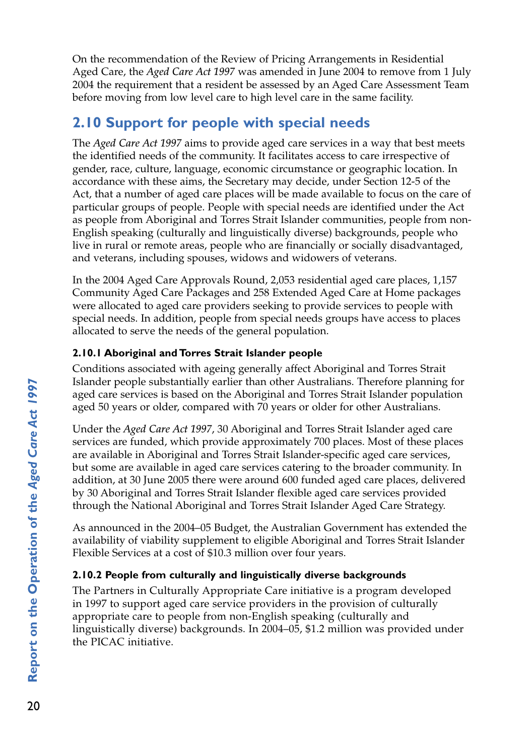On the recommendation of the Review of Pricing Arrangements in Residential Aged Care, the *Aged Care Act 1997* was amended in June 2004 to remove from 1 July 2004 the requirement that a resident be assessed by an Aged Care Assessment Team before moving from low level care to high level care in the same facility.

## 2.10 Support for people with special needs

The *Aged Care Act 1997* aims to provide aged care services in a way that best meets the identified needs of the community. It facilitates access to care irrespective of gender, race, culture, language, economic circumstance or geographic location. In accordance with these aims, the Secretary may decide, under Section 12-5 of the Act, that a number of aged care places will be made available to focus on the care of particular groups of people. People with special needs are identified under the Act as people from Aboriginal and Torres Strait Islander communities, people from non-English speaking (culturally and linguistically diverse) backgrounds, people who live in rural or remote areas, people who are financially or socially disadvantaged, and veterans, including spouses, widows and widowers of veterans.

In the 2004 Aged Care Approvals Round, 2,053 residential aged care places, 1,157 Community Aged Care Packages and 258 Extended Aged Care at Home packages were allocated to aged care providers seeking to provide services to people with special needs. In addition, people from special needs groups have access to places allocated to serve the needs of the general population.

### 2.10.1 Aboriginal and Torres Strait Islander people

Conditions associated with ageing generally affect Aboriginal and Torres Strait Islander people substantially earlier than other Australians. Therefore planning for aged care services is based on the Aboriginal and Torres Strait Islander population aged 50 years or older, compared with 70 years or older for other Australians.

Under the *Aged Care Act 1997*, 30 Aboriginal and Torres Strait Islander aged care services are funded, which provide approximately 700 places. Most of these places are available in Aboriginal and Torres Strait Islander-specific aged care services, but some are available in aged care services catering to the broader community. In addition, at 30 June 2005 there were around 600 funded aged care places, delivered by 30 Aboriginal and Torres Strait Islander flexible aged care services provided through the National Aboriginal and Torres Strait Islander Aged Care Strategy.

As announced in the 2004–05 Budget, the Australian Government has extended the availability of viability supplement to eligible Aboriginal and Torres Strait Islander Flexible Services at a cost of $10.3 million over four years.

### 2.10.2 People from culturally and linguistically diverse backgrounds

The Partners in Culturally Appropriate Care initiative is a program developed in 1997 to support aged care service providers in the provision of culturally appropriate care to people from non-English speaking (culturally and linguistically diverse) backgrounds. In 2004–05, $1.2 million was provided under the PICAC initiative.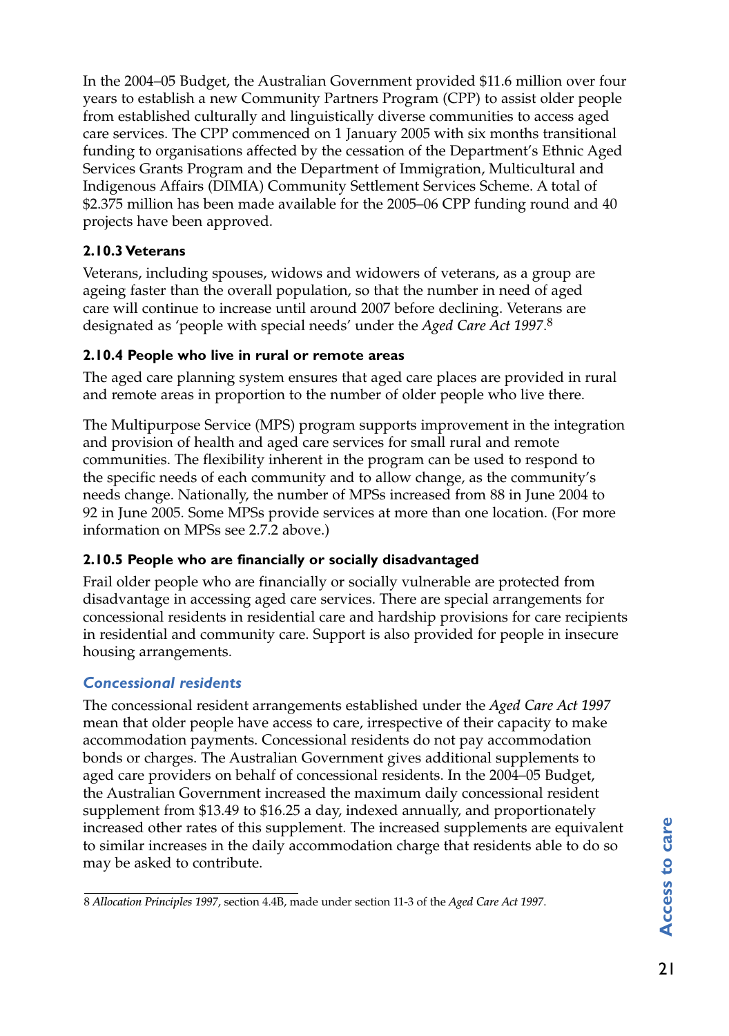In the 2004–05 Budget, the Australian Government provided $11.6 million over four years to establish a new Community Partners Program (CPP) to assist older people from established culturally and linguistically diverse communities to access aged care services. The CPP commenced on 1 January 2005 with six months transitional funding to organisations affected by the cessation of the Department's Ethnic Aged Services Grants Program and the Department of Immigration, Multicultural and Indigenous Affairs (DIMIA) Community Settlement Services Scheme. A total of $2.375 million has been made available for the 2005–06 CPP funding round and 40 projects have been approved.

### 2.10.3 Veterans

Veterans, including spouses, widows and widowers of veterans, as a group are ageing faster than the overall population, so that the number in need of aged care will continue to increase until around 2007 before declining. Veterans are designated as 'people with special needs' under the *Aged Care Act 1997*.[8]

### 2.10.4 People who live in rural or remote areas

The aged care planning system ensures that aged care places are provided in rural and remote areas in proportion to the number of older people who live there.

The Multipurpose Service (MPS) program supports improvement in the integration and provision of health and aged care services for small rural and remote communities. The flexibility inherent in the program can be used to respond to the specific needs of each community and to allow change, as the community's needs change. Nationally, the number of MPSs increased from 88 in June 2004 to 92 in June 2005. Some MPSs provide services at more than one location. (For more information on MPSs see 2.7.2 above.)

### 2.10.5 People who are financially or socially disadvantaged

Frail older people who are financially or socially vulnerable are protected from disadvantage in accessing aged care services. There are special arrangements for concessional residents in residential care and hardship provisions for care recipients in residential and community care. Support is also provided for people in insecure housing arrangements.

#### *Concessional residents*

The concessional resident arrangements established under the *Aged Care Act 1997* mean that older people have access to care, irrespective of their capacity to make accommodation payments. Concessional residents do not pay accommodation bonds or charges. The Australian Government gives additional supplements to aged care providers on behalf of concessional residents. In the 2004–05 Budget, the Australian Government increased the maximum daily concessional resident supplement from $13.49 to $16.25 a day, indexed annually, and proportionately increased other rates of this supplement. The increased supplements are equivalent to similar increases in the daily accommodation charge that residents able to do so may be asked to contribute.

---

8 *Allocation Principles 1997*, section 4.4B, made under section 11-3 of the *Aged Care Act 1997*.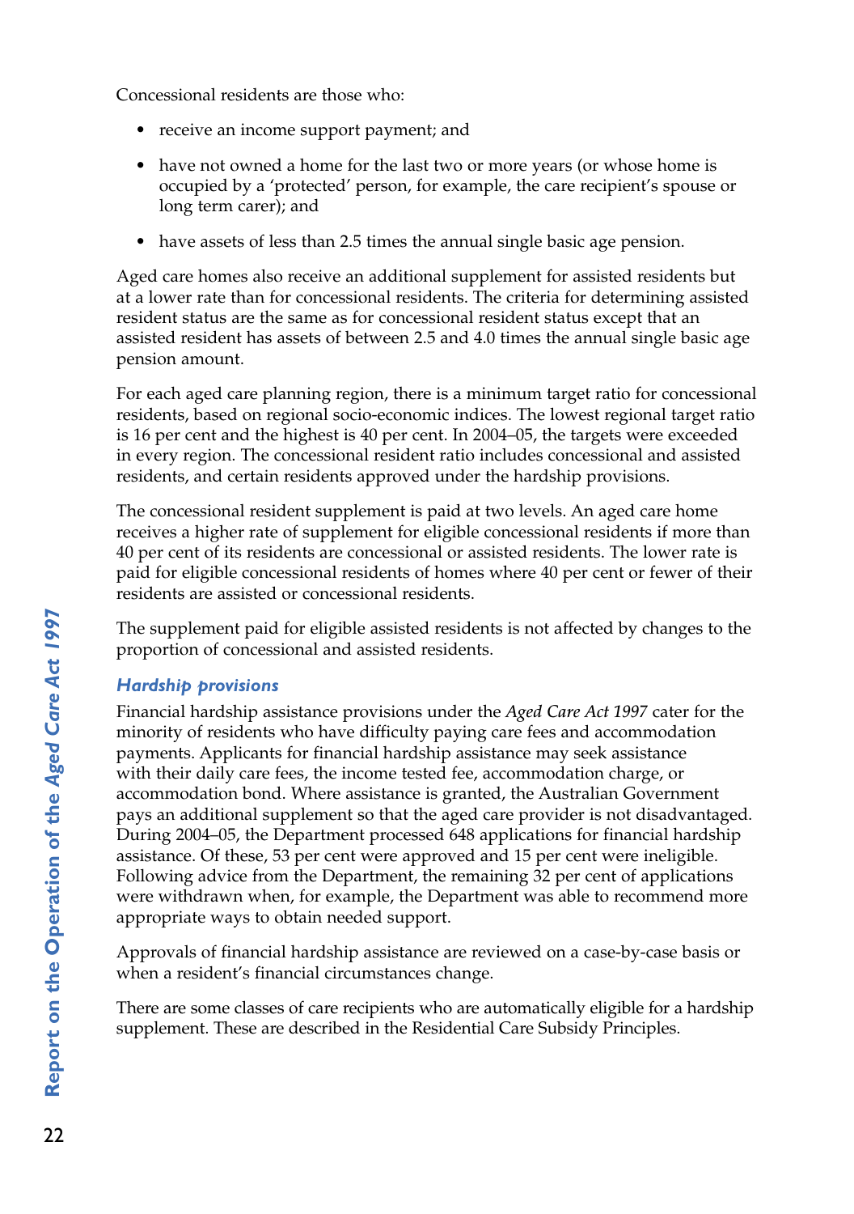Concessional residents are those who:

- receive an income support payment; and
- have not owned a home for the last two or more years (or whose home is occupied by a 'protected' person, for example, the care recipient's spouse or long term carer); and
- have assets of less than 2.5 times the annual single basic age pension.

Aged care homes also receive an additional supplement for assisted residents but at a lower rate than for concessional residents. The criteria for determining assisted resident status are the same as for concessional resident status except that an assisted resident has assets of between 2.5 and 4.0 times the annual single basic age pension amount.

For each aged care planning region, there is a minimum target ratio for concessional residents, based on regional socio-economic indices. The lowest regional target ratio is 16 per cent and the highest is 40 per cent. In 2004–05, the targets were exceeded in every region. The concessional resident ratio includes concessional and assisted residents, and certain residents approved under the hardship provisions.

The concessional resident supplement is paid at two levels. An aged care home receives a higher rate of supplement for eligible concessional residents if more than 40 per cent of its residents are concessional or assisted residents. The lower rate is paid for eligible concessional residents of homes where 40 per cent or fewer of their residents are assisted or concessional residents.

The supplement paid for eligible assisted residents is not affected by changes to the proportion of concessional and assisted residents.

### *Hardship provisions*

Financial hardship assistance provisions under the *Aged Care Act 1997* cater for the minority of residents who have difficulty paying care fees and accommodation payments. Applicants for financial hardship assistance may seek assistance with their daily care fees, the income tested fee, accommodation charge, or accommodation bond. Where assistance is granted, the Australian Government pays an additional supplement so that the aged care provider is not disadvantaged. During 2004–05, the Department processed 648 applications for financial hardship assistance. Of these, 53 per cent were approved and 15 per cent were ineligible. Following advice from the Department, the remaining 32 per cent of applications were withdrawn when, for example, the Department was able to recommend more appropriate ways to obtain needed support.

Approvals of financial hardship assistance are reviewed on a case-by-case basis or when a resident's financial circumstances change.

There are some classes of care recipients who are automatically eligible for a hardship supplement. These are described in the Residential Care Subsidy Principles.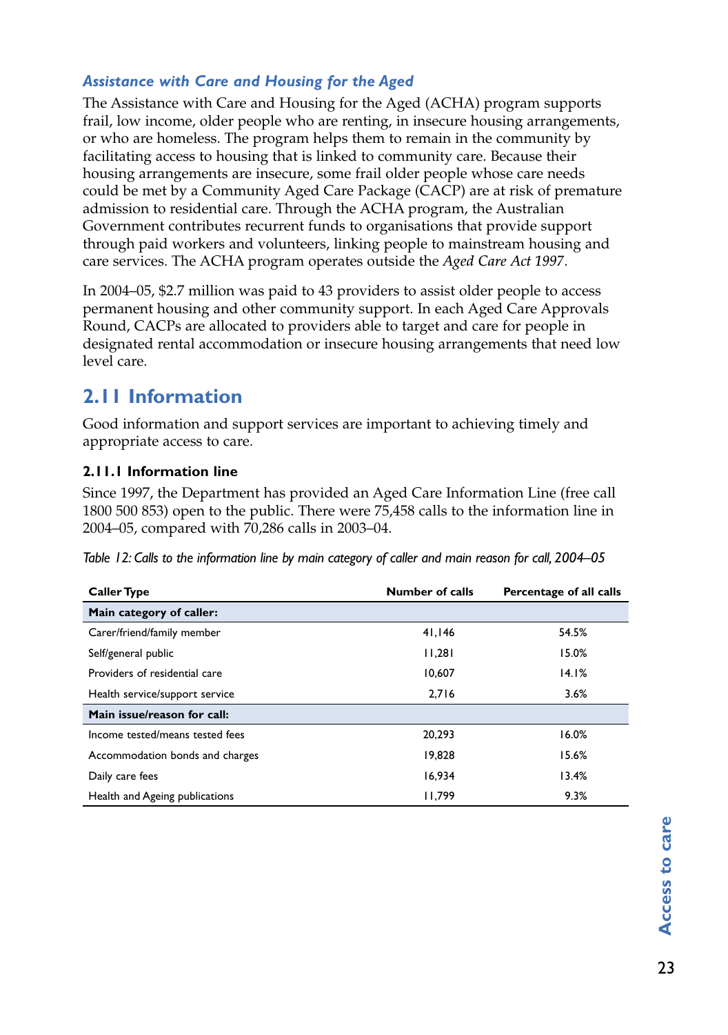### *Assistance with Care and Housing for the Aged*

The Assistance with Care and Housing for the Aged (ACHA) program supports frail, low income, older people who are renting, in insecure housing arrangements, or who are homeless. The program helps them to remain in the community by facilitating access to housing that is linked to community care. Because their housing arrangements are insecure, some frail older people whose care needs could be met by a Community Aged Care Package (CACP) are at risk of premature admission to residential care. Through the ACHA program, the Australian Government contributes recurrent funds to organisations that provide support through paid workers and volunteers, linking people to mainstream housing and care services. The ACHA program operates outside the *Aged Care Act 1997*.

In 2004–05, $2.7 million was paid to 43 providers to assist older people to access permanent housing and other community support. In each Aged Care Approvals Round, CACPs are allocated to providers able to target and care for people in designated rental accommodation or insecure housing arrangements that need low level care.

## 2.11 Information

Good information and support services are important to achieving timely and appropriate access to care.

### 2.11.1 Information line

Since 1997, the Department has provided an Aged Care Information Line (free call 1800 500 853) open to the public. There were 75,458 calls to the information line in 2004–05, compared with 70,286 calls in 2003–04.

*Table 12: Calls to the information line by main category of caller and main reason for call, 2004–05*

| Caller Type | Number of calls | Percentage of all calls |
|---|---|---|
| **Main category of caller:** | | |
| Carer/friend/family member | 41,146 | 54.5% |
| Self/general public | 11,281 | 15.0% |
| Providers of residential care | 10,607 | 14.1% |
| Health service/support service | 2,716 | 3.6% |
| **Main issue/reason for call:** | | |
| Income tested/means tested fees | 20,293 | 16.0% |
| Accommodation bonds and charges | 19,828 | 15.6% |
| Daily care fees | 16,934 | 13.4% |
| Health and Ageing publications | 11,799 | 9.3% |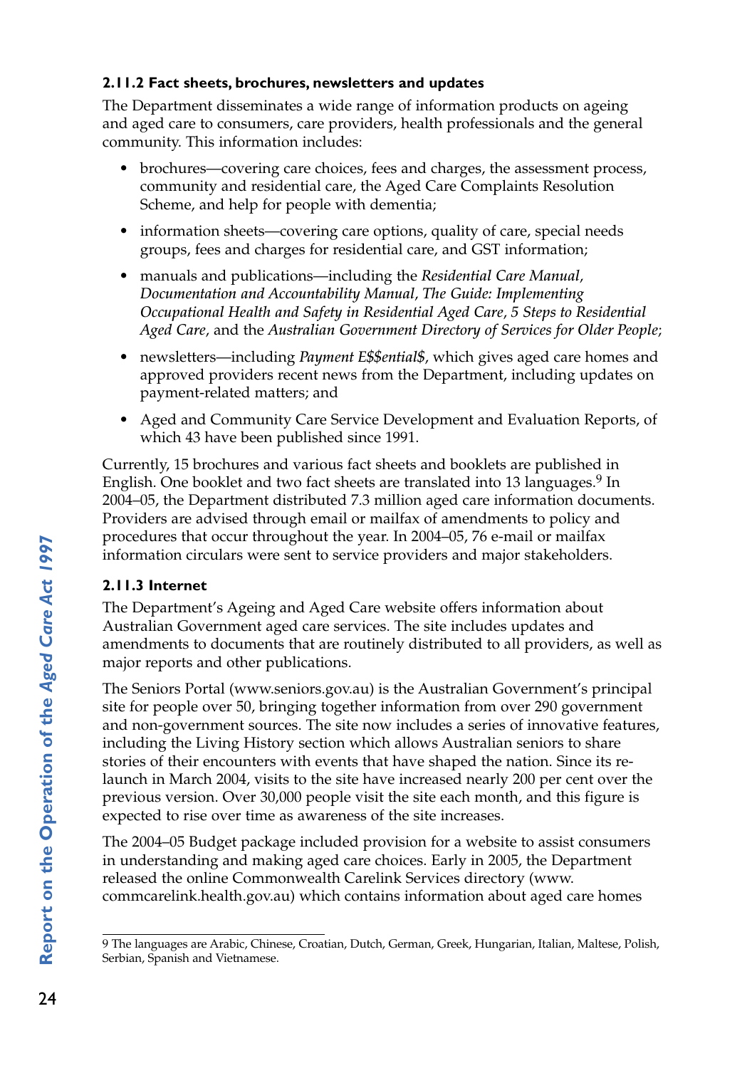### 2.11.2 Fact sheets, brochures, newsletters and updates

The Department disseminates a wide range of information products on ageing and aged care to consumers, care providers, health professionals and the general community. This information includes:

- brochures—covering care choices, fees and charges, the assessment process, community and residential care, the Aged Care Complaints Resolution Scheme, and help for people with dementia;
- information sheets—covering care options, quality of care, special needs groups, fees and charges for residential care, and GST information;
- manuals and publications—including the *Residential Care Manual*, *Documentation and Accountability Manual*, *The Guide: Implementing Occupational Health and Safety in Residential Aged Care*, *5 Steps to Residential Aged Care*, and the *Australian Government Directory of Services for Older People*;
- newsletters—including *Payment E$$ential$*, which gives aged care homes and approved providers recent news from the Department, including updates on payment-related matters; and
- Aged and Community Care Service Development and Evaluation Reports, of which 43 have been published since 1991.

Currently, 15 brochures and various fact sheets and booklets are published in English. One booklet and two fact sheets are translated into 13 languages.[9] In 2004–05, the Department distributed 7.3 million aged care information documents. Providers are advised through email or mailfax of amendments to policy and procedures that occur throughout the year. In 2004–05, 76 e-mail or mailfax information circulars were sent to service providers and major stakeholders.

### 2.11.3 Internet

The Department's Ageing and Aged Care website offers information about Australian Government aged care services. The site includes updates and amendments to documents that are routinely distributed to all providers, as well as major reports and other publications.

The Seniors Portal (www.seniors.gov.au) is the Australian Government's principal site for people over 50, bringing together information from over 290 government and non-government sources. The site now includes a series of innovative features, including the Living History section which allows Australian seniors to share stories of their encounters with events that have shaped the nation. Since its re-launch in March 2004, visits to the site have increased nearly 200 per cent over the previous version. Over 30,000 people visit the site each month, and this figure is expected to rise over time as awareness of the site increases.

The 2004–05 Budget package included provision for a website to assist consumers in understanding and making aged care choices. Early in 2005, the Department released the online Commonwealth Carelink Services directory (www.commcarelink.health.gov.au) which contains information about aged care homes

9 The languages are Arabic, Chinese, Croatian, Dutch, German, Greek, Hungarian, Italian, Maltese, Polish, Serbian, Spanish and Vietnamese.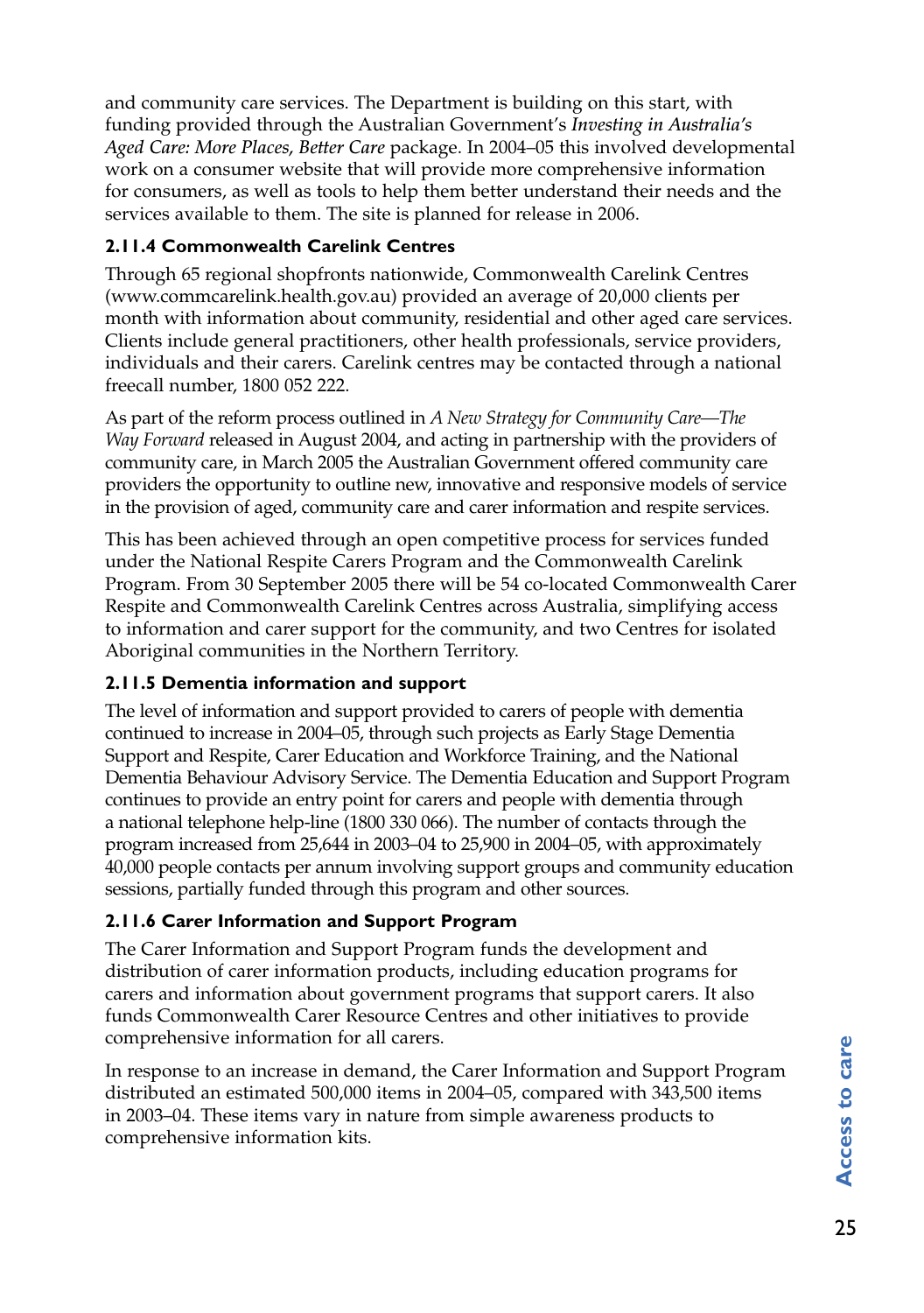and community care services. The Department is building on this start, with funding provided through the Australian Government's *Investing in Australia's Aged Care: More Places, Better Care* package. In 2004–05 this involved developmental work on a consumer website that will provide more comprehensive information for consumers, as well as tools to help them better understand their needs and the services available to them. The site is planned for release in 2006.

### 2.11.4 Commonwealth Carelink Centres

Through 65 regional shopfronts nationwide, Commonwealth Carelink Centres (www.commcarelink.health.gov.au) provided an average of 20,000 clients per month with information about community, residential and other aged care services. Clients include general practitioners, other health professionals, service providers, individuals and their carers. Carelink centres may be contacted through a national freecall number, 1800 052 222.

As part of the reform process outlined in *A New Strategy for Community Care—The Way Forward* released in August 2004, and acting in partnership with the providers of community care, in March 2005 the Australian Government offered community care providers the opportunity to outline new, innovative and responsive models of service in the provision of aged, community care and carer information and respite services.

This has been achieved through an open competitive process for services funded under the National Respite Carers Program and the Commonwealth Carelink Program. From 30 September 2005 there will be 54 co-located Commonwealth Carer Respite and Commonwealth Carelink Centres across Australia, simplifying access to information and carer support for the community, and two Centres for isolated Aboriginal communities in the Northern Territory.

### 2.11.5 Dementia information and support

The level of information and support provided to carers of people with dementia continued to increase in 2004–05, through such projects as Early Stage Dementia Support and Respite, Carer Education and Workforce Training, and the National Dementia Behaviour Advisory Service. The Dementia Education and Support Program continues to provide an entry point for carers and people with dementia through a national telephone help-line (1800 330 066). The number of contacts through the program increased from 25,644 in 2003–04 to 25,900 in 2004–05, with approximately 40,000 people contacts per annum involving support groups and community education sessions, partially funded through this program and other sources.

### 2.11.6 Carer Information and Support Program

The Carer Information and Support Program funds the development and distribution of carer information products, including education programs for carers and information about government programs that support carers. It also funds Commonwealth Carer Resource Centres and other initiatives to provide comprehensive information for all carers.

In response to an increase in demand, the Carer Information and Support Program distributed an estimated 500,000 items in 2004–05, compared with 343,500 items in 2003–04. These items vary in nature from simple awareness products to comprehensive information kits.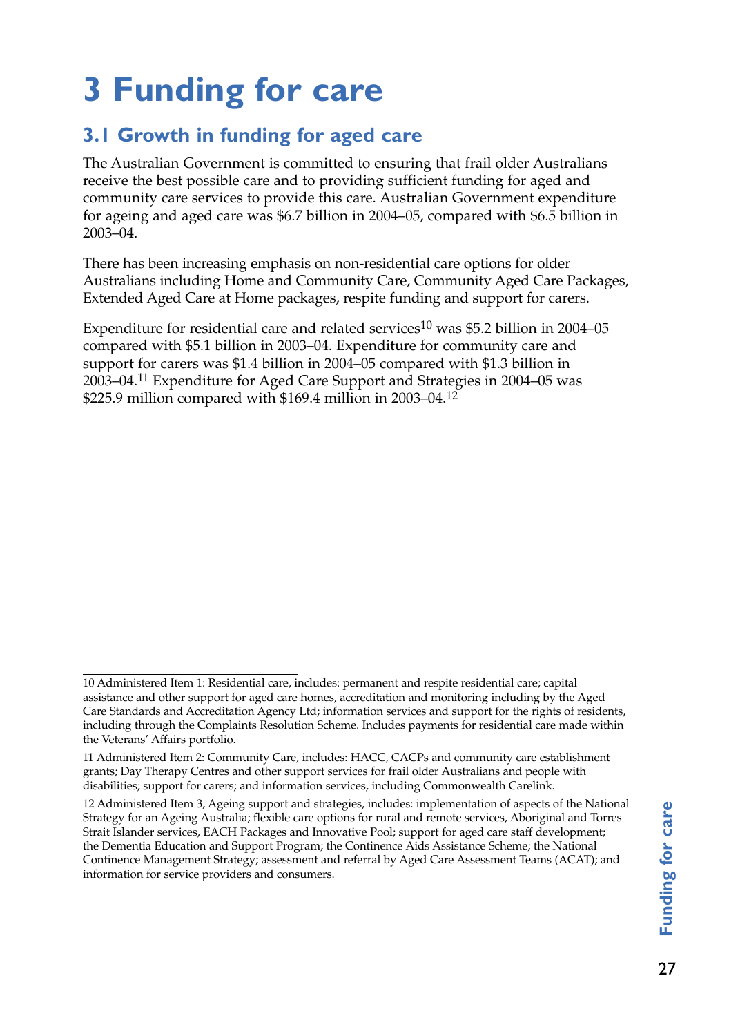# 3 Funding for care

## 3.1 Growth in funding for aged care

The Australian Government is committed to ensuring that frail older Australians receive the best possible care and to providing sufficient funding for aged and community care services to provide this care. Australian Government expenditure for ageing and aged care was $6.7 billion in 2004–05, compared with $6.5 billion in 2003–04.

There has been increasing emphasis on non-residential care options for older Australians including Home and Community Care, Community Aged Care Packages, Extended Aged Care at Home packages, respite funding and support for carers.

Expenditure for residential care and related services[10] was $5.2 billion in 2004–05 compared with $5.1 billion in 2003–04. Expenditure for community care and support for carers was $1.4 billion in 2004–05 compared with $1.3 billion in 2003–04.[11] Expenditure for Aged Care Support and Strategies in 2004–05 was $225.9 million compared with $169.4 million in 2003–04.[12]

---

10 Administered Item 1: Residential care, includes: permanent and respite residential care; capital assistance and other support for aged care homes, accreditation and monitoring including by the Aged Care Standards and Accreditation Agency Ltd; information services and support for the rights of residents, including through the Complaints Resolution Scheme. Includes payments for residential care made within the Veterans' Affairs portfolio.

11 Administered Item 2: Community Care, includes: HACC, CACPs and community care establishment grants; Day Therapy Centres and other support services for frail older Australians and people with disabilities; support for carers; and information services, including Commonwealth Carelink.

12 Administered Item 3, Ageing support and strategies, includes: implementation of aspects of the National Strategy for an Ageing Australia; flexible care options for rural and remote services, Aboriginal and Torres Strait Islander services, EACH Packages and Innovative Pool; support for aged care staff development; the Dementia Education and Support Program; the Continence Aids Assistance Scheme; the National Continence Management Strategy; assessment and referral by Aged Care Assessment Teams (ACAT); and information for service providers and consumers.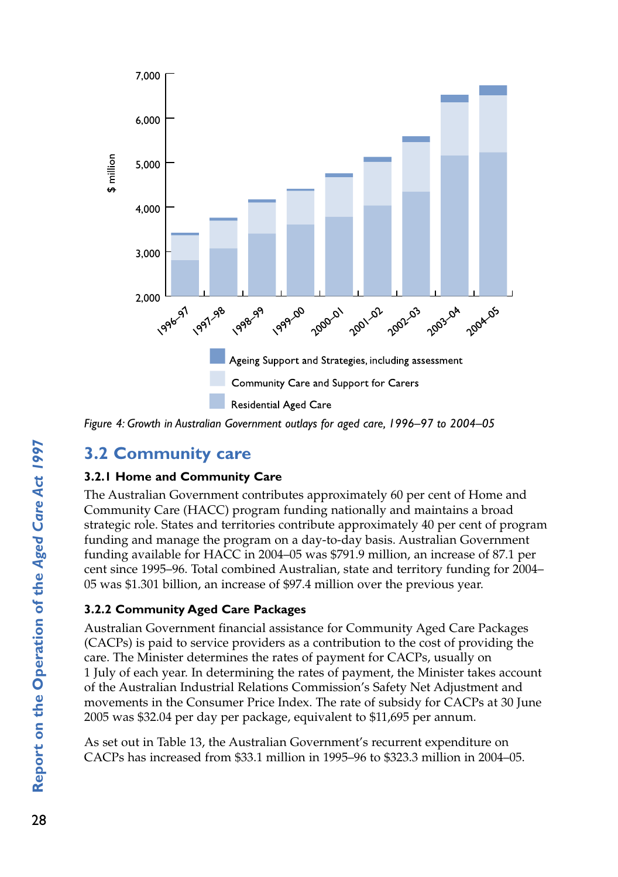Figure 4: *Growth in Australian Government outlays for aged care, 1996–97 to 2004–05*

## 3.2 Community care

### 3.2.1 Home and Community Care

The Australian Government contributes approximately 60 per cent of Home and Community Care (HACC) program funding nationally and maintains a broad strategic role. States and territories contribute approximately 40 per cent of program funding and manage the program on a day-to-day basis. Australian Government funding available for HACC in 2004–05 was $791.9 million, an increase of 87.1 per cent since 1995–96. Total combined Australian, state and territory funding for 2004–05 was $1.301 billion, an increase of $97.4 million over the previous year.

### 3.2.2 Community Aged Care Packages

Australian Government financial assistance for Community Aged Care Packages (CACPs) is paid to service providers as a contribution to the cost of providing the care. The Minister determines the rates of payment for CACPs, usually on 1 July of each year. In determining the rates of payment, the Minister takes account of the Australian Industrial Relations Commission's Safety Net Adjustment and movements in the Consumer Price Index. The rate of subsidy for CACPs at 30 June 2005 was $32.04 per day per package, equivalent to $11,695 per annum.

As set out in Table 13, the Australian Government's recurrent expenditure on CACPs has increased from $33.1 million in 1995–96 to $323.3 million in 2004–05.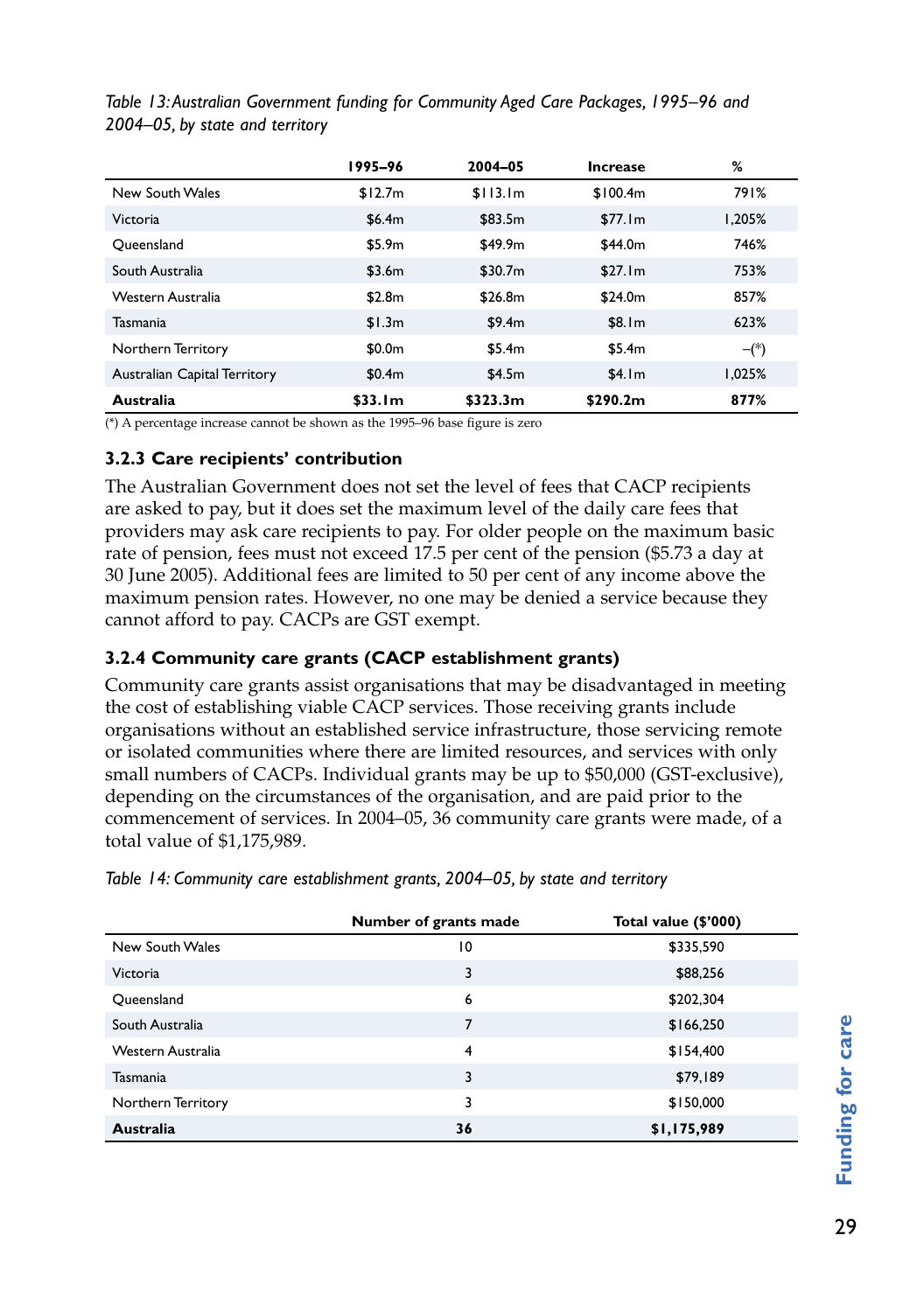*Table 13: Australian Government funding for Community Aged Care Packages, 1995–96 and 2004–05, by state and territory*

| | 1995–96 | 2004–05 | Increase | % |
|---|---|---|---|---|
| New South Wales | $12.7m | $113.1m | $100.4m | 791% |
| Victoria | $6.4m | $83.5m | $77.1m | 1,205% |
| Queensland | $5.9m | $49.9m | $44.0m | 746% |
| South Australia | $3.6m | $30.7m | $27.1m | 753% |
| Western Australia | $2.8m | $26.8m | $24.0m | 857% |
| Tasmania | $1.3m | $9.4m | $8.1m | 623% |
| Northern Territory | $0.0m | $5.4m | $5.4m | –(*) |
| Australian Capital Territory | $0.4m | $4.5m | $4.1m | 1,025% |
| **Australia** | **$33.1m** | **$323.3m** | **$290.2m** | **877%** |

(*) A percentage increase cannot be shown as the 1995–96 base figure is zero

### 3.2.3 Care recipients' contribution

The Australian Government does not set the level of fees that CACP recipients are asked to pay, but it does set the maximum level of the daily care fees that providers may ask care recipients to pay. For older people on the maximum basic rate of pension, fees must not exceed 17.5 per cent of the pension ($5.73 a day at 30 June 2005). Additional fees are limited to 50 per cent of any income above the maximum pension rates. However, no one may be denied a service because they cannot afford to pay. CACPs are GST exempt.

### 3.2.4 Community care grants (CACP establishment grants)

Community care grants assist organisations that may be disadvantaged in meeting the cost of establishing viable CACP services. Those receiving grants include organisations without an established service infrastructure, those servicing remote or isolated communities where there are limited resources, and services with only small numbers of CACPs. Individual grants may be up to $50,000 (GST-exclusive), depending on the circumstances of the organisation, and are paid prior to the commencement of services. In 2004–05, 36 community care grants were made, of a total value of $1,175,989.

*Table 14: Community care establishment grants, 2004–05, by state and territory*

| | Number of grants made | Total value ($'000) |
|---|---|---|
| New South Wales | 10 | $335,590 |
| Victoria | 3 | $88,256 |
| Queensland | 6 | $202,304 |
| South Australia | 7 | $166,250 |
| Western Australia | 4 | $154,400 |
| Tasmania | 3 | $79,189 |
| Northern Territory | 3 | $150,000 |
| **Australia** | **36** | **$1,175,989** |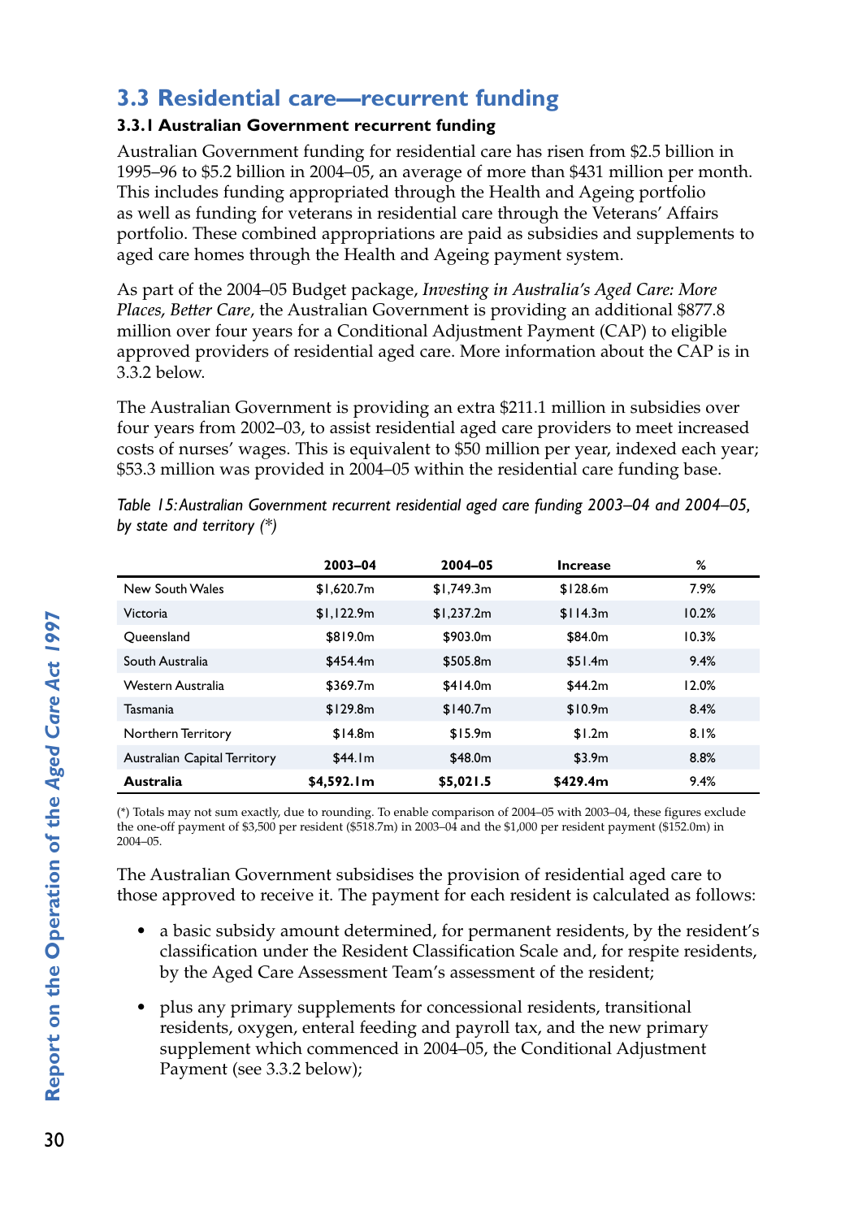## 3.3 Residential care—recurrent funding

### 3.3.1 Australian Government recurrent funding

Australian Government funding for residential care has risen from $2.5 billion in 1995–96 to $5.2 billion in 2004–05, an average of more than $431 million per month. This includes funding appropriated through the Health and Ageing portfolio as well as funding for veterans in residential care through the Veterans' Affairs portfolio. These combined appropriations are paid as subsidies and supplements to aged care homes through the Health and Ageing payment system.

As part of the 2004–05 Budget package, *Investing in Australia's Aged Care: More Places, Better Care*, the Australian Government is providing an additional $877.8 million over four years for a Conditional Adjustment Payment (CAP) to eligible approved providers of residential aged care. More information about the CAP is in 3.3.2 below.

The Australian Government is providing an extra $211.1 million in subsidies over four years from 2002–03, to assist residential aged care providers to meet increased costs of nurses' wages. This is equivalent to $50 million per year, indexed each year; $53.3 million was provided in 2004–05 within the residential care funding base.

*Table 15: Australian Government recurrent residential aged care funding 2003–04 and 2004–05, by state and territory (\*)*

| | 2003–04 | 2004–05 | Increase | % |
|---|---|---|---|---|
| New South Wales | $1,620.7m | $1,749.3m | $128.6m | 7.9% |
| Victoria | $1,122.9m | $1,237.2m | $114.3m | 10.2% |
| Queensland | $819.0m | $903.0m | $84.0m | 10.3% |
| South Australia | $454.4m | $505.8m | $51.4m | 9.4% |
| Western Australia | $369.7m | $414.0m | $44.2m | 12.0% |
| Tasmania | $129.8m | $140.7m | $10.9m | 8.4% |
| Northern Territory | $14.8m | $15.9m | $1.2m | 8.1% |
| Australian Capital Territory | $44.1m | $48.0m | $3.9m | 8.8% |
| **Australia** | **$4,592.1m** | **$5,021.5** | **$429.4m** | **9.4%** |

(\*) Totals may not sum exactly, due to rounding. To enable comparison of 2004–05 with 2003–04, these figures exclude the one-off payment of $3,500 per resident ($518.7m) in 2003–04 and the $1,000 per resident payment ($152.0m) in 2004–05.

The Australian Government subsidises the provision of residential aged care to those approved to receive it. The payment for each resident is calculated as follows:

- a basic subsidy amount determined, for permanent residents, by the resident's classification under the Resident Classification Scale and, for respite residents, by the Aged Care Assessment Team's assessment of the resident;
- plus any primary supplements for concessional residents, transitional residents, oxygen, enteral feeding and payroll tax, and the new primary supplement which commenced in 2004–05, the Conditional Adjustment Payment (see 3.3.2 below);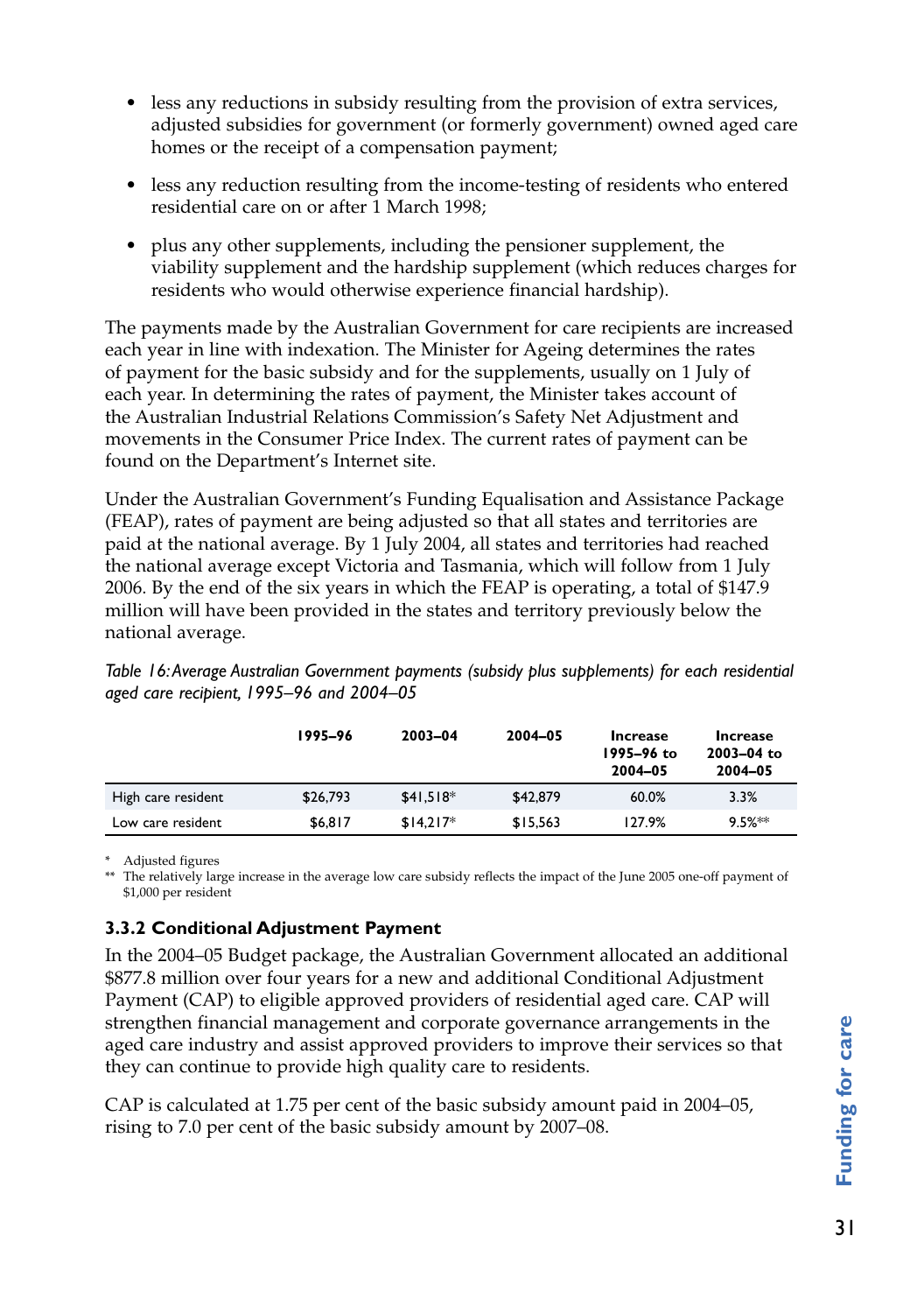- less any reductions in subsidy resulting from the provision of extra services, adjusted subsidies for government (or formerly government) owned aged care homes or the receipt of a compensation payment;
- less any reduction resulting from the income-testing of residents who entered residential care on or after 1 March 1998;
- plus any other supplements, including the pensioner supplement, the viability supplement and the hardship supplement (which reduces charges for residents who would otherwise experience financial hardship).

The payments made by the Australian Government for care recipients are increased each year in line with indexation. The Minister for Ageing determines the rates of payment for the basic subsidy and for the supplements, usually on 1 July of each year. In determining the rates of payment, the Minister takes account of the Australian Industrial Relations Commission's Safety Net Adjustment and movements in the Consumer Price Index. The current rates of payment can be found on the Department's Internet site.

Under the Australian Government's Funding Equalisation and Assistance Package (FEAP), rates of payment are being adjusted so that all states and territories are paid at the national average. By 1 July 2004, all states and territories had reached the national average except Victoria and Tasmania, which will follow from 1 July 2006. By the end of the six years in which the FEAP is operating, a total of $147.9 million will have been provided in the states and territory previously below the national average.

*Table 16: Average Australian Government payments (subsidy plus supplements) for each residential aged care recipient, 1995–96 and 2004–05*

| | 1995–96 | 2003–04 | 2004–05 | Increase 1995–96 to 2004–05 | Increase 2003–04 to 2004–05 |
|---|---|---|---|---|---|
| High care resident | $26,793 | $41,518* | $42,879 | 60.0% | 3.3% |
| Low care resident | $6,817 | $14,217* | $15,563 | 127.9% | 9.5%** |

\* Adjusted figures

\** The relatively large increase in the average low care subsidy reflects the impact of the June 2005 one-off payment of $1,000 per resident

### 3.3.2 Conditional Adjustment Payment

In the 2004–05 Budget package, the Australian Government allocated an additional $877.8 million over four years for a new and additional Conditional Adjustment Payment (CAP) to eligible approved providers of residential aged care. CAP will strengthen financial management and corporate governance arrangements in the aged care industry and assist approved providers to improve their services so that they can continue to provide high quality care to residents.

CAP is calculated at 1.75 per cent of the basic subsidy amount paid in 2004–05, rising to 7.0 per cent of the basic subsidy amount by 2007–08.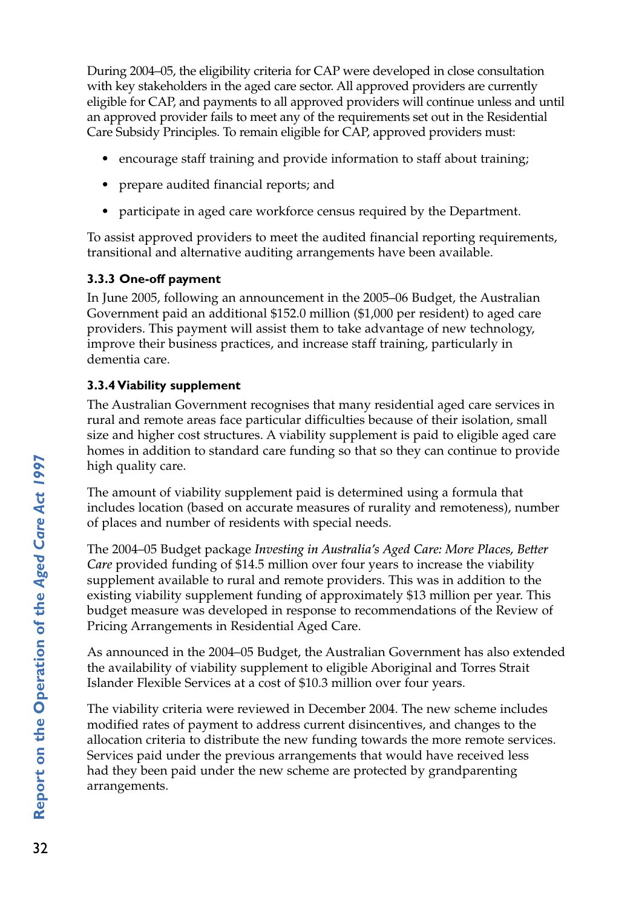During 2004–05, the eligibility criteria for CAP were developed in close consultation with key stakeholders in the aged care sector. All approved providers are currently eligible for CAP, and payments to all approved providers will continue unless and until an approved provider fails to meet any of the requirements set out in the Residential Care Subsidy Principles. To remain eligible for CAP, approved providers must:

- encourage staff training and provide information to staff about training;
- prepare audited financial reports; and
- participate in aged care workforce census required by the Department.

To assist approved providers to meet the audited financial reporting requirements, transitional and alternative auditing arrangements have been available.

#### 3.3.3 One-off payment

In June 2005, following an announcement in the 2005–06 Budget, the Australian Government paid an additional $152.0 million ($1,000 per resident) to aged care providers. This payment will assist them to take advantage of new technology, improve their business practices, and increase staff training, particularly in dementia care.

#### 3.3.4 Viability supplement

The Australian Government recognises that many residential aged care services in rural and remote areas face particular difficulties because of their isolation, small size and higher cost structures. A viability supplement is paid to eligible aged care homes in addition to standard care funding so that so they can continue to provide high quality care.

The amount of viability supplement paid is determined using a formula that includes location (based on accurate measures of rurality and remoteness), number of places and number of residents with special needs.

The 2004–05 Budget package *Investing in Australia's Aged Care: More Places, Better Care* provided funding of $14.5 million over four years to increase the viability supplement available to rural and remote providers. This was in addition to the existing viability supplement funding of approximately $13 million per year. This budget measure was developed in response to recommendations of the Review of Pricing Arrangements in Residential Aged Care.

As announced in the 2004–05 Budget, the Australian Government has also extended the availability of viability supplement to eligible Aboriginal and Torres Strait Islander Flexible Services at a cost of $10.3 million over four years.

The viability criteria were reviewed in December 2004. The new scheme includes modified rates of payment to address current disincentives, and changes to the allocation criteria to distribute the new funding towards the more remote services. Services paid under the previous arrangements that would have received less had they been paid under the new scheme are protected by grandparenting arrangements.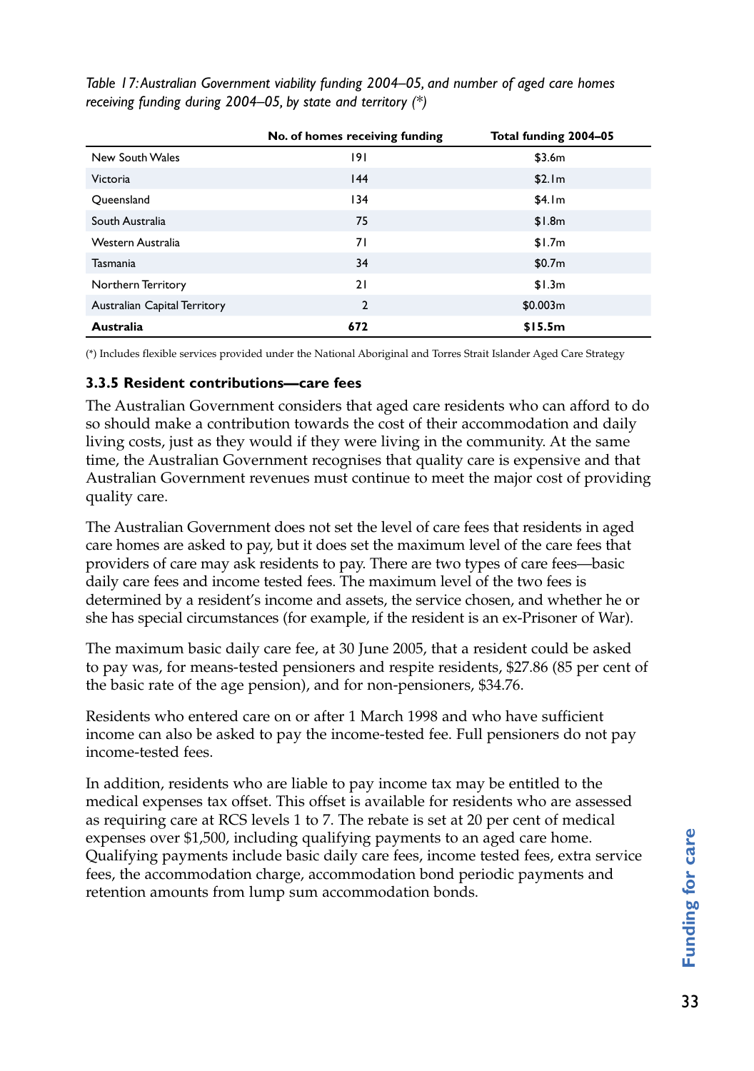*Table 17: Australian Government viability funding 2004–05, and number of aged care homes receiving funding during 2004–05, by state and territory (*)*

| | No. of homes receiving funding | Total funding 2004–05 |
|---|---|---|
| New South Wales | 191 | $3.6m |
| Victoria | 144 | $2.1m |
| Queensland | 134 | $4.1m |
| South Australia | 75 | $1.8m |
| Western Australia | 71 | $1.7m |
| Tasmania | 34 | $0.7m |
| Northern Territory | 21 | $1.3m |
| Australian Capital Territory | 2 | $0.003m |
| **Australia** | **672** | **$15.5m** |

(*) Includes flexible services provided under the National Aboriginal and Torres Strait Islander Aged Care Strategy

### 3.3.5 Resident contributions—care fees

The Australian Government considers that aged care residents who can afford to do so should make a contribution towards the cost of their accommodation and daily living costs, just as they would if they were living in the community. At the same time, the Australian Government recognises that quality care is expensive and that Australian Government revenues must continue to meet the major cost of providing quality care.

The Australian Government does not set the level of care fees that residents in aged care homes are asked to pay, but it does set the maximum level of the care fees that providers of care may ask residents to pay. There are two types of care fees—basic daily care fees and income tested fees. The maximum level of the two fees is determined by a resident's income and assets, the service chosen, and whether he or she has special circumstances (for example, if the resident is an ex-Prisoner of War).

The maximum basic daily care fee, at 30 June 2005, that a resident could be asked to pay was, for means-tested pensioners and respite residents, $27.86 (85 per cent of the basic rate of the age pension), and for non-pensioners, $34.76.

Residents who entered care on or after 1 March 1998 and who have sufficient income can also be asked to pay the income-tested fee. Full pensioners do not pay income-tested fees.

In addition, residents who are liable to pay income tax may be entitled to the medical expenses tax offset. This offset is available for residents who are assessed as requiring care at RCS levels 1 to 7. The rebate is set at 20 per cent of medical expenses over $1,500, including qualifying payments to an aged care home. Qualifying payments include basic daily care fees, income tested fees, extra service fees, the accommodation charge, accommodation bond periodic payments and retention amounts from lump sum accommodation bonds.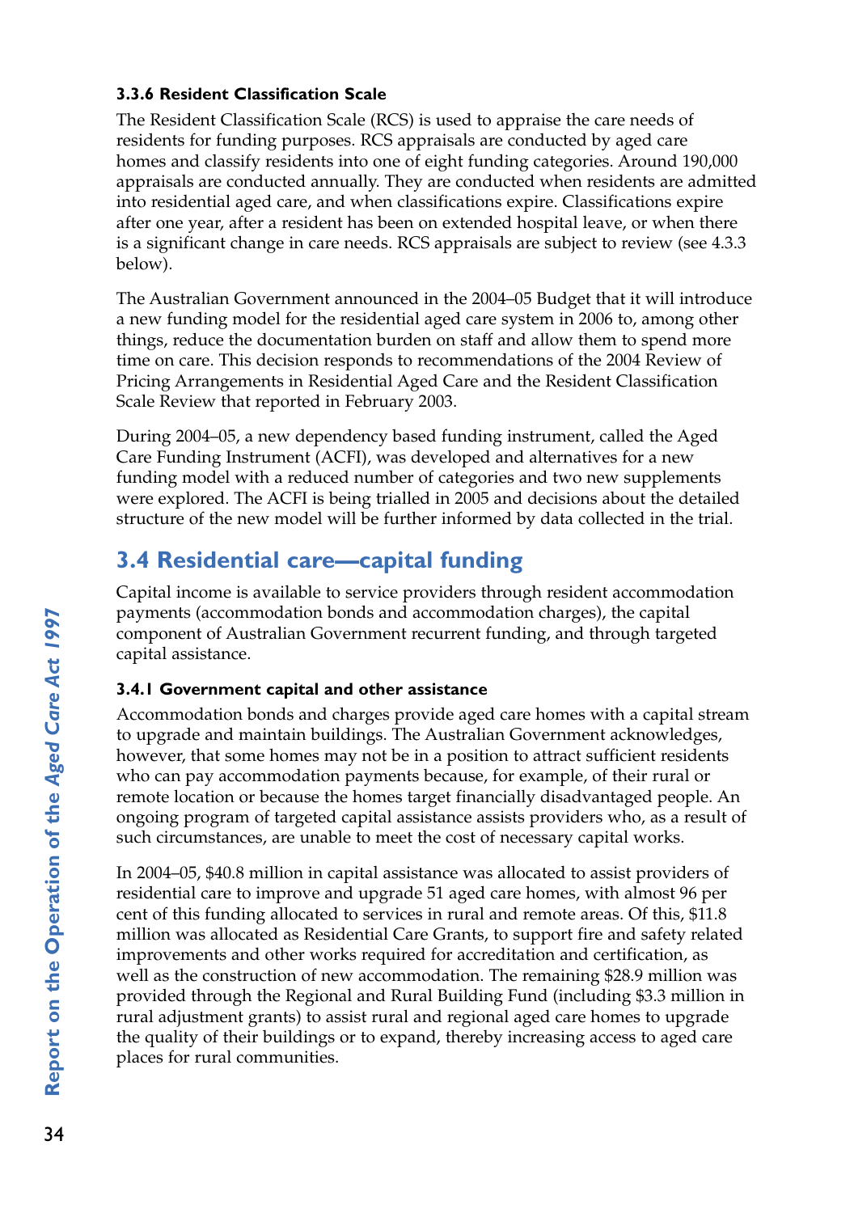### 3.3.6 Resident Classification Scale

The Resident Classification Scale (RCS) is used to appraise the care needs of residents for funding purposes. RCS appraisals are conducted by aged care homes and classify residents into one of eight funding categories. Around 190,000 appraisals are conducted annually. They are conducted when residents are admitted into residential aged care, and when classifications expire. Classifications expire after one year, after a resident has been on extended hospital leave, or when there is a significant change in care needs. RCS appraisals are subject to review (see 4.3.3 below).

The Australian Government announced in the 2004–05 Budget that it will introduce a new funding model for the residential aged care system in 2006 to, among other things, reduce the documentation burden on staff and allow them to spend more time on care. This decision responds to recommendations of the 2004 Review of Pricing Arrangements in Residential Aged Care and the Resident Classification Scale Review that reported in February 2003.

During 2004–05, a new dependency based funding instrument, called the Aged Care Funding Instrument (ACFI), was developed and alternatives for a new funding model with a reduced number of categories and two new supplements were explored. The ACFI is being trialled in 2005 and decisions about the detailed structure of the new model will be further informed by data collected in the trial.

## 3.4 Residential care—capital funding

Capital income is available to service providers through resident accommodation payments (accommodation bonds and accommodation charges), the capital component of Australian Government recurrent funding, and through targeted capital assistance.

### 3.4.1 Government capital and other assistance

Accommodation bonds and charges provide aged care homes with a capital stream to upgrade and maintain buildings. The Australian Government acknowledges, however, that some homes may not be in a position to attract sufficient residents who can pay accommodation payments because, for example, of their rural or remote location or because the homes target financially disadvantaged people. An ongoing program of targeted capital assistance assists providers who, as a result of such circumstances, are unable to meet the cost of necessary capital works.

In 2004–05, $40.8 million in capital assistance was allocated to assist providers of residential care to improve and upgrade 51 aged care homes, with almost 96 per cent of this funding allocated to services in rural and remote areas. Of this, $11.8 million was allocated as Residential Care Grants, to support fire and safety related improvements and other works required for accreditation and certification, as well as the construction of new accommodation. The remaining $28.9 million was provided through the Regional and Rural Building Fund (including $3.3 million in rural adjustment grants) to assist rural and regional aged care homes to upgrade the quality of their buildings or to expand, thereby increasing access to aged care places for rural communities.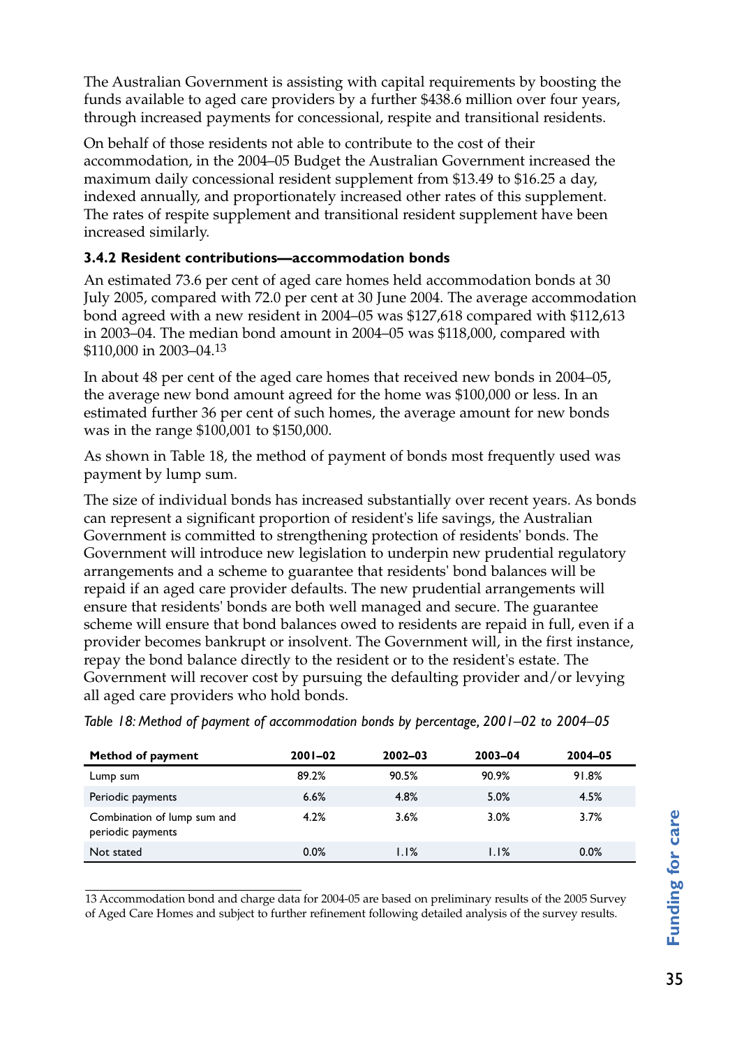The Australian Government is assisting with capital requirements by boosting the funds available to aged care providers by a further $438.6 million over four years, through increased payments for concessional, respite and transitional residents.

On behalf of those residents not able to contribute to the cost of their accommodation, in the 2004–05 Budget the Australian Government increased the maximum daily concessional resident supplement from $13.49 to $16.25 a day, indexed annually, and proportionately increased other rates of this supplement. The rates of respite supplement and transitional resident supplement have been increased similarly.

### 3.4.2 Resident contributions—accommodation bonds

An estimated 73.6 per cent of aged care homes held accommodation bonds at 30 July 2005, compared with 72.0 per cent at 30 June 2004. The average accommodation bond agreed with a new resident in 2004–05 was $127,618 compared with $112,613 in 2003–04. The median bond amount in 2004–05 was $118,000, compared with $110,000 in 2003–04.[13]

In about 48 per cent of the aged care homes that received new bonds in 2004–05, the average new bond amount agreed for the home was $100,000 or less. In an estimated further 36 per cent of such homes, the average amount for new bonds was in the range $100,001 to $150,000.

As shown in Table 18, the method of payment of bonds most frequently used was payment by lump sum.

The size of individual bonds has increased substantially over recent years. As bonds can represent a significant proportion of resident's life savings, the Australian Government is committed to strengthening protection of residents' bonds. The Government will introduce new legislation to underpin new prudential regulatory arrangements and a scheme to guarantee that residents' bond balances will be repaid if an aged care provider defaults. The new prudential arrangements will ensure that residents' bonds are both well managed and secure. The guarantee scheme will ensure that bond balances owed to residents are repaid in full, even if a provider becomes bankrupt or insolvent. The Government will, in the first instance, repay the bond balance directly to the resident or to the resident's estate. The Government will recover cost by pursuing the defaulting provider and/or levying all aged care providers who hold bonds.

*Table 18: Method of payment of accommodation bonds by percentage, 2001–02 to 2004–05*

| Method of payment | 2001–02 | 2002–03 | 2003–04 | 2004–05 |
|---|---|---|---|---|
| Lump sum | 89.2% | 90.5% | 90.9% | 91.8% |
| Periodic payments | 6.6% | 4.8% | 5.0% | 4.5% |
| Combination of lump sum and periodic payments | 4.2% | 3.6% | 3.0% | 3.7% |
| Not stated | 0.0% | 1.1% | 1.1% | 0.0% |

13 Accommodation bond and charge data for 2004-05 are based on preliminary results of the 2005 Survey of Aged Care Homes and subject to further refinement following detailed analysis of the survey results.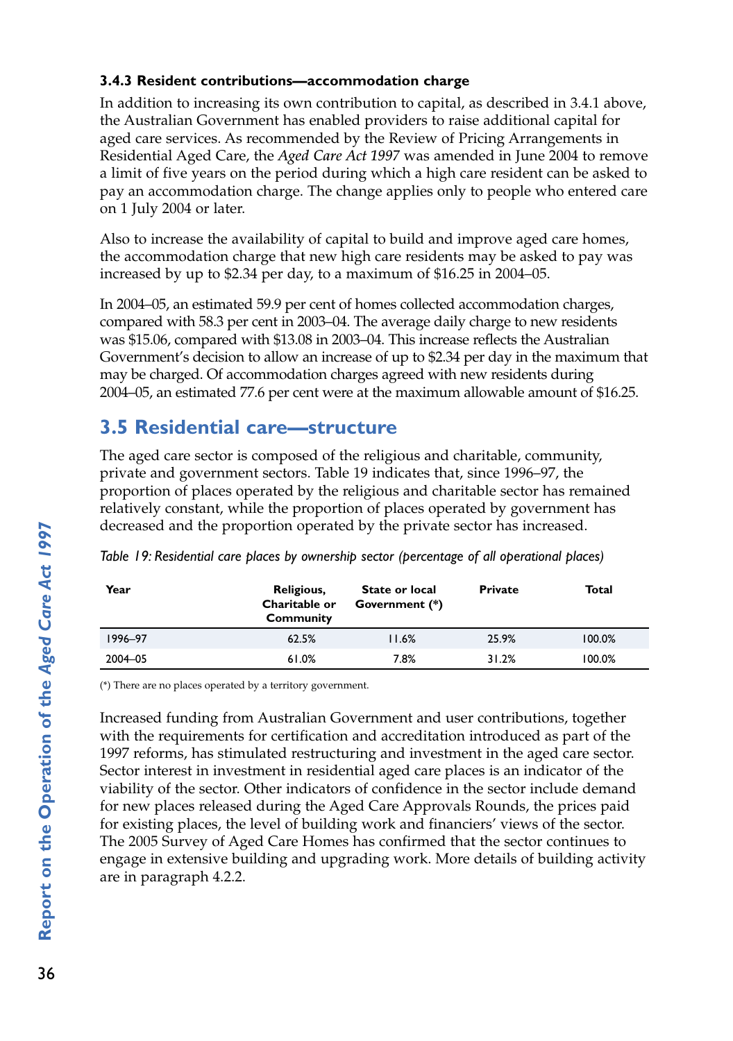### 3.4.3 Resident contributions—accommodation charge

In addition to increasing its own contribution to capital, as described in 3.4.1 above, the Australian Government has enabled providers to raise additional capital for aged care services. As recommended by the Review of Pricing Arrangements in Residential Aged Care, the *Aged Care Act 1997* was amended in June 2004 to remove a limit of five years on the period during which a high care resident can be asked to pay an accommodation charge. The change applies only to people who entered care on 1 July 2004 or later.

Also to increase the availability of capital to build and improve aged care homes, the accommodation charge that new high care residents may be asked to pay was increased by up to $2.34 per day, to a maximum of $16.25 in 2004–05.

In 2004–05, an estimated 59.9 per cent of homes collected accommodation charges, compared with 58.3 per cent in 2003–04. The average daily charge to new residents was $15.06, compared with $13.08 in 2003–04. This increase reflects the Australian Government's decision to allow an increase of up to $2.34 per day in the maximum that may be charged. Of accommodation charges agreed with new residents during 2004–05, an estimated 77.6 per cent were at the maximum allowable amount of $16.25.

## 3.5 Residential care—structure

The aged care sector is composed of the religious and charitable, community, private and government sectors. Table 19 indicates that, since 1996–97, the proportion of places operated by the religious and charitable sector has remained relatively constant, while the proportion of places operated by government has decreased and the proportion operated by the private sector has increased.

*Table 19: Residential care places by ownership sector (percentage of all operational places)*

| Year | Religious, Charitable or Community | State or local Government (*) | Private | Total |
|---|---|---|---|---|
| 1996–97 | 62.5% | 11.6% | 25.9% | 100.0% |
| 2004–05 | 61.0% | 7.8% | 31.2% | 100.0% |

(*) There are no places operated by a territory government.

Increased funding from Australian Government and user contributions, together with the requirements for certification and accreditation introduced as part of the 1997 reforms, has stimulated restructuring and investment in the aged care sector. Sector interest in investment in residential aged care places is an indicator of the viability of the sector. Other indicators of confidence in the sector include demand for new places released during the Aged Care Approvals Rounds, the prices paid for existing places, the level of building work and financiers' views of the sector. The 2005 Survey of Aged Care Homes has confirmed that the sector continues to engage in extensive building and upgrading work. More details of building activity are in paragraph 4.2.2.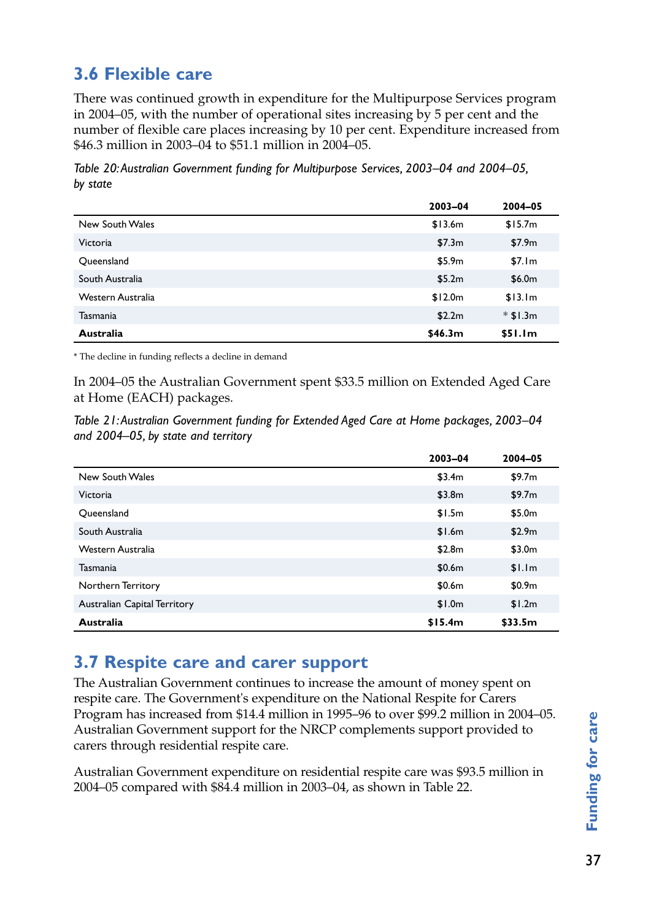## 3.6 Flexible care

There was continued growth in expenditure for the Multipurpose Services program in 2004–05, with the number of operational sites increasing by 5 per cent and the number of flexible care places increasing by 10 per cent. Expenditure increased from $46.3 million in 2003–04 to $51.1 million in 2004–05.

*Table 20: Australian Government funding for Multipurpose Services, 2003–04 and 2004–05, by state*

| | 2003–04 | 2004–05 |
|---|---|---|
| New South Wales | $13.6m | $15.7m |
| Victoria | $7.3m | $7.9m |
| Queensland | $5.9m | $7.1m |
| South Australia | $5.2m | $6.0m |
| Western Australia | $12.0m | $13.1m |
| Tasmania | $2.2m | * $1.3m |
| **Australia** | **$46.3m** | **$51.1m** |

* The decline in funding reflects a decline in demand

In 2004–05 the Australian Government spent $33.5 million on Extended Aged Care at Home (EACH) packages.

*Table 21: Australian Government funding for Extended Aged Care at Home packages, 2003–04 and 2004–05, by state and territory*

| | 2003–04 | 2004–05 |
|---|---|---|
| New South Wales | $3.4m | $9.7m |
| Victoria | $3.8m | $9.7m |
| Queensland | $1.5m | $5.0m |
| South Australia | $1.6m | $2.9m |
| Western Australia | $2.8m | $3.0m |
| Tasmania | $0.6m | $1.1m |
| Northern Territory | $0.6m | $0.9m |
| Australian Capital Territory | $1.0m | $1.2m |
| **Australia** | **$15.4m** | **$33.5m** |

## 3.7 Respite care and carer support

The Australian Government continues to increase the amount of money spent on respite care. The Government's expenditure on the National Respite for Carers Program has increased from $14.4 million in 1995–96 to over $99.2 million in 2004–05. Australian Government support for the NRCP complements support provided to carers through residential respite care.

Australian Government expenditure on residential respite care was $93.5 million in 2004–05 compared with $84.4 million in 2003–04, as shown in Table 22.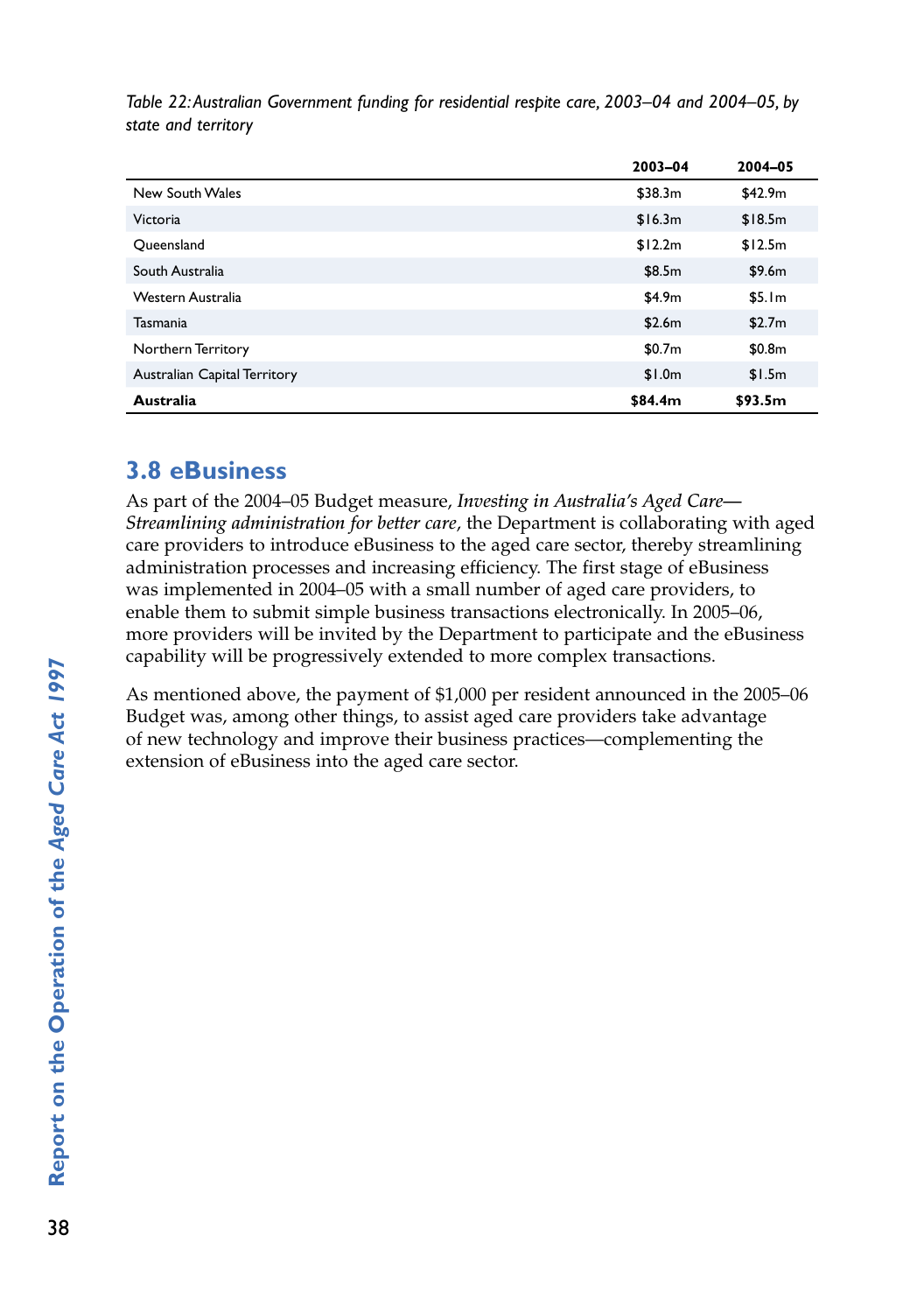*Table 22: Australian Government funding for residential respite care, 2003–04 and 2004–05, by state and territory*

| | 2003–04 | 2004–05 |
|---|---|---|
| New South Wales | $38.3m | $42.9m |
| Victoria | $16.3m | $18.5m |
| Queensland | $12.2m | $12.5m |
| South Australia | $8.5m | $9.6m |
| Western Australia | $4.9m | $5.1m |
| Tasmania | $2.6m | $2.7m |
| Northern Territory | $0.7m | $0.8m |
| Australian Capital Territory | $1.0m | $1.5m |
| **Australia** | **$84.4m** | **$93.5m** |

## 3.8 eBusiness

As part of the 2004–05 Budget measure, *Investing in Australia's Aged Care—Streamlining administration for better care*, the Department is collaborating with aged care providers to introduce eBusiness to the aged care sector, thereby streamlining administration processes and increasing efficiency. The first stage of eBusiness was implemented in 2004–05 with a small number of aged care providers, to enable them to submit simple business transactions electronically. In 2005–06, more providers will be invited by the Department to participate and the eBusiness capability will be progressively extended to more complex transactions.

As mentioned above, the payment of $1,000 per resident announced in the 2005–06 Budget was, among other things, to assist aged care providers take advantage of new technology and improve their business practices—complementing the extension of eBusiness into the aged care sector.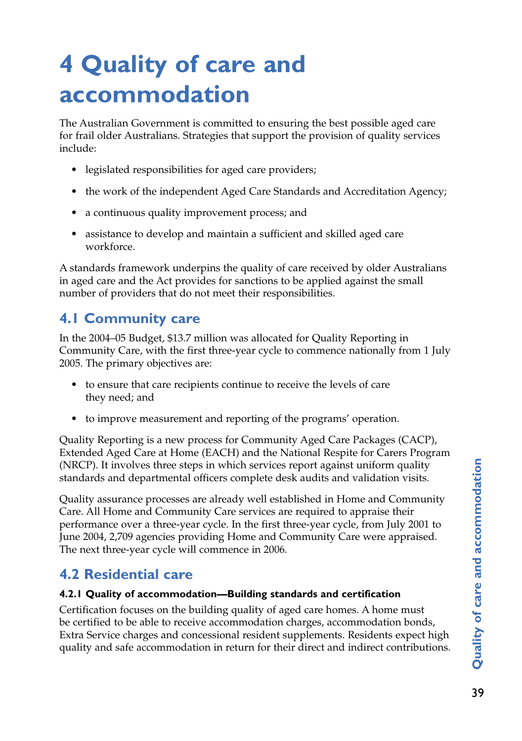# 4 Quality of care and accommodation

The Australian Government is committed to ensuring the best possible aged care for frail older Australians. Strategies that support the provision of quality services include:

- legislated responsibilities for aged care providers;
- the work of the independent Aged Care Standards and Accreditation Agency;
- a continuous quality improvement process; and
- assistance to develop and maintain a sufficient and skilled aged care workforce.

A standards framework underpins the quality of care received by older Australians in aged care and the Act provides for sanctions to be applied against the small number of providers that do not meet their responsibilities.

## 4.1 Community care

In the 2004–05 Budget, $13.7 million was allocated for Quality Reporting in Community Care, with the first three-year cycle to commence nationally from 1 July 2005. The primary objectives are:

- to ensure that care recipients continue to receive the levels of care they need; and
- to improve measurement and reporting of the programs' operation.

Quality Reporting is a new process for Community Aged Care Packages (CACP), Extended Aged Care at Home (EACH) and the National Respite for Carers Program (NRCP). It involves three steps in which services report against uniform quality standards and departmental officers complete desk audits and validation visits.

Quality assurance processes are already well established in Home and Community Care. All Home and Community Care services are required to appraise their performance over a three-year cycle. In the first three-year cycle, from July 2001 to June 2004, 2,709 agencies providing Home and Community Care were appraised. The next three-year cycle will commence in 2006.

## 4.2 Residential care

### 4.2.1 Quality of accommodation—Building standards and certification

Certification focuses on the building quality of aged care homes. A home must be certified to be able to receive accommodation charges, accommodation bonds, Extra Service charges and concessional resident supplements. Residents expect high quality and safe accommodation in return for their direct and indirect contributions.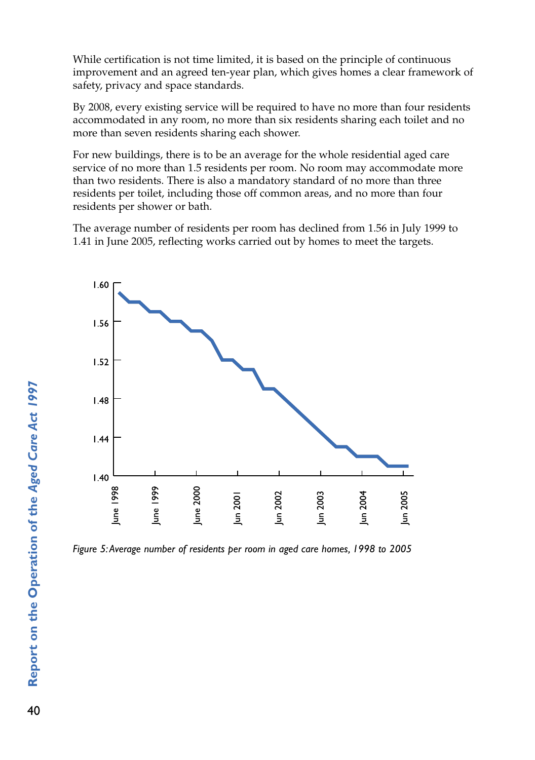While certification is not time limited, it is based on the principle of continuous improvement and an agreed ten-year plan, which gives homes a clear framework of safety, privacy and space standards.

By 2008, every existing service will be required to have no more than four residents accommodated in any room, no more than six residents sharing each toilet and no more than seven residents sharing each shower.

For new buildings, there is to be an average for the whole residential aged care service of no more than 1.5 residents per room. No room may accommodate more than two residents. There is also a mandatory standard of no more than three residents per toilet, including those off common areas, and no more than four residents per shower or bath.

The average number of residents per room has declined from 1.56 in July 1999 to 1.41 in June 2005, reflecting works carried out by homes to meet the targets.

*Figure 5: Average number of residents per room in aged care homes, 1998 to 2005*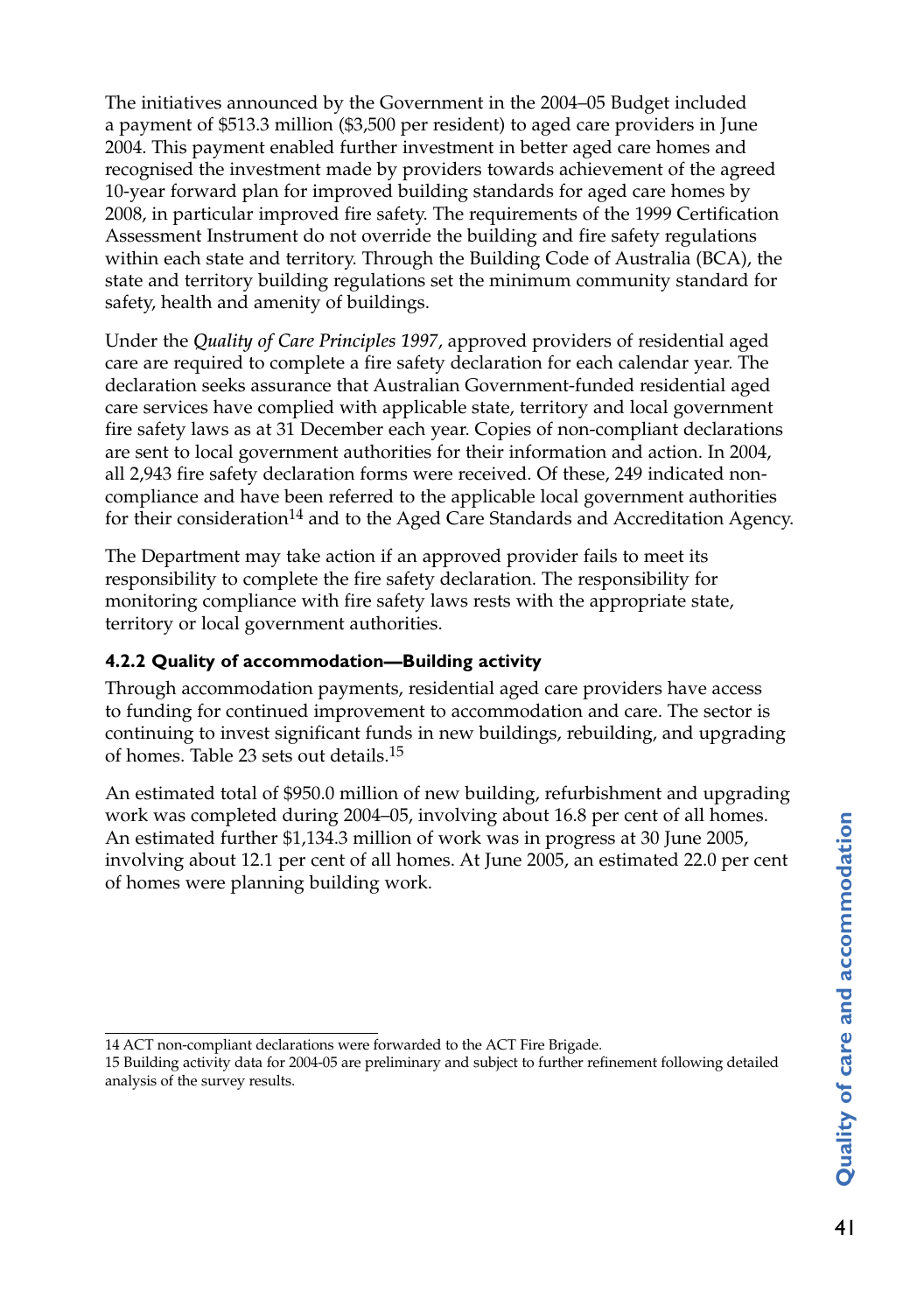The initiatives announced by the Government in the 2004–05 Budget included a payment of $513.3 million ($3,500 per resident) to aged care providers in June 2004. This payment enabled further investment in better aged care homes and recognised the investment made by providers towards achievement of the agreed 10-year forward plan for improved building standards for aged care homes by 2008, in particular improved fire safety. The requirements of the 1999 Certification Assessment Instrument do not override the building and fire safety regulations within each state and territory. Through the Building Code of Australia (BCA), the state and territory building regulations set the minimum community standard for safety, health and amenity of buildings.

Under the *Quality of Care Principles 1997*, approved providers of residential aged care are required to complete a fire safety declaration for each calendar year. The declaration seeks assurance that Australian Government-funded residential aged care services have complied with applicable state, territory and local government fire safety laws as at 31 December each year. Copies of non-compliant declarations are sent to local government authorities for their information and action. In 2004, all 2,943 fire safety declaration forms were received. Of these, 249 indicated non-compliance and have been referred to the applicable local government authorities for their consideration[14] and to the Aged Care Standards and Accreditation Agency.

The Department may take action if an approved provider fails to meet its responsibility to complete the fire safety declaration. The responsibility for monitoring compliance with fire safety laws rests with the appropriate state, territory or local government authorities.

### 4.2.2 Quality of accommodation—Building activity

Through accommodation payments, residential aged care providers have access to funding for continued improvement to accommodation and care. The sector is continuing to invest significant funds in new buildings, rebuilding, and upgrading of homes. Table 23 sets out details.[15]

An estimated total of $950.0 million of new building, refurbishment and upgrading work was completed during 2004–05, involving about 16.8 per cent of all homes. An estimated further $1,134.3 million of work was in progress at 30 June 2005, involving about 12.1 per cent of all homes. At June 2005, an estimated 22.0 per cent of homes were planning building work.

---

14 ACT non-compliant declarations were forwarded to the ACT Fire Brigade.

15 Building activity data for 2004-05 are preliminary and subject to further refinement following detailed analysis of the survey results.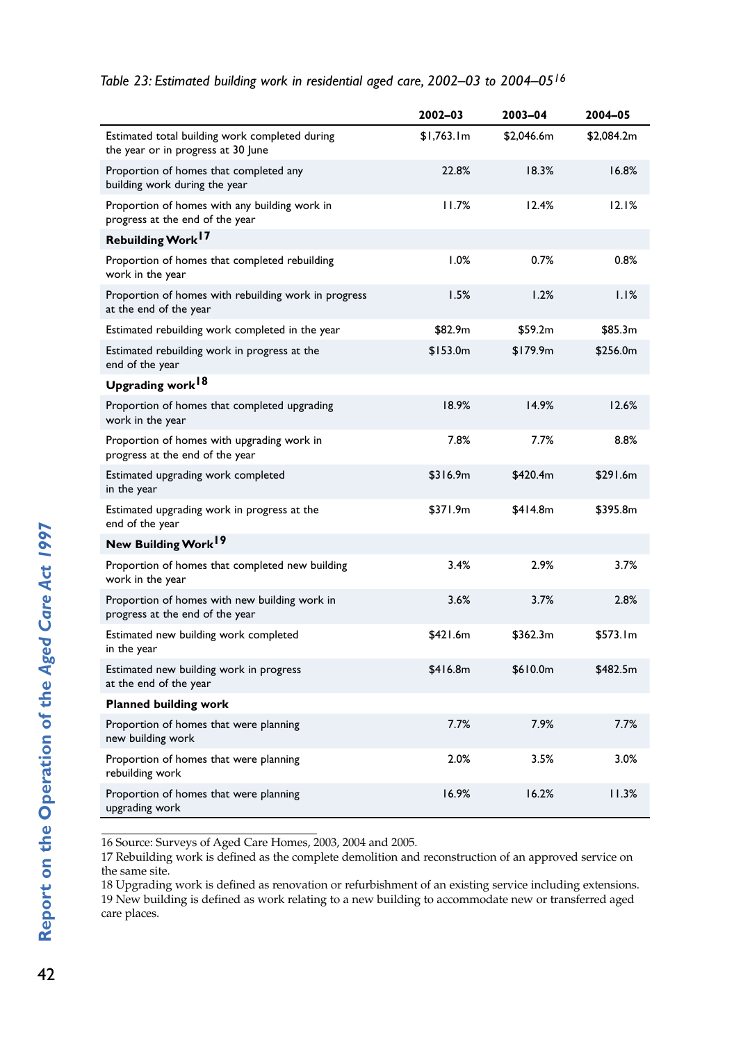*Table 23: Estimated building work in residential aged care, 2002–03 to 2004–05*[16]

| | 2002–03 | 2003–04 | 2004–05 |
|---|---|---|---|
| Estimated total building work completed during the year or in progress at 30 June | $1,763.1m | $2,046.6m | $2,084.2m |
| Proportion of homes that completed any building work during the year | 22.8% | 18.3% | 16.8% |
| Proportion of homes with any building work in progress at the end of the year | 11.7% | 12.4% | 12.1% |
| **Rebuilding Work**[17] | | | |
| Proportion of homes that completed rebuilding work in the year | 1.0% | 0.7% | 0.8% |
| Proportion of homes with rebuilding work in progress at the end of the year | 1.5% | 1.2% | 1.1% |
| Estimated rebuilding work completed in the year | $82.9m | $59.2m | $85.3m |
| Estimated rebuilding work in progress at the end of the year | $153.0m | $179.9m | $256.0m |
| **Upgrading work**[18] | | | |
| Proportion of homes that completed upgrading work in the year | 18.9% | 14.9% | 12.6% |
| Proportion of homes with upgrading work in progress at the end of the year | 7.8% | 7.7% | 8.8% |
| Estimated upgrading work completed in the year | $316.9m | $420.4m | $291.6m |
| Estimated upgrading work in progress at the end of the year | $371.9m | $414.8m | $395.8m |
| **New Building Work**[19] | | | |
| Proportion of homes that completed new building work in the year | 3.4% | 2.9% | 3.7% |
| Proportion of homes with new building work in progress at the end of the year | 3.6% | 3.7% | 2.8% |
| Estimated new building work completed in the year | $421.6m | $362.3m | $573.1m |
| Estimated new building work in progress at the end of the year | $416.8m | $610.0m | $482.5m |
| **Planned building work** | | | |
| Proportion of homes that were planning new building work | 7.7% | 7.9% | 7.7% |
| Proportion of homes that were planning rebuilding work | 2.0% | 3.5% | 3.0% |
| Proportion of homes that were planning upgrading work | 16.9% | 16.2% | 11.3% |

16 Source: Surveys of Aged Care Homes, 2003, 2004 and 2005.
17 Rebuilding work is defined as the complete demolition and reconstruction of an approved service on the same site.
18 Upgrading work is defined as renovation or refurbishment of an existing service including extensions.
19 New building is defined as work relating to a new building to accommodate new or transferred aged care places.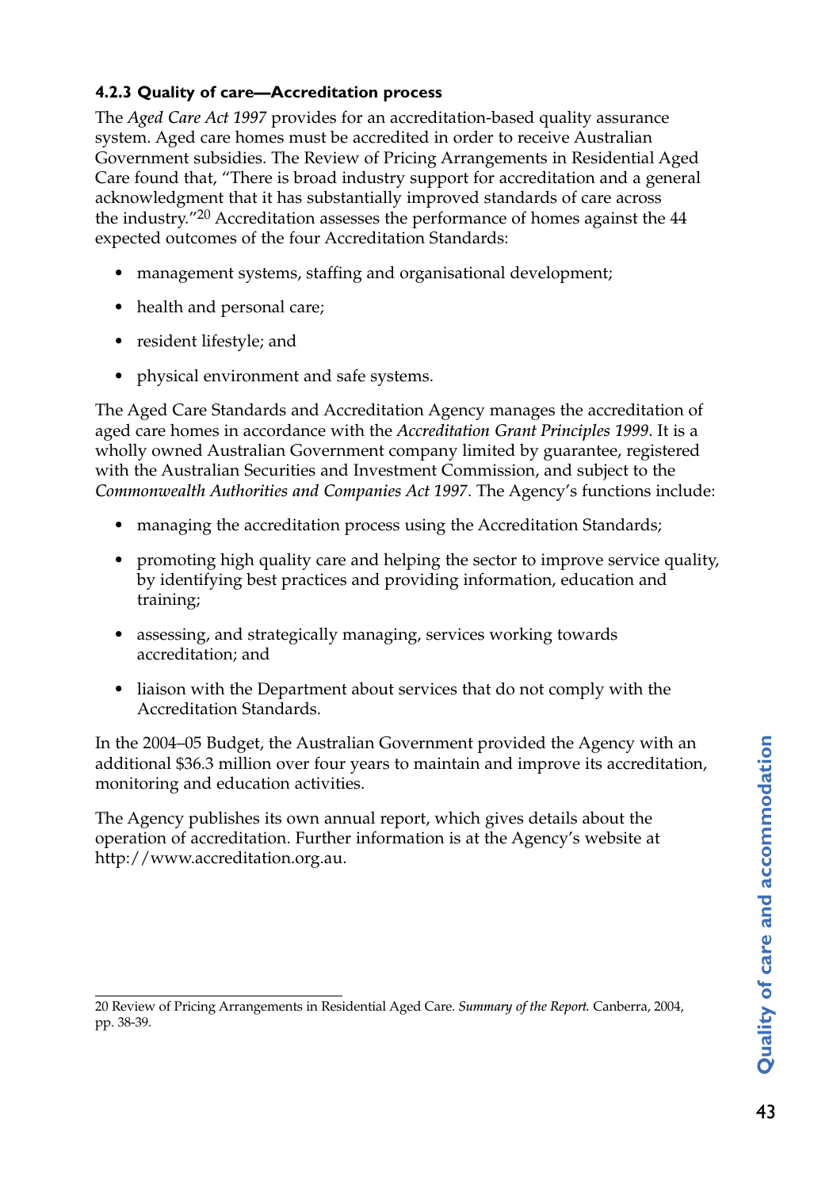### 4.2.3 Quality of care—Accreditation process

The *Aged Care Act 1997* provides for an accreditation-based quality assurance system. Aged care homes must be accredited in order to receive Australian Government subsidies. The Review of Pricing Arrangements in Residential Aged Care found that, "There is broad industry support for accreditation and a general acknowledgment that it has substantially improved standards of care across the industry."[20] Accreditation assesses the performance of homes against the 44 expected outcomes of the four Accreditation Standards:

- management systems, staffing and organisational development;
- health and personal care;
- resident lifestyle; and
- physical environment and safe systems.

The Aged Care Standards and Accreditation Agency manages the accreditation of aged care homes in accordance with the *Accreditation Grant Principles 1999*. It is a wholly owned Australian Government company limited by guarantee, registered with the Australian Securities and Investment Commission, and subject to the *Commonwealth Authorities and Companies Act 1997*. The Agency's functions include:

- managing the accreditation process using the Accreditation Standards;
- promoting high quality care and helping the sector to improve service quality, by identifying best practices and providing information, education and training;
- assessing, and strategically managing, services working towards accreditation; and
- liaison with the Department about services that do not comply with the Accreditation Standards.

In the 2004–05 Budget, the Australian Government provided the Agency with an additional $36.3 million over four years to maintain and improve its accreditation, monitoring and education activities.

The Agency publishes its own annual report, which gives details about the operation of accreditation. Further information is at the Agency's website at http://www.accreditation.org.au.

---

20 Review of Pricing Arrangements in Residential Aged Care. *Summary of the Report.* Canberra, 2004, pp. 38-39.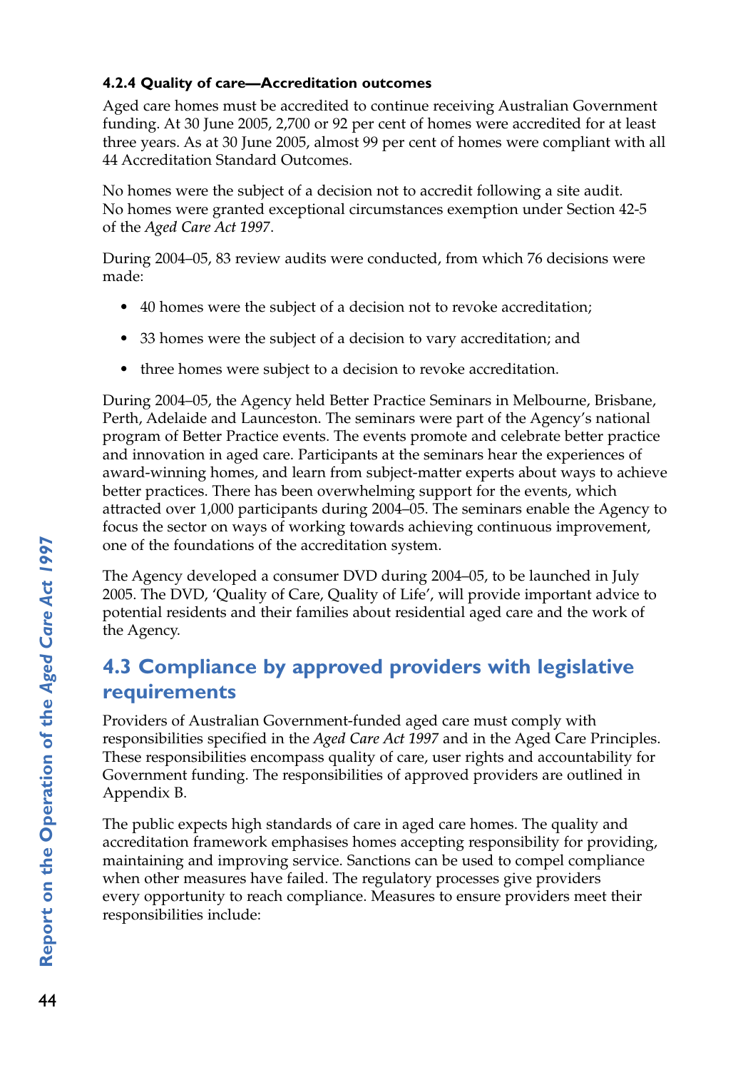#### 4.2.4 Quality of care—Accreditation outcomes

Aged care homes must be accredited to continue receiving Australian Government funding. At 30 June 2005, 2,700 or 92 per cent of homes were accredited for at least three years. As at 30 June 2005, almost 99 per cent of homes were compliant with all 44 Accreditation Standard Outcomes.

No homes were the subject of a decision not to accredit following a site audit. No homes were granted exceptional circumstances exemption under Section 42-5 of the *Aged Care Act 1997*.

During 2004–05, 83 review audits were conducted, from which 76 decisions were made:

- 40 homes were the subject of a decision not to revoke accreditation;
- 33 homes were the subject of a decision to vary accreditation; and
- three homes were subject to a decision to revoke accreditation.

During 2004–05, the Agency held Better Practice Seminars in Melbourne, Brisbane, Perth, Adelaide and Launceston. The seminars were part of the Agency's national program of Better Practice events. The events promote and celebrate better practice and innovation in aged care. Participants at the seminars hear the experiences of award-winning homes, and learn from subject-matter experts about ways to achieve better practices. There has been overwhelming support for the events, which attracted over 1,000 participants during 2004–05. The seminars enable the Agency to focus the sector on ways of working towards achieving continuous improvement, one of the foundations of the accreditation system.

The Agency developed a consumer DVD during 2004–05, to be launched in July 2005. The DVD, 'Quality of Care, Quality of Life', will provide important advice to potential residents and their families about residential aged care and the work of the Agency.

## 4.3 Compliance by approved providers with legislative requirements

Providers of Australian Government-funded aged care must comply with responsibilities specified in the *Aged Care Act 1997* and in the Aged Care Principles. These responsibilities encompass quality of care, user rights and accountability for Government funding. The responsibilities of approved providers are outlined in Appendix B.

The public expects high standards of care in aged care homes. The quality and accreditation framework emphasises homes accepting responsibility for providing, maintaining and improving service. Sanctions can be used to compel compliance when other measures have failed. The regulatory processes give providers every opportunity to reach compliance. Measures to ensure providers meet their responsibilities include: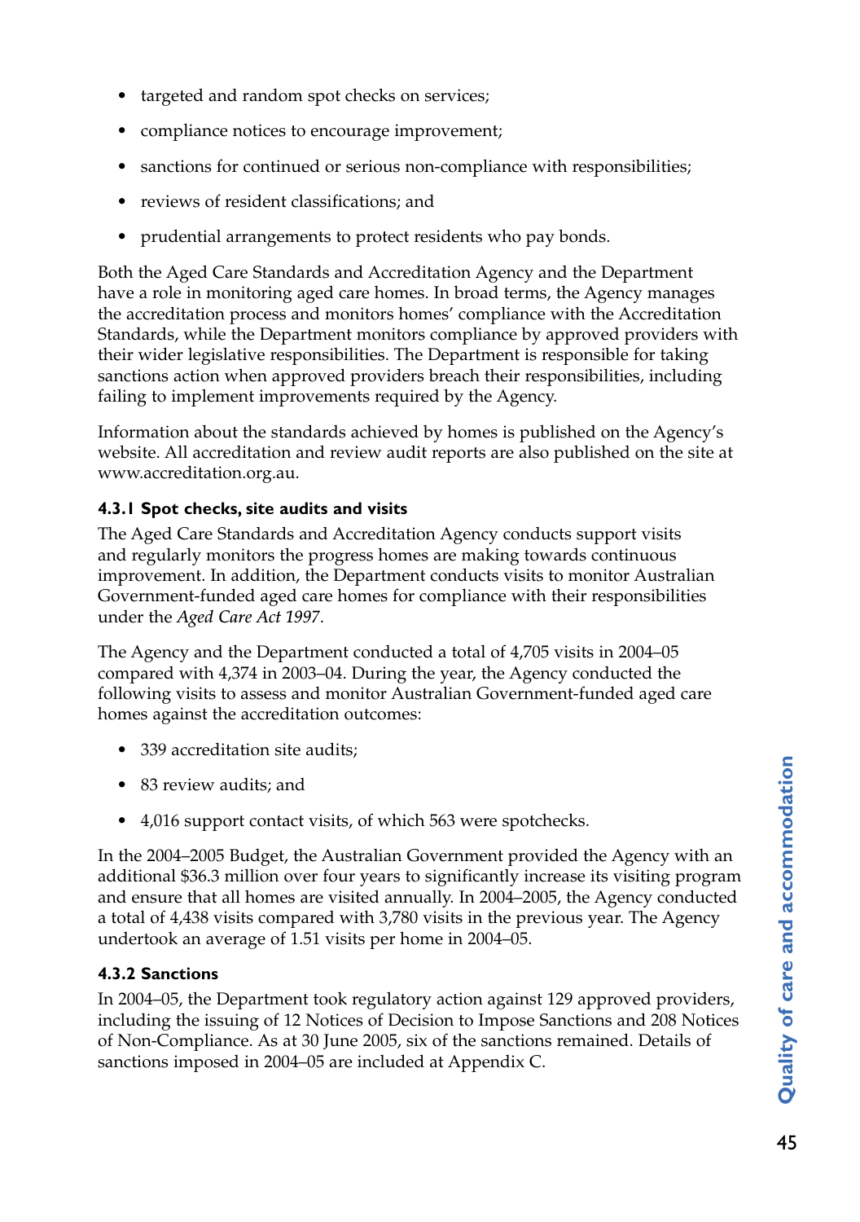- targeted and random spot checks on services;
- compliance notices to encourage improvement;
- sanctions for continued or serious non-compliance with responsibilities;
- reviews of resident classifications; and
- prudential arrangements to protect residents who pay bonds.

Both the Aged Care Standards and Accreditation Agency and the Department have a role in monitoring aged care homes. In broad terms, the Agency manages the accreditation process and monitors homes' compliance with the Accreditation Standards, while the Department monitors compliance by approved providers with their wider legislative responsibilities. The Department is responsible for taking sanctions action when approved providers breach their responsibilities, including failing to implement improvements required by the Agency.

Information about the standards achieved by homes is published on the Agency's website. All accreditation and review audit reports are also published on the site at www.accreditation.org.au.

### 4.3.1 Spot checks, site audits and visits

The Aged Care Standards and Accreditation Agency conducts support visits and regularly monitors the progress homes are making towards continuous improvement. In addition, the Department conducts visits to monitor Australian Government-funded aged care homes for compliance with their responsibilities under the *Aged Care Act 1997*.

The Agency and the Department conducted a total of 4,705 visits in 2004–05 compared with 4,374 in 2003–04. During the year, the Agency conducted the following visits to assess and monitor Australian Government-funded aged care homes against the accreditation outcomes:

- 339 accreditation site audits;
- 83 review audits; and
- 4,016 support contact visits, of which 563 were spotchecks.

In the 2004–2005 Budget, the Australian Government provided the Agency with an additional $36.3 million over four years to significantly increase its visiting program and ensure that all homes are visited annually. In 2004–2005, the Agency conducted a total of 4,438 visits compared with 3,780 visits in the previous year. The Agency undertook an average of 1.51 visits per home in 2004–05.

### 4.3.2 Sanctions

In 2004–05, the Department took regulatory action against 129 approved providers, including the issuing of 12 Notices of Decision to Impose Sanctions and 208 Notices of Non-Compliance. As at 30 June 2005, six of the sanctions remained. Details of sanctions imposed in 2004–05 are included at Appendix C.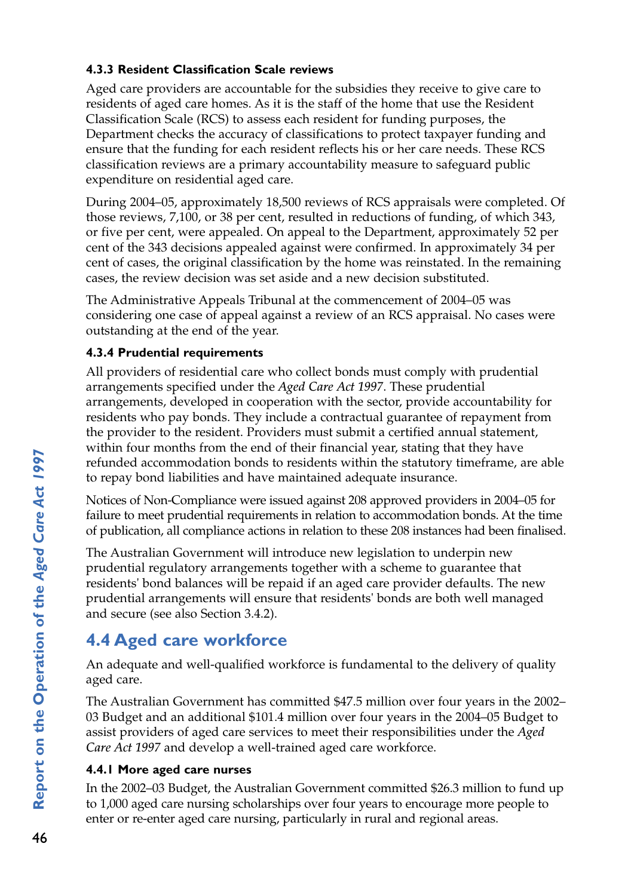### 4.3.3 Resident Classification Scale reviews

Aged care providers are accountable for the subsidies they receive to give care to residents of aged care homes. As it is the staff of the home that use the Resident Classification Scale (RCS) to assess each resident for funding purposes, the Department checks the accuracy of classifications to protect taxpayer funding and ensure that the funding for each resident reflects his or her care needs. These RCS classification reviews are a primary accountability measure to safeguard public expenditure on residential aged care.

During 2004–05, approximately 18,500 reviews of RCS appraisals were completed. Of those reviews, 7,100, or 38 per cent, resulted in reductions of funding, of which 343, or five per cent, were appealed. On appeal to the Department, approximately 52 per cent of the 343 decisions appealed against were confirmed. In approximately 34 per cent of cases, the original classification by the home was reinstated. In the remaining cases, the review decision was set aside and a new decision substituted.

The Administrative Appeals Tribunal at the commencement of 2004–05 was considering one case of appeal against a review of an RCS appraisal. No cases were outstanding at the end of the year.

### 4.3.4 Prudential requirements

All providers of residential care who collect bonds must comply with prudential arrangements specified under the *Aged Care Act 1997*. These prudential arrangements, developed in cooperation with the sector, provide accountability for residents who pay bonds. They include a contractual guarantee of repayment from the provider to the resident. Providers must submit a certified annual statement, within four months from the end of their financial year, stating that they have refunded accommodation bonds to residents within the statutory timeframe, are able to repay bond liabilities and have maintained adequate insurance.

Notices of Non-Compliance were issued against 208 approved providers in 2004–05 for failure to meet prudential requirements in relation to accommodation bonds. At the time of publication, all compliance actions in relation to these 208 instances had been finalised.

The Australian Government will introduce new legislation to underpin new prudential regulatory arrangements together with a scheme to guarantee that residents' bond balances will be repaid if an aged care provider defaults. The new prudential arrangements will ensure that residents' bonds are both well managed and secure (see also Section 3.4.2).

## 4.4 Aged care workforce

An adequate and well-qualified workforce is fundamental to the delivery of quality aged care.

The Australian Government has committed $47.5 million over four years in the 2002–03 Budget and an additional $101.4 million over four years in the 2004–05 Budget to assist providers of aged care services to meet their responsibilities under the *Aged Care Act 1997* and develop a well-trained aged care workforce.

### 4.4.1 More aged care nurses

In the 2002–03 Budget, the Australian Government committed $26.3 million to fund up to 1,000 aged care nursing scholarships over four years to encourage more people to enter or re-enter aged care nursing, particularly in rural and regional areas.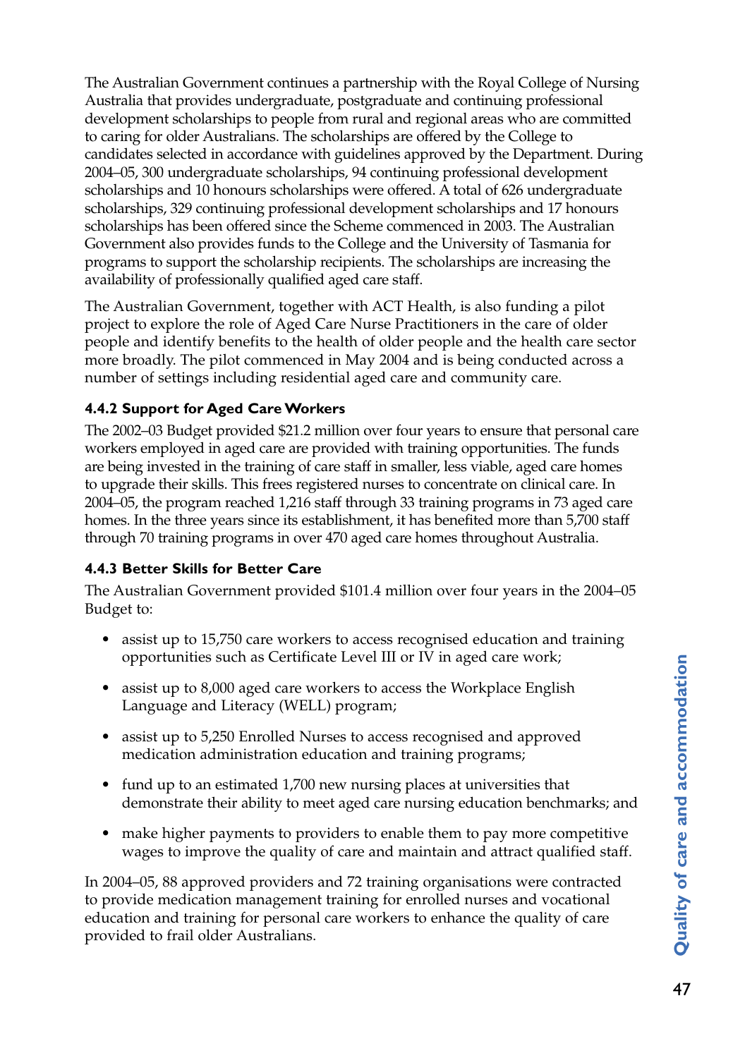The Australian Government continues a partnership with the Royal College of Nursing Australia that provides undergraduate, postgraduate and continuing professional development scholarships to people from rural and regional areas who are committed to caring for older Australians. The scholarships are offered by the College to candidates selected in accordance with guidelines approved by the Department. During 2004–05, 300 undergraduate scholarships, 94 continuing professional development scholarships and 10 honours scholarships were offered. A total of 626 undergraduate scholarships, 329 continuing professional development scholarships and 17 honours scholarships has been offered since the Scheme commenced in 2003. The Australian Government also provides funds to the College and the University of Tasmania for programs to support the scholarship recipients. The scholarships are increasing the availability of professionally qualified aged care staff.

The Australian Government, together with ACT Health, is also funding a pilot project to explore the role of Aged Care Nurse Practitioners in the care of older people and identify benefits to the health of older people and the health care sector more broadly. The pilot commenced in May 2004 and is being conducted across a number of settings including residential aged care and community care.

### 4.4.2 Support for Aged Care Workers

The 2002–03 Budget provided $21.2 million over four years to ensure that personal care workers employed in aged care are provided with training opportunities. The funds are being invested in the training of care staff in smaller, less viable, aged care homes to upgrade their skills. This frees registered nurses to concentrate on clinical care. In 2004–05, the program reached 1,216 staff through 33 training programs in 73 aged care homes. In the three years since its establishment, it has benefited more than 5,700 staff through 70 training programs in over 470 aged care homes throughout Australia.

### 4.4.3 Better Skills for Better Care

The Australian Government provided $101.4 million over four years in the 2004–05 Budget to:

- assist up to 15,750 care workers to access recognised education and training opportunities such as Certificate Level III or IV in aged care work;
- assist up to 8,000 aged care workers to access the Workplace English Language and Literacy (WELL) program;
- assist up to 5,250 Enrolled Nurses to access recognised and approved medication administration education and training programs;
- fund up to an estimated 1,700 new nursing places at universities that demonstrate their ability to meet aged care nursing education benchmarks; and
- make higher payments to providers to enable them to pay more competitive wages to improve the quality of care and maintain and attract qualified staff.

In 2004–05, 88 approved providers and 72 training organisations were contracted to provide medication management training for enrolled nurses and vocational education and training for personal care workers to enhance the quality of care provided to frail older Australians.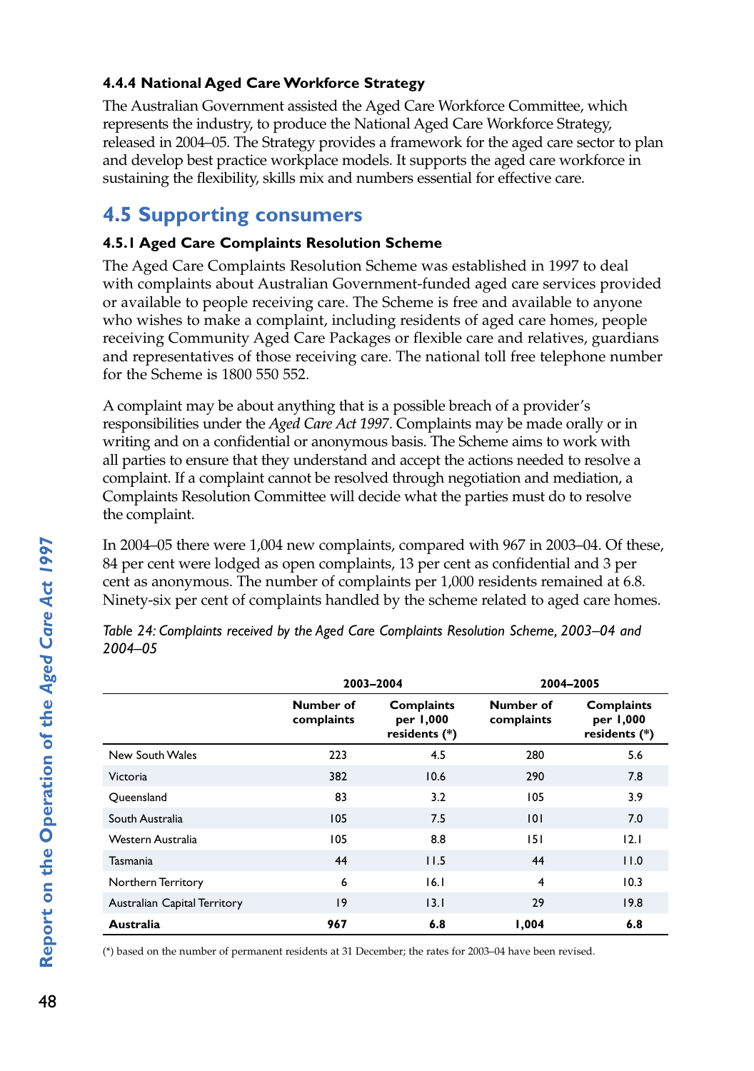#### 4.4.4 National Aged Care Workforce Strategy

The Australian Government assisted the Aged Care Workforce Committee, which represents the industry, to produce the National Aged Care Workforce Strategy, released in 2004–05. The Strategy provides a framework for the aged care sector to plan and develop best practice workplace models. It supports the aged care workforce in sustaining the flexibility, skills mix and numbers essential for effective care.

### 4.5 Supporting consumers

#### 4.5.1 Aged Care Complaints Resolution Scheme

The Aged Care Complaints Resolution Scheme was established in 1997 to deal with complaints about Australian Government-funded aged care services provided or available to people receiving care. The Scheme is free and available to anyone who wishes to make a complaint, including residents of aged care homes, people receiving Community Aged Care Packages or flexible care and relatives, guardians and representatives of those receiving care. The national toll free telephone number for the Scheme is 1800 550 552.

A complaint may be about anything that is a possible breach of a provider's responsibilities under the *Aged Care Act 1997*. Complaints may be made orally or in writing and on a confidential or anonymous basis. The Scheme aims to work with all parties to ensure that they understand and accept the actions needed to resolve a complaint. If a complaint cannot be resolved through negotiation and mediation, a Complaints Resolution Committee will decide what the parties must do to resolve the complaint.

In 2004–05 there were 1,004 new complaints, compared with 967 in 2003–04. Of these, 84 per cent were lodged as open complaints, 13 per cent as confidential and 3 per cent as anonymous. The number of complaints per 1,000 residents remained at 6.8. Ninety-six per cent of complaints handled by the scheme related to aged care homes.

*Table 24: Complaints received by the Aged Care Complaints Resolution Scheme, 2003–04 and 2004–05*

| | 2003–2004 | | 2004–2005 | |
|---|---|---|---|---|
| | Number of complaints | Complaints per 1,000 residents (*) | Number of complaints | Complaints per 1,000 residents (*) |
| New South Wales | 223 | 4.5 | 280 | 5.6 |
| Victoria | 382 | 10.6 | 290 | 7.8 |
| Queensland | 83 | 3.2 | 105 | 3.9 |
| South Australia | 105 | 7.5 | 101 | 7.0 |
| Western Australia | 105 | 8.8 | 151 | 12.1 |
| Tasmania | 44 | 11.5 | 44 | 11.0 |
| Northern Territory | 6 | 16.1 | 4 | 10.3 |
| Australian Capital Territory | 19 | 13.1 | 29 | 19.8 |
| **Australia** | **967** | **6.8** | **1,004** | **6.8** |

(*) based on the number of permanent residents at 31 December; the rates for 2003–04 have been revised.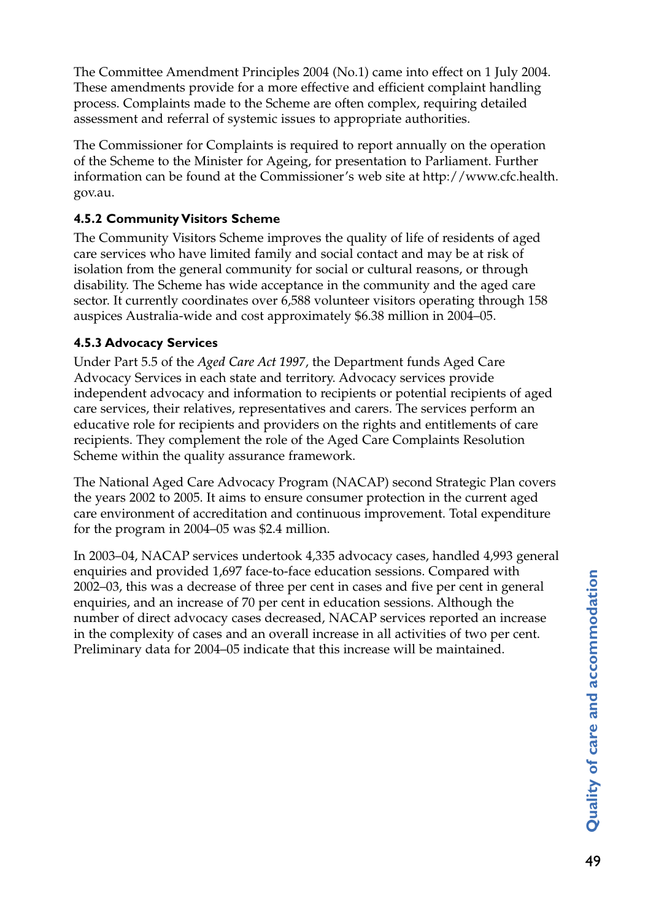The Committee Amendment Principles 2004 (No.1) came into effect on 1 July 2004. These amendments provide for a more effective and efficient complaint handling process. Complaints made to the Scheme are often complex, requiring detailed assessment and referral of systemic issues to appropriate authorities.

The Commissioner for Complaints is required to report annually on the operation of the Scheme to the Minister for Ageing, for presentation to Parliament. Further information can be found at the Commissioner's web site at http://www.cfc.health.gov.au.

### 4.5.2 Community Visitors Scheme

The Community Visitors Scheme improves the quality of life of residents of aged care services who have limited family and social contact and may be at risk of isolation from the general community for social or cultural reasons, or through disability. The Scheme has wide acceptance in the community and the aged care sector. It currently coordinates over 6,588 volunteer visitors operating through 158 auspices Australia-wide and cost approximately $6.38 million in 2004–05.

### 4.5.3 Advocacy Services

Under Part 5.5 of the *Aged Care Act 1997*, the Department funds Aged Care Advocacy Services in each state and territory. Advocacy services provide independent advocacy and information to recipients or potential recipients of aged care services, their relatives, representatives and carers. The services perform an educative role for recipients and providers on the rights and entitlements of care recipients. They complement the role of the Aged Care Complaints Resolution Scheme within the quality assurance framework.

The National Aged Care Advocacy Program (NACAP) second Strategic Plan covers the years 2002 to 2005. It aims to ensure consumer protection in the current aged care environment of accreditation and continuous improvement. Total expenditure for the program in 2004–05 was $2.4 million.

In 2003–04, NACAP services undertook 4,335 advocacy cases, handled 4,993 general enquiries and provided 1,697 face-to-face education sessions. Compared with 2002–03, this was a decrease of three per cent in cases and five per cent in general enquiries, and an increase of 70 per cent in education sessions. Although the number of direct advocacy cases decreased, NACAP services reported an increase in the complexity of cases and an overall increase in all activities of two per cent. Preliminary data for 2004–05 indicate that this increase will be maintained.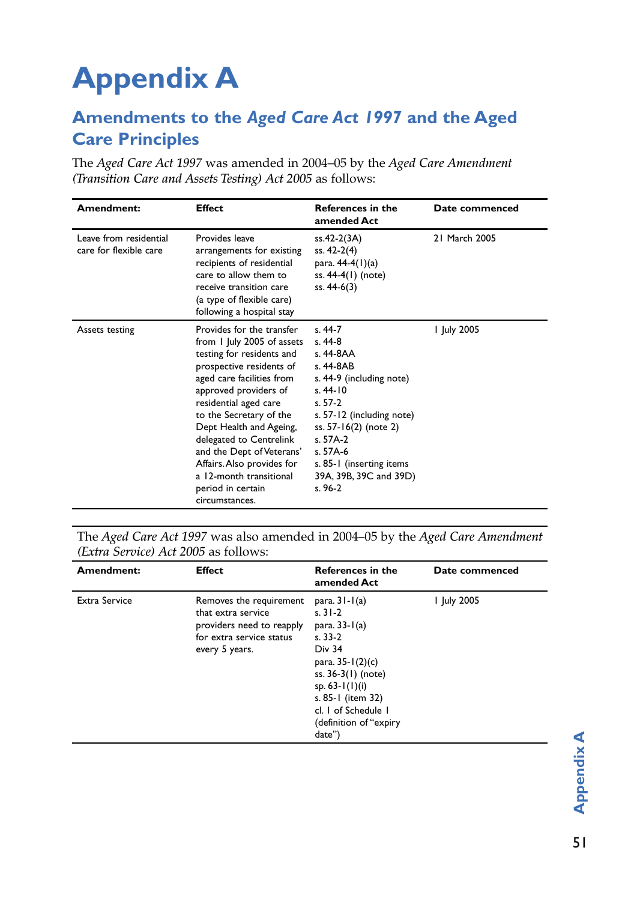# Appendix A

## Amendments to the *Aged Care Act 1997* and the Aged Care Principles

The *Aged Care Act 1997* was amended in 2004–05 by the *Aged Care Amendment (Transition Care and Assets Testing) Act 2005* as follows:

| Amendment: | Effect | References in the amended Act | Date commenced |
|---|---|---|---|
| Leave from residential care for flexible care | Provides leave arrangements for existing recipients of residential care to allow them to receive transition care (a type of flexible care) following a hospital stay | ss.42-2(3A)<br>ss. 42-2(4)<br>para. 44-4(1)(a)<br>ss. 44-4(1) (note)<br>ss. 44-6(3) | 21 March 2005 |
| Assets testing | Provides for the transfer from 1 July 2005 of assets testing for residents and prospective residents of aged care facilities from approved providers of residential aged care to the Secretary of the Dept Health and Ageing, delegated to Centrelink and the Dept of Veterans' Affairs. Also provides for a 12-month transitional period in certain circumstances. | s. 44-7<br>s. 44-8<br>s. 44-8AA<br>s. 44-8AB<br>s. 44-9 (including note)<br>s. 44-10<br>s. 57-2<br>s. 57-12 (including note)<br>ss. 57-16(2) (note 2)<br>s. 57A-2<br>s. 57A-6<br>s. 85-1 (inserting items 39A, 39B, 39C and 39D)<br>s. 96-2 | 1 July 2005 |

The *Aged Care Act 1997* was also amended in 2004–05 by the *Aged Care Amendment (Extra Service) Act 2005* as follows:

| Amendment: | Effect | References in the amended Act | Date commenced |
|---|---|---|---|
| Extra Service | Removes the requirement that extra service providers need to reapply for extra service status every 5 years. | para. 31-1(a)<br>s. 31-2<br>para. 33-1(a)<br>s. 33-2<br>Div 34<br>para. 35-1(2)(c)<br>ss. 36-3(1) (note)<br>sp. 63-1(1)(i)<br>s. 85-1 (item 32)<br>cl. 1 of Schedule 1 (definition of "expiry date") | 1 July 2005 |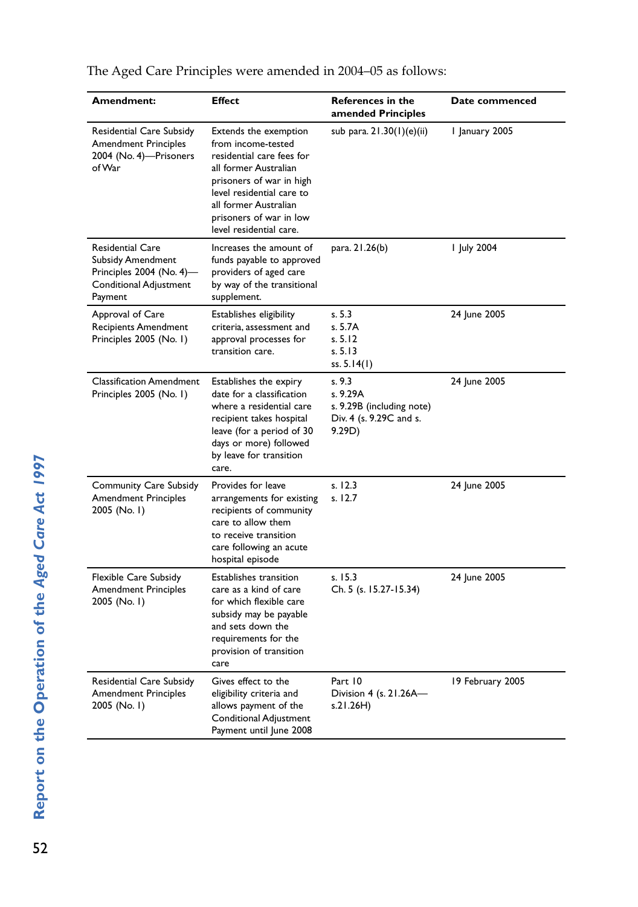The Aged Care Principles were amended in 2004–05 as follows:

| Amendment: | Effect | References in the amended Principles | Date commenced |
|---|---|---|---|
| Residential Care Subsidy Amendment Principles 2004 (No. 4)—Prisoners of War | Extends the exemption from income-tested residential care fees for all former Australian prisoners of war in high level residential care to all former Australian prisoners of war in low level residential care. | sub para. 21.30(1)(e)(ii) | 1 January 2005 |
| Residential Care Subsidy Amendment Principles 2004 (No. 4)—Conditional Adjustment Payment | Increases the amount of funds payable to approved providers of aged care by way of the transitional supplement. | para. 21.26(b) | 1 July 2004 |
| Approval of Care Recipients Amendment Principles 2005 (No. 1) | Establishes eligibility criteria, assessment and approval processes for transition care. | s. 5.3<br>s. 5.7A<br>s. 5.12<br>s. 5.13<br>ss. 5.14(1) | 24 June 2005 |
| Classification Amendment Principles 2005 (No. 1) | Establishes the expiry date for a classification where a residential care recipient takes hospital leave (for a period of 30 days or more) followed by leave for transition care. | s. 9.3<br>s. 9.29A<br>s. 9.29B (including note)<br>Div. 4 (s. 9.29C and s. 9.29D) | 24 June 2005 |
| Community Care Subsidy Amendment Principles 2005 (No. 1) | Provides for leave arrangements for existing recipients of community care to allow them to receive transition care following an acute hospital episode | s. 12.3<br>s. 12.7 | 24 June 2005 |
| Flexible Care Subsidy Amendment Principles 2005 (No. 1) | Establishes transition care as a kind of care for which flexible care subsidy may be payable and sets down the requirements for the provision of transition care | s. 15.3<br>Ch. 5 (s. 15.27-15.34) | 24 June 2005 |
| Residential Care Subsidy Amendment Principles 2005 (No. 1) | Gives effect to the eligibility criteria and allows payment of the Conditional Adjustment Payment until June 2008 | Part 10<br>Division 4 (s. 21.26A—s.21.26H) | 19 February 2005 |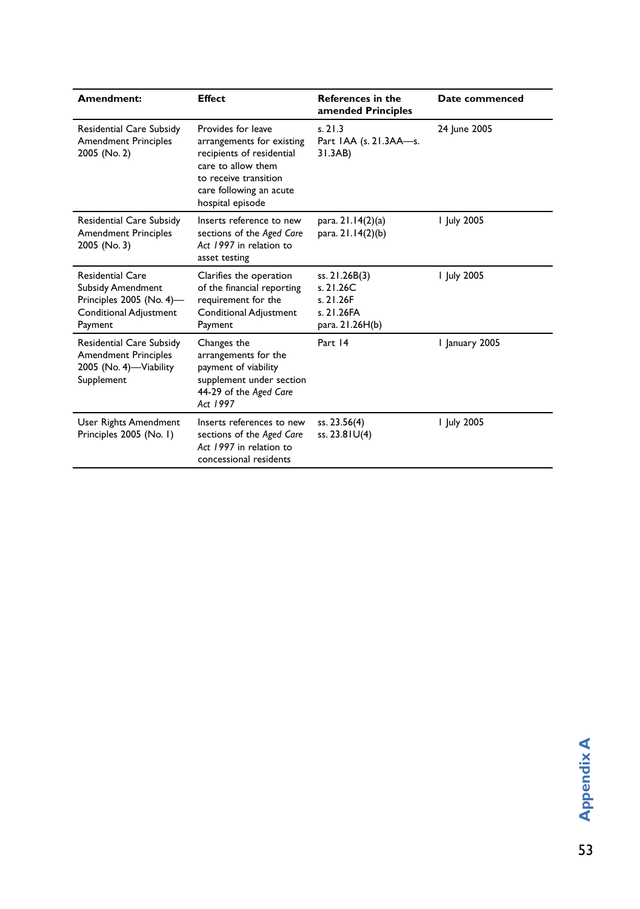| Amendment: | Effect | References in the amended Principles | Date commenced |
|---|---|---|---|
| Residential Care Subsidy Amendment Principles 2005 (No. 2) | Provides for leave arrangements for existing recipients of residential care to allow them to receive transition care following an acute hospital episode | s. 21.3<br>Part 1AA (s. 21.3AA—s. 31.3AB) | 24 June 2005 |
| Residential Care Subsidy Amendment Principles 2005 (No. 3) | Inserts reference to new sections of the *Aged Care Act 1997* in relation to asset testing | para. 21.14(2)(a)<br>para. 21.14(2)(b) | 1 July 2005 |
| Residential Care Subsidy Amendment Principles 2005 (No. 4)—Conditional Adjustment Payment | Clarifies the operation of the financial reporting requirement for the Conditional Adjustment Payment | ss. 21.26B(3)<br>s. 21.26C<br>s. 21.26F<br>s. 21.26FA<br>para. 21.26H(b) | 1 July 2005 |
| Residential Care Subsidy Amendment Principles 2005 (No. 4)—Viability Supplement | Changes the arrangements for the payment of viability supplement under section 44-29 of the *Aged Care Act 1997* | Part 14 | 1 January 2005 |
| User Rights Amendment Principles 2005 (No. 1) | Inserts references to new sections of the *Aged Care Act 1997* in relation to concessional residents | ss. 23.56(4)<br>ss. 23.81U(4) | 1 July 2005 |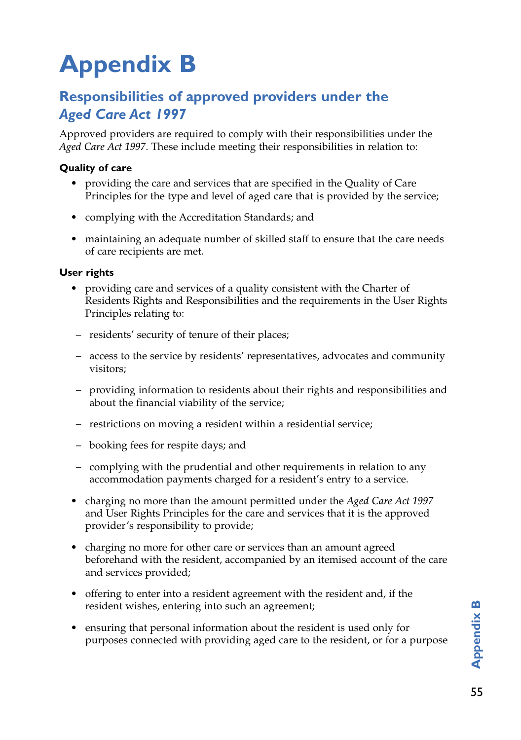# Appendix B

## Responsibilities of approved providers under the *Aged Care Act 1997*

Approved providers are required to comply with their responsibilities under the *Aged Care Act 1997*. These include meeting their responsibilities in relation to:

**Quality of care**

- providing the care and services that are specified in the Quality of Care Principles for the type and level of aged care that is provided by the service;
- complying with the Accreditation Standards; and
- maintaining an adequate number of skilled staff to ensure that the care needs of care recipients are met.

**User rights**

- providing care and services of a quality consistent with the Charter of Residents Rights and Responsibilities and the requirements in the User Rights Principles relating to:
  - residents' security of tenure of their places;
  - access to the service by residents' representatives, advocates and community visitors;
  - providing information to residents about their rights and responsibilities and about the financial viability of the service;
  - restrictions on moving a resident within a residential service;
  - booking fees for respite days; and
  - complying with the prudential and other requirements in relation to any accommodation payments charged for a resident's entry to a service.
- charging no more than the amount permitted under the *Aged Care Act 1997* and User Rights Principles for the care and services that it is the approved provider's responsibility to provide;
- charging no more for other care or services than an amount agreed beforehand with the resident, accompanied by an itemised account of the care and services provided;
- offering to enter into a resident agreement with the resident and, if the resident wishes, entering into such an agreement;
- ensuring that personal information about the resident is used only for purposes connected with providing aged care to the resident, or for a purpose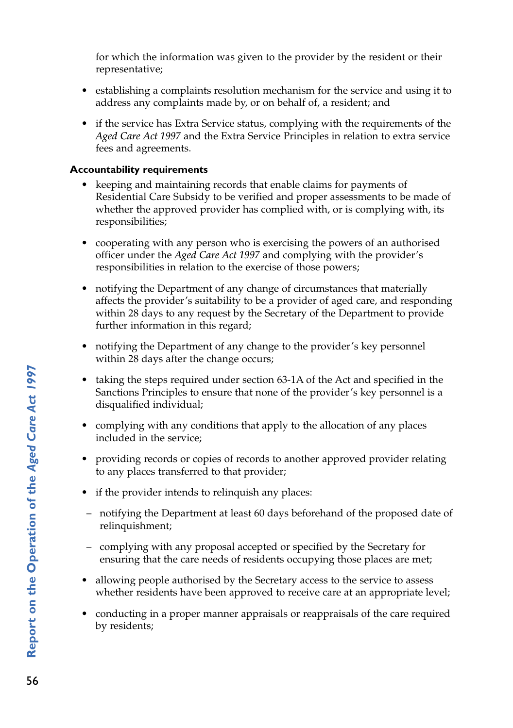for which the information was given to the provider by the resident or their representative;

- establishing a complaints resolution mechanism for the service and using it to address any complaints made by, or on behalf of, a resident; and
- if the service has Extra Service status, complying with the requirements of the *Aged Care Act 1997* and the Extra Service Principles in relation to extra service fees and agreements.

**Accountability requirements**

- keeping and maintaining records that enable claims for payments of Residential Care Subsidy to be verified and proper assessments to be made of whether the approved provider has complied with, or is complying with, its responsibilities;
- cooperating with any person who is exercising the powers of an authorised officer under the *Aged Care Act 1997* and complying with the provider's responsibilities in relation to the exercise of those powers;
- notifying the Department of any change of circumstances that materially affects the provider's suitability to be a provider of aged care, and responding within 28 days to any request by the Secretary of the Department to provide further information in this regard;
- notifying the Department of any change to the provider's key personnel within 28 days after the change occurs;
- taking the steps required under section 63-1A of the Act and specified in the Sanctions Principles to ensure that none of the provider's key personnel is a disqualified individual;
- complying with any conditions that apply to the allocation of any places included in the service;
- providing records or copies of records to another approved provider relating to any places transferred to that provider;
- if the provider intends to relinquish any places:
  - notifying the Department at least 60 days beforehand of the proposed date of relinquishment;
  - complying with any proposal accepted or specified by the Secretary for ensuring that the care needs of residents occupying those places are met;
- allowing people authorised by the Secretary access to the service to assess whether residents have been approved to receive care at an appropriate level;
- conducting in a proper manner appraisals or reappraisals of the care required by residents;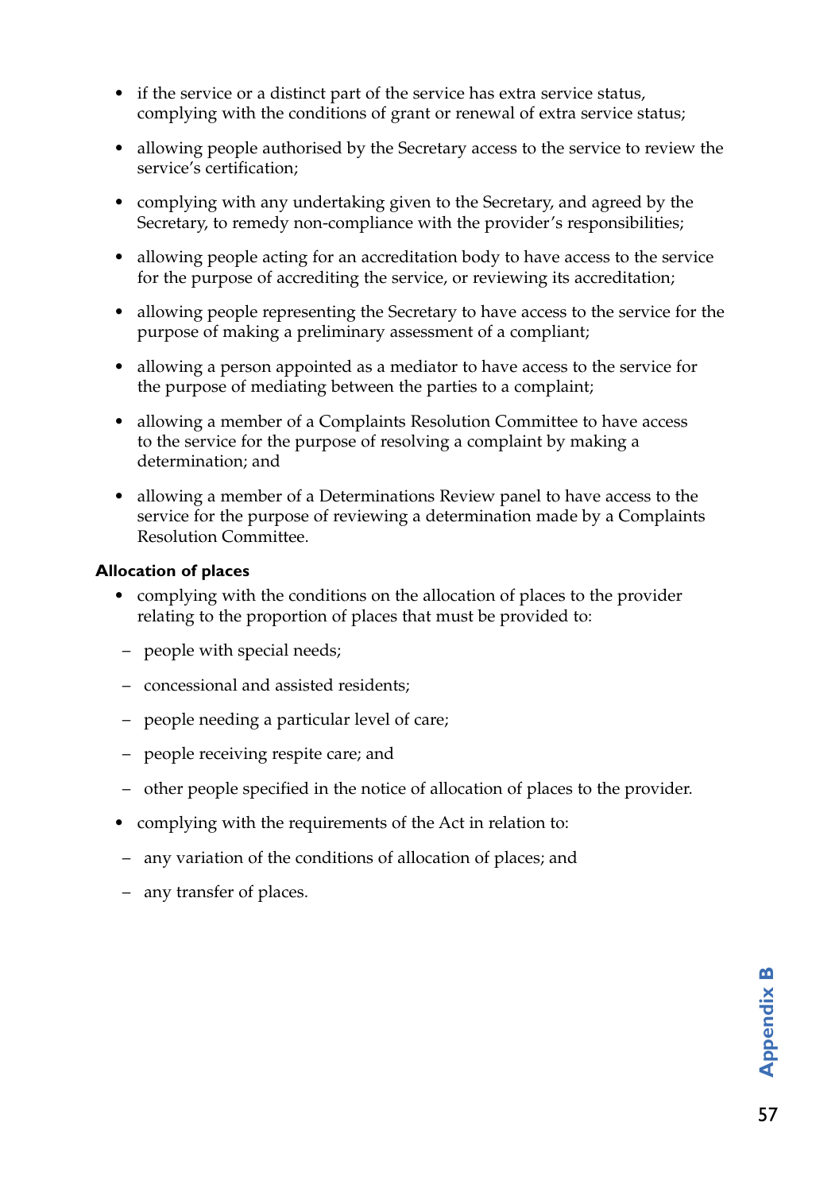- if the service or a distinct part of the service has extra service status, complying with the conditions of grant or renewal of extra service status;
- allowing people authorised by the Secretary access to the service to review the service's certification;
- complying with any undertaking given to the Secretary, and agreed by the Secretary, to remedy non-compliance with the provider's responsibilities;
- allowing people acting for an accreditation body to have access to the service for the purpose of accrediting the service, or reviewing its accreditation;
- allowing people representing the Secretary to have access to the service for the purpose of making a preliminary assessment of a compliant;
- allowing a person appointed as a mediator to have access to the service for the purpose of mediating between the parties to a complaint;
- allowing a member of a Complaints Resolution Committee to have access to the service for the purpose of resolving a complaint by making a determination; and
- allowing a member of a Determinations Review panel to have access to the service for the purpose of reviewing a determination made by a Complaints Resolution Committee.

**Allocation of places**

- complying with the conditions on the allocation of places to the provider relating to the proportion of places that must be provided to:
  - people with special needs;
  - concessional and assisted residents;
  - people needing a particular level of care;
  - people receiving respite care; and
  - other people specified in the notice of allocation of places to the provider.
- complying with the requirements of the Act in relation to:
  - any variation of the conditions of allocation of places; and
  - any transfer of places.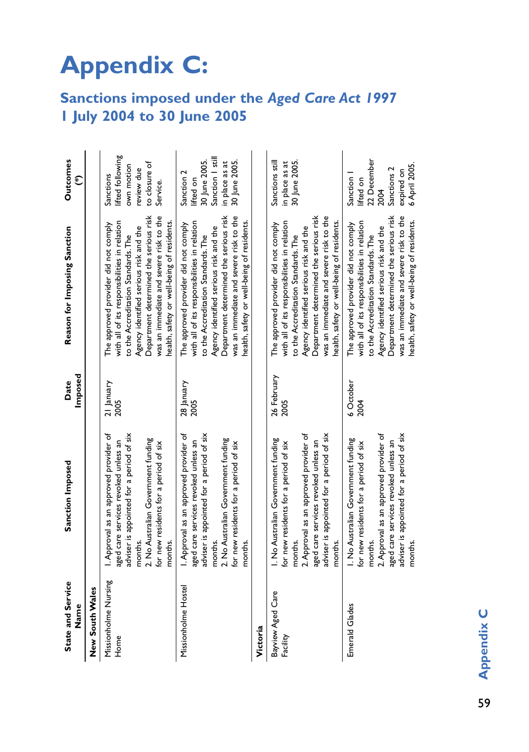# Appendix C:

## Sanctions imposed under the *Aged Care Act 1997* 1 July 2004 to 30 June 2005

| State and Service Name | Sanction Imposed | Date Imposed | Reason for Imposing Sanction | Outcomes (*) |
|---|---|---|---|---|
| **New South Wales** | | | | |
| Missionholme Nursing Home | 1. Approval as an approved provider of aged care services revoked unless an adviser is appointed for a period of six months.<br>2. No Australian Government funding for new residents for a period of six months. | 21 January 2005 | The approved provider did not comply with all of its responsibilities in relation to the Accreditation Standards. The Agency identified serious risk and the Department determined the serious risk was an immediate and severe risk to the health, safety or well-being of residents. | Sanctions lifted following own motion review due to closure of Service. |
| Missionholme Hostel | 1. Approval as an approved provider of aged care services revoked unless an adviser is appointed for a period of six months.<br>2. No Australian Government funding for new residents for a period of six months. | 28 January 2005 | The approved provider did not comply with all of its responsibilities in relation to the Accreditation Standards. The Agency identified serious risk and the Department determined the serious risk was an immediate and severe risk to the health, safety or well-being of residents. | Sanction 2 lifted on 30 June 2005. Sanction 1 still in place as at 30 June 2005. |
| **Victoria** | | | | |
| Bayview Aged Care Facility | 1. No Australian Government funding for new residents for a period of six months.<br>2. Approval as an approved provider of aged care services revoked unless an adviser is appointed for a period of six months. | 26 February 2005 | The approved provider did not comply with all of its responsibilities in relation to the Accreditation Standards. The Agency identified serious risk and the Department determined the serious risk was an immediate and severe risk to the health, safety or well-being of residents. | Sanctions still in place as at 30 June 2005. |
| Emerald Glades | 1. No Australian Government funding for new residents for a period of six months.<br>2. Approval as an approved provider of aged care services revoked unless an adviser is appointed for a period of six months. | 6 October 2004 | The approved provider did not comply with all of its responsibilities in relation to the Accreditation Standards. The Agency identified serious risk and the Department determined the serious risk was an immediate and severe risk to the health, safety or well-being of residents. | Sanction 1 lifted on 22 December 2004<br>Sanctions 2 expired on 6 April 2005. |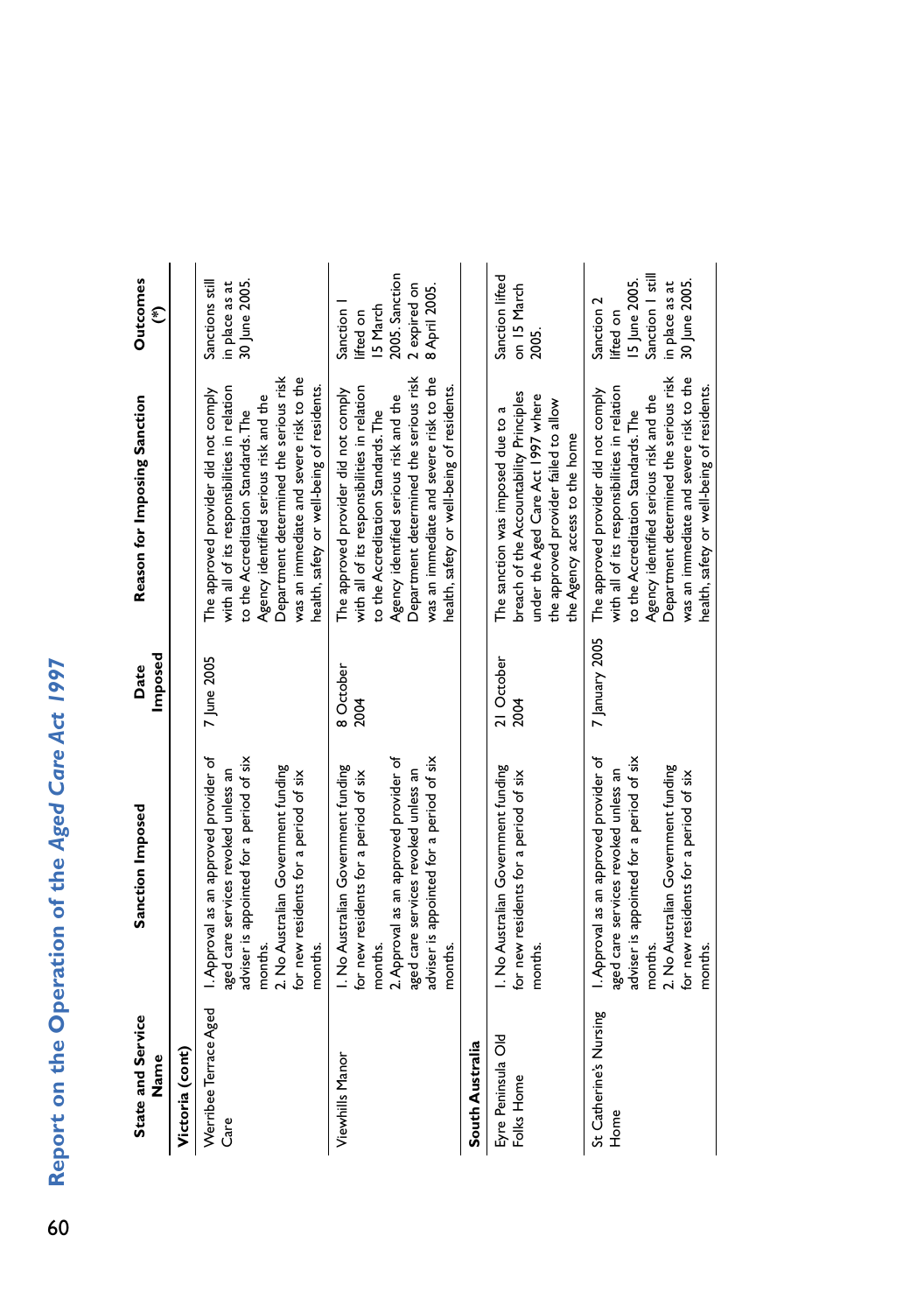| State and Service Name | Sanction Imposed | Date Imposed | Reason for Imposing Sanction | Outcomes (*) |
|---|---|---|---|---|
| **Victoria (cont)** | | | | |
| Werribee Terrace Aged Care | 1. Approval as an approved provider of aged care services revoked unless an adviser is appointed for a period of six months.<br>2. No Australian Government funding for new residents for a period of six months. | 7 June 2005 | The approved provider did not comply with all of its responsibilities in relation to the Accreditation Standards. The Agency identified serious risk and the Department determined the serious risk was an immediate and severe risk to the health, safety or well-being of residents. | Sanctions still in place as at 30 June 2005. |
| Viewhills Manor | 1. No Australian Government funding for new residents for a period of six months.<br>2. Approval as an approved provider of aged care services revoked unless an adviser is appointed for a period of six months. | 8 October 2004 | The approved provider did not comply with all of its responsibilities in relation to the Accreditation Standards. The Agency identified serious risk and the Department determined the serious risk was an immediate and severe risk to the health, safety or well-being of residents. | Sanction 1 lifted on 15 March 2005. Sanction 2 expired on 8 April 2005. |
| **South Australia** | | | | |
| Eyre Peninsula Old Folks Home | 1. No Australian Government funding for new residents for a period of six months. | 21 October 2004 | The sanction was imposed due to a breach of the Accountability Principles under the Aged Care Act 1997 where the approved provider failed to allow the Agency access to the home | Sanction lifted on 15 March 2005. |
| St Catherine's Nursing Home | 1. Approval as an approved provider of aged care services revoked unless an adviser is appointed for a period of six months.<br>2. No Australian Government funding for new residents for a period of six months. | 7 January 2005 | The approved provider did not comply with all of its responsibilities in relation to the Accreditation Standards. The Agency identified serious risk and the Department determined the serious risk was an immediate and severe risk to the health, safety or well-being of residents. | Sanction 2 lifted on 15 June 2005. Sanction 1 still in place as at 30 June 2005. |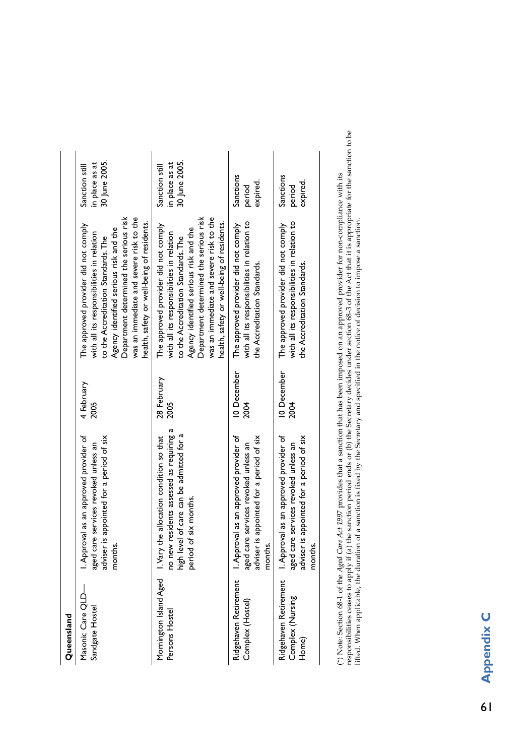| Queensland | | | | |
|---|---|---|---|---|
| Masonic Care QLD—Sandgate Hostel | 1. Approval as an approved provider of aged care services revoked unless an adviser is appointed for a period of six months. | 4 February 2005 | The approved provider did not comply with all its responsibilities in relation to the Accreditation Standards. The Agency identified serious risk and the Department determined the serious risk was an immediate and severe risk to the health, safety or well-being of residents. | Sanction still in place as at 30 June 2005. |
| Mornington Island Aged Persons Hostel | 1. Vary the allocation condition so that no new residents assessed as requiring a high level of care can be admitted for a period of six months. | 28 February 2005 | The approved provider did not comply with all its responsibilities in relation to the Accreditation Standards. The Agency identified serious risk and the Department determined the serious risk was an immediate and severe risk to the health, safety or well-being of residents. | Sanction still in place as at 30 June 2005. |
| Ridgehaven Retirement Complex (Hostel) | 1. Approval as an approved provider of aged care services revoked unless an adviser is appointed for a period of six months. | 10 December 2004 | The approved provider did not comply with all its responsibilities in relation to the Accreditation Standards. | Sanctions period expired. |
| Ridgehaven Retirement Complex (Nursing Home) | 1. Approval as an approved provider of aged care services revoked unless an adviser is appointed for a period of six months. | 10 December 2004 | The approved provider did not comply with all its responsibilities in relation to the Accreditation Standards. | Sanctions period expired. |

(*) Note: Section 68-1 of the *Aged Care Act 1997* provides that a sanction that has been imposed on an approved provider for non-compliance with its responsibilities ceases to apply if (a) the sanction period ends or (b) the Secretary decides under section 68-3 of the Act that it is appropriate for the sanction to be lifted. When applicable, the duration of a sanction is fixed by the Secretary and specified in the notice of decision to impose a sanction.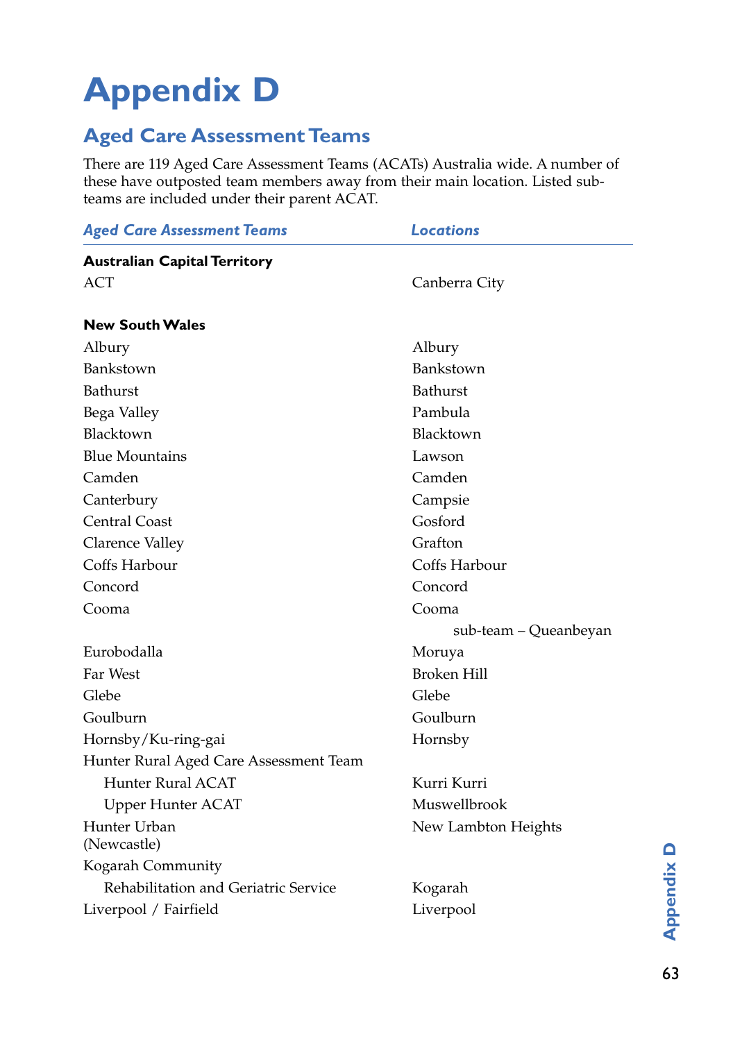# Appendix D

## Aged Care Assessment Teams

There are 119 Aged Care Assessment Teams (ACATs) Australia wide. A number of these have outposted team members away from their main location. Listed sub-teams are included under their parent ACAT.

| *Aged Care Assessment Teams* | *Locations* |
|---|---|
| **Australian Capital Territory** | |
| ACT | Canberra City |
| **New South Wales** | |
| Albury | Albury |
| Bankstown | Bankstown |
| Bathurst | Bathurst |
| Bega Valley | Pambula |
| Blacktown | Blacktown |
| Blue Mountains | Lawson |
| Camden | Camden |
| Canterbury | Campsie |
| Central Coast | Gosford |
| Clarence Valley | Grafton |
| Coffs Harbour | Coffs Harbour |
| Concord | Concord |
| Cooma | Cooma |
| | sub-team – Queanbeyan |
| Eurobodalla | Moruya |
| Far West | Broken Hill |
| Glebe | Glebe |
| Goulburn | Goulburn |
| Hornsby/Ku-ring-gai | Hornsby |
| Hunter Rural Aged Care Assessment Team | |
| Hunter Rural ACAT | Kurri Kurri |
| Upper Hunter ACAT | Muswellbrook |
| Hunter Urban (Newcastle) | New Lambton Heights |
| Kogarah Community Rehabilitation and Geriatric Service | Kogarah |
| Liverpool / Fairfield | Liverpool |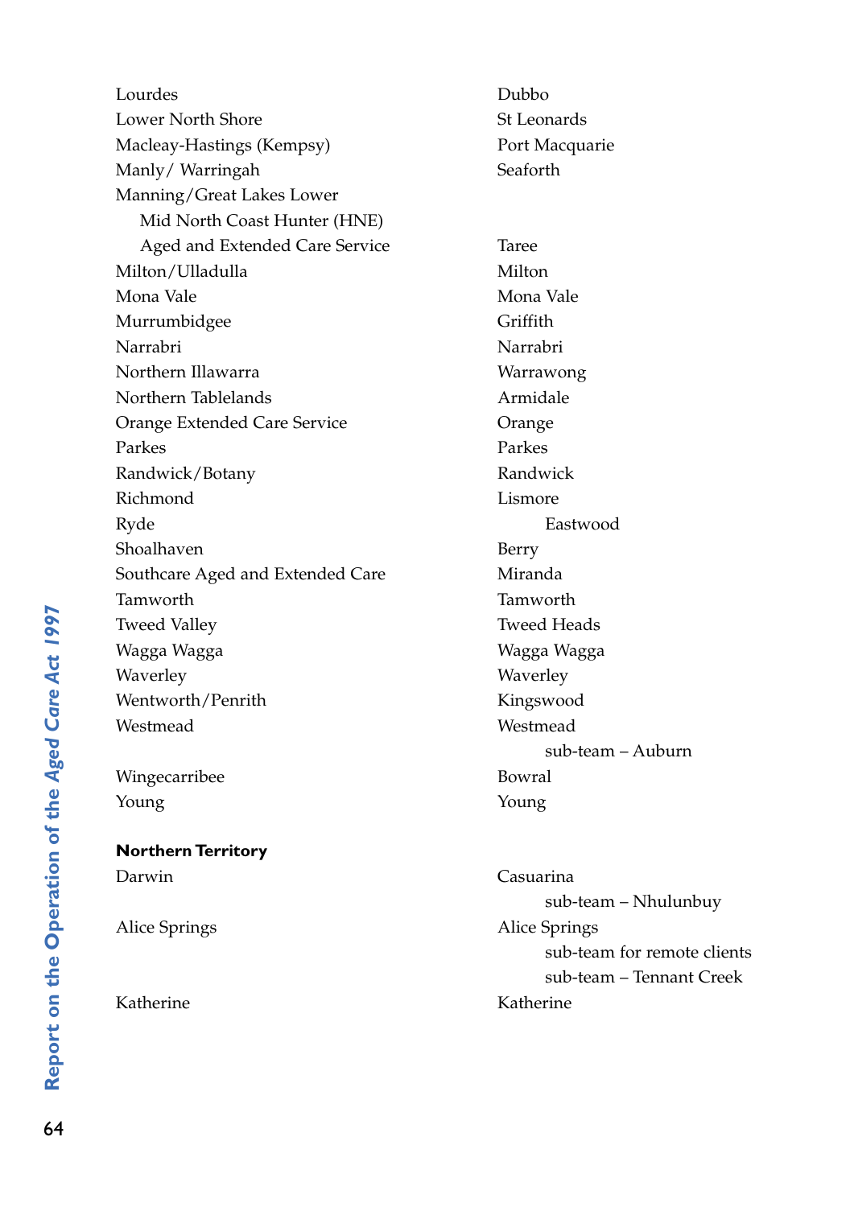| | |
|---|---|
| Lourdes | Dubbo |
| Lower North Shore | St Leonards |
| Macleay-Hastings (Kempsy) | Port Macquarie |
| Manly/ Warringah | Seaforth |
| Manning/Great Lakes Lower Mid North Coast Hunter (HNE) Aged and Extended Care Service | Taree |
| Milton/Ulladulla | Milton |
| Mona Vale | Mona Vale |
| Murrumbidgee | Griffith |
| Narrabri | Narrabri |
| Northern Illawarra | Warrawong |
| Northern Tablelands | Armidale |
| Orange Extended Care Service | Orange |
| Parkes | Parkes |
| Randwick/Botany | Randwick |
| Richmond | Lismore |
| Ryde | Eastwood |
| Shoalhaven | Berry |
| Southcare Aged and Extended Care | Miranda |
| Tamworth | Tamworth |
| Tweed Valley | Tweed Heads |
| Wagga Wagga | Wagga Wagga |
| Waverley | Waverley |
| Wentworth/Penrith | Kingswood |
| Westmead | Westmead |
| | sub-team – Auburn |
| Wingecarribee | Bowral |
| Young | Young |

**Northern Territory**

| | |
|---|---|
| Darwin | Casuarina |
| | sub-team – Nhulunbuy |
| Alice Springs | Alice Springs |
| | sub-team for remote clients |
| | sub-team – Tennant Creek |
| Katherine | Katherine |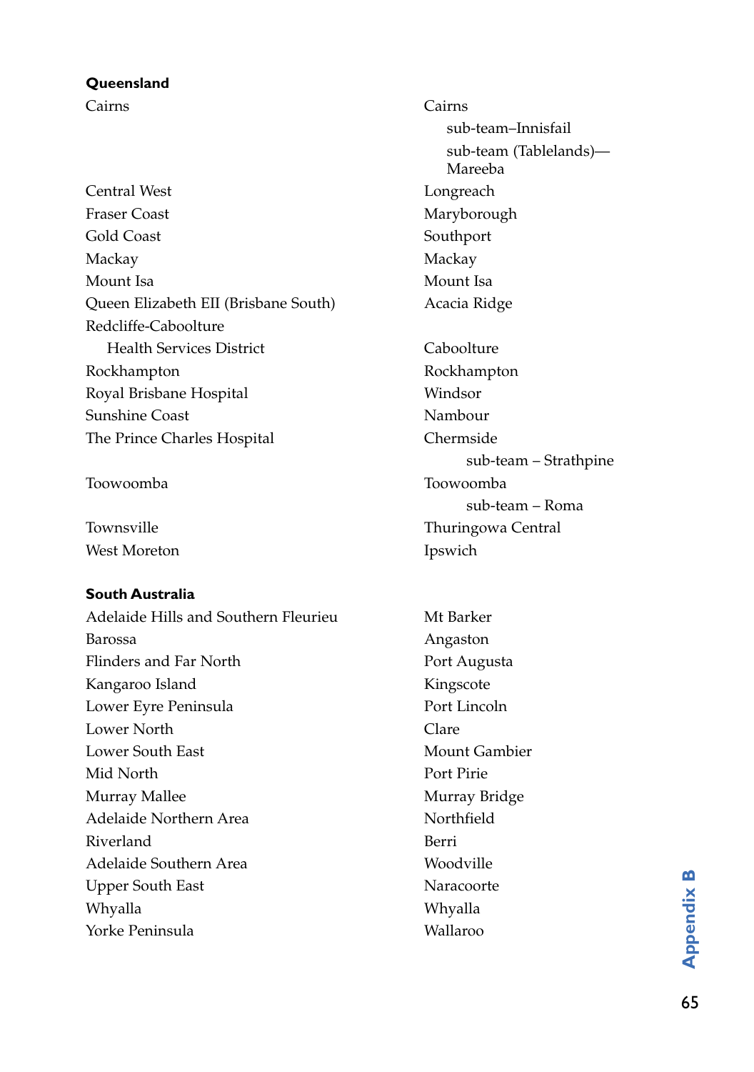**Queensland**

| | |
|---|---|
| Cairns | Cairns |
| | sub-team–Innisfail |
| | sub-team (Tablelands)—Mareeba |
| Central West | Longreach |
| Fraser Coast | Maryborough |
| Gold Coast | Southport |
| Mackay | Mackay |
| Mount Isa | Mount Isa |
| Queen Elizabeth EII (Brisbane South) | Acacia Ridge |
| Redcliffe-Caboolture Health Services District | Caboolture |
| Rockhampton | Rockhampton |
| Royal Brisbane Hospital | Windsor |
| Sunshine Coast | Nambour |
| The Prince Charles Hospital | Chermside |
| | sub-team – Strathpine |
| Toowoomba | Toowoomba |
| | sub-team – Roma |
| Townsville | Thuringowa Central |
| West Moreton | Ipswich |

**South Australia**

| | |
|---|---|
| Adelaide Hills and Southern Fleurieu | Mt Barker |
| Barossa | Angaston |
| Flinders and Far North | Port Augusta |
| Kangaroo Island | Kingscote |
| Lower Eyre Peninsula | Port Lincoln |
| Lower North | Clare |
| Lower South East | Mount Gambier |
| Mid North | Port Pirie |
| Murray Mallee | Murray Bridge |
| Adelaide Northern Area | Northfield |
| Riverland | Berri |
| Adelaide Southern Area | Woodville |
| Upper South East | Naracoorte |
| Whyalla | Whyalla |
| Yorke Peninsula | Wallaroo |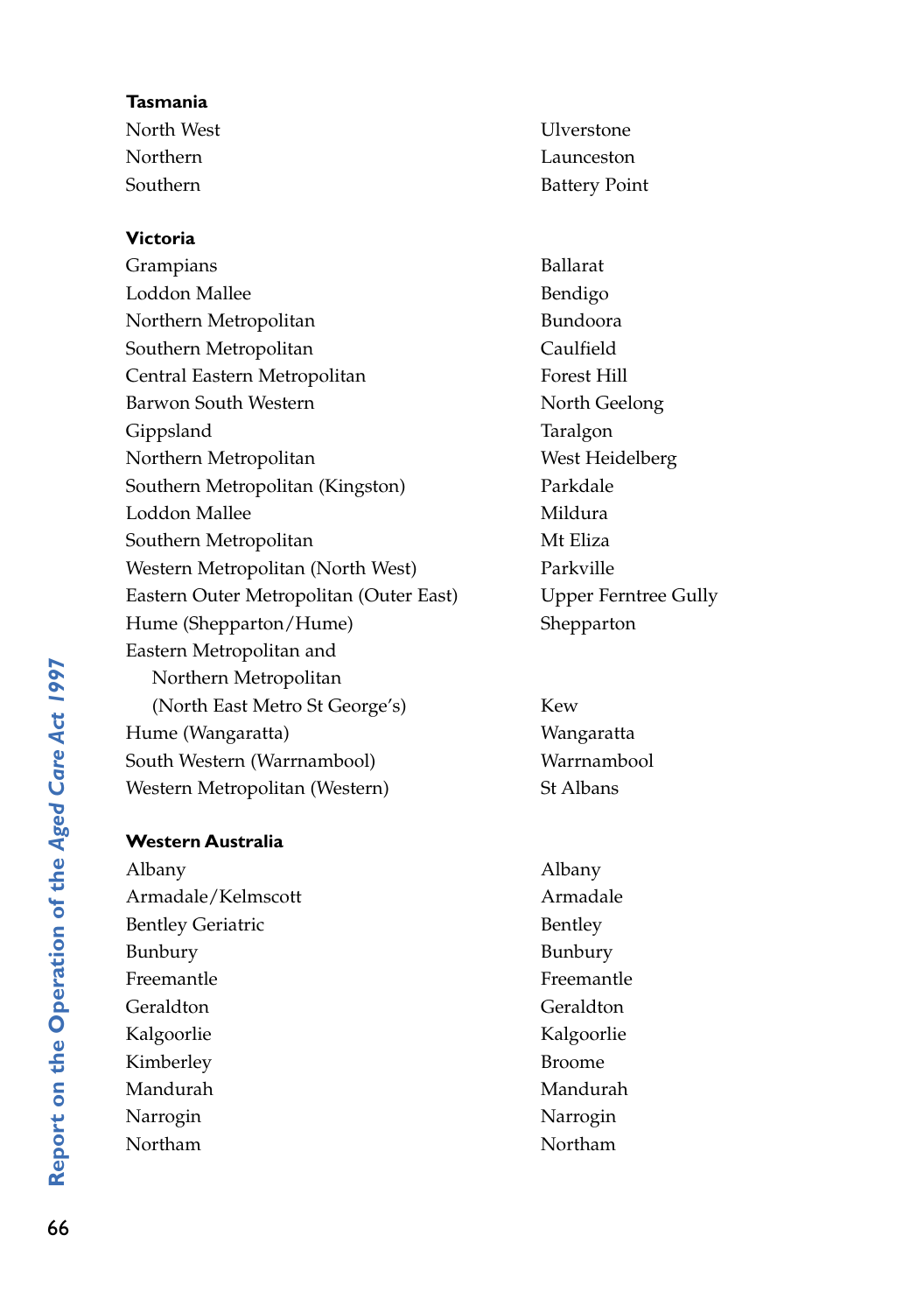| | |
|---|---|
| **Tasmania** | |
| North West | Ulverstone |
| Northern | Launceston |
| Southern | Battery Point |
| **Victoria** | |
| Grampians | Ballarat |
| Loddon Mallee | Bendigo |
| Northern Metropolitan | Bundoora |
| Southern Metropolitan | Caulfield |
| Central Eastern Metropolitan | Forest Hill |
| Barwon South Western | North Geelong |
| Gippsland | Taralgon |
| Northern Metropolitan | West Heidelberg |
| Southern Metropolitan (Kingston) | Parkdale |
| Loddon Mallee | Mildura |
| Southern Metropolitan | Mt Eliza |
| Western Metropolitan (North West) | Parkville |
| Eastern Outer Metropolitan (Outer East) | Upper Ferntree Gully |
| Hume (Shepparton/Hume) | Shepparton |
| Eastern Metropolitan and Northern Metropolitan (North East Metro St George's) | Kew |
| Hume (Wangaratta) | Wangaratta |
| South Western (Warrnambool) | Warrnambool |
| Western Metropolitan (Western) | St Albans |
| **Western Australia** | |
| Albany | Albany |
| Armadale/Kelmscott | Armadale |
| Bentley Geriatric | Bentley |
| Bunbury | Bunbury |
| Freemantle | Freemantle |
| Geraldton | Geraldton |
| Kalgoorlie | Kalgoorlie |
| Kimberley | Broome |
| Mandurah | Mandurah |
| Narrogin | Narrogin |
| Northam | Northam |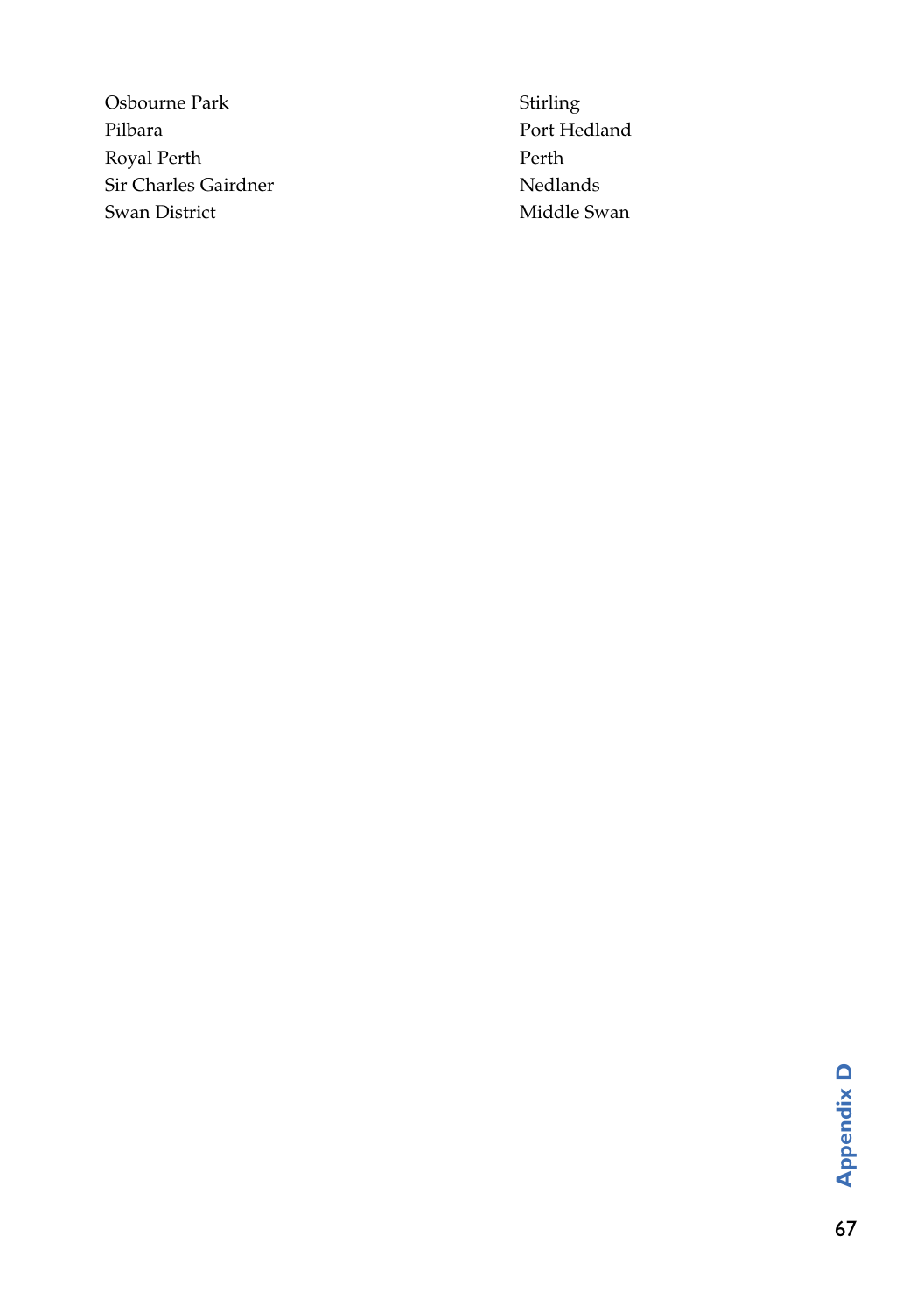| | |
| --- | --- |
| Osbourne Park | Stirling |
| Pilbara | Port Hedland |
| Royal Perth | Perth |
| Sir Charles Gairdner | Nedlands |
| Swan District | Middle Swan |